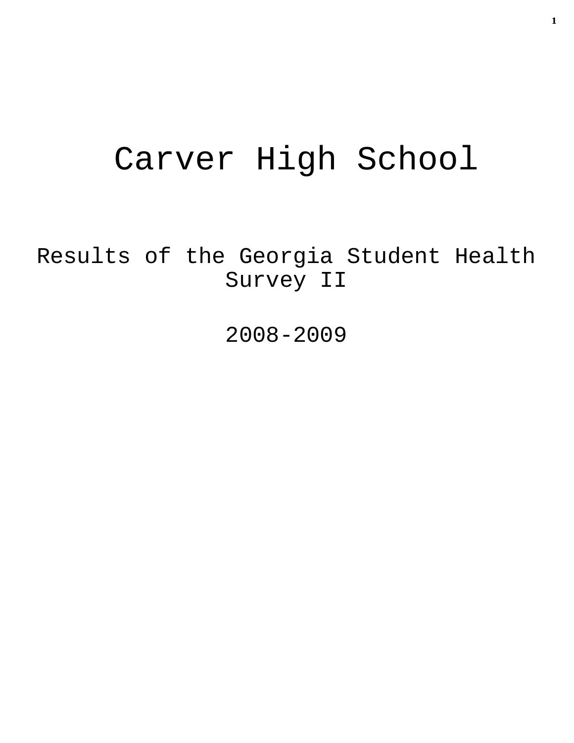# Carver High School

## Results of the Georgia Student Health Survey II

## 2008-2009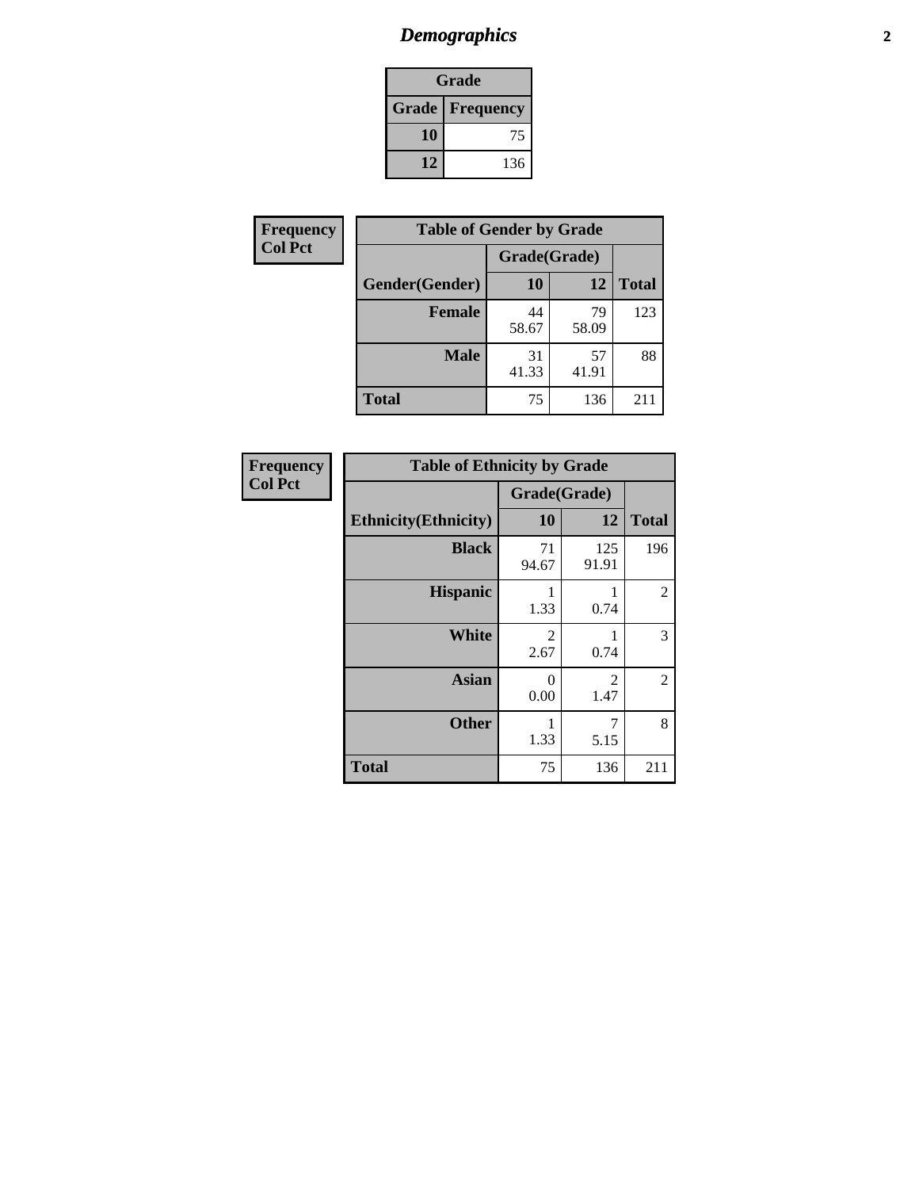## *Demographics*

| Grade | |
|---|---|
| **Grade** | **Frequency** |
| **10** | 75 |
| **12** | 136 |

**Frequency**
**Col Pct**

| Table of Gender by Grade | | | |
|---|---|---|---|
| | Grade(Grade) | | |
| **Gender(Gender)** | **10** | **12** | **Total** |
| **Female** | 44<br>58.67 | 79<br>58.09 | 123 |
| **Male** | 31<br>41.33 | 57<br>41.91 | 88 |
| **Total** | 75 | 136 | 211 |

**Frequency**
**Col Pct**

| Table of Ethnicity by Grade | | | |
|---|---|---|---|
| | Grade(Grade) | | |
| **Ethnicity(Ethnicity)** | **10** | **12** | **Total** |
| **Black** | 71<br>94.67 | 125<br>91.91 | 196 |
| **Hispanic** | 1<br>1.33 | 1<br>0.74 | 2 |
| **White** | 2<br>2.67 | 1<br>0.74 | 3 |
| **Asian** | 0<br>0.00 | 2<br>1.47 | 2 |
| **Other** | 1<br>1.33 | 7<br>5.15 | 8 |
| **Total** | 75 | 136 | 211 |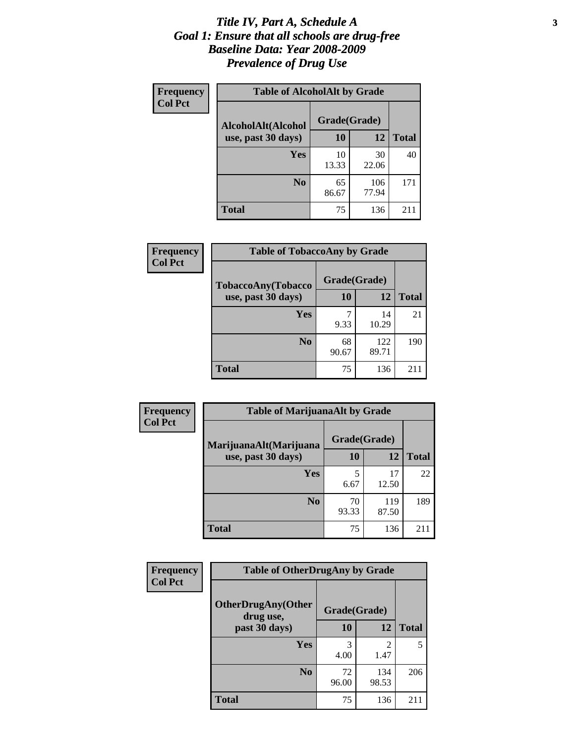# *Title IV, Part A, Schedule A*
# *Goal 1: Ensure that all schools are drug-free*
# *Baseline Data: Year 2008-2009*
# *Prevalence of Drug Use*

**Frequency**
**Col Pct**

**Table of AlcoholAlt by Grade**

| AlcoholAlt(Alcohol use, past 30 days) | Grade(Grade) 10 | 12 | Total |
|---|---|---|---|
| **Yes** | 10<br>13.33 | 30<br>22.06 | 40 |
| **No** | 65<br>86.67 | 106<br>77.94 | 171 |
| **Total** | 75 | 136 | 211 |

**Frequency**
**Col Pct**

**Table of TobaccoAny by Grade**

| TobaccoAny(Tobacco use, past 30 days) | Grade(Grade) 10 | 12 | Total |
|---|---|---|---|
| **Yes** | 7<br>9.33 | 14<br>10.29 | 21 |
| **No** | 68<br>90.67 | 122<br>89.71 | 190 |
| **Total** | 75 | 136 | 211 |

**Frequency**
**Col Pct**

**Table of MarijuanaAlt by Grade**

| MarijuanaAlt(Marijuana use, past 30 days) | Grade(Grade) 10 | 12 | Total |
|---|---|---|---|
| **Yes** | 5<br>6.67 | 17<br>12.50 | 22 |
| **No** | 70<br>93.33 | 119<br>87.50 | 189 |
| **Total** | 75 | 136 | 211 |

**Frequency**
**Col Pct**

**Table of OtherDrugAny by Grade**

| OtherDrugAny(Other drug use, past 30 days) | Grade(Grade) 10 | 12 | Total |
|---|---|---|---|
| **Yes** | 3<br>4.00 | 2<br>1.47 | 5 |
| **No** | 72<br>96.00 | 134<br>98.53 | 206 |
| **Total** | 75 | 136 | 211 |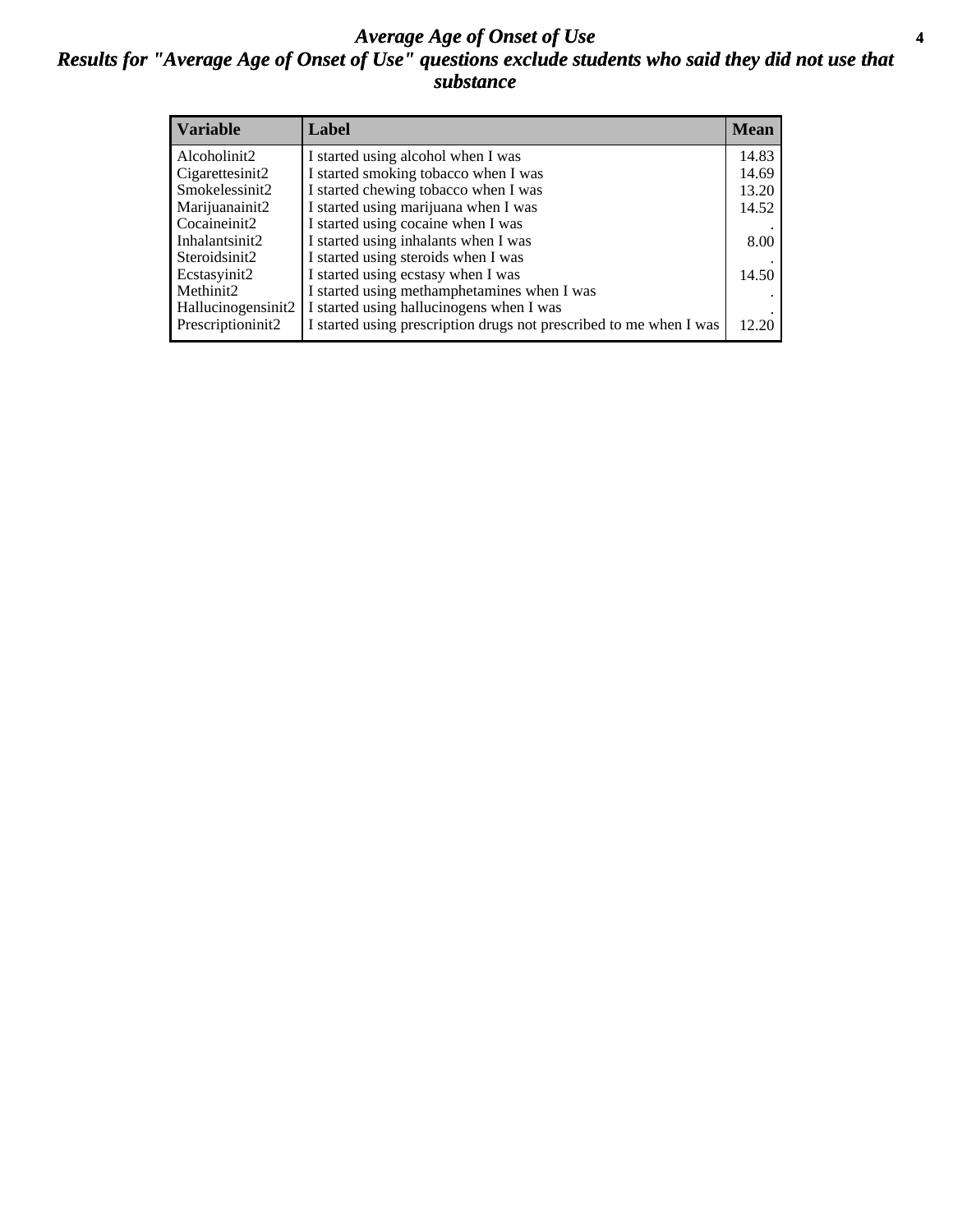# *Average Age of Onset of Use*

## *Results for "Average Age of Onset of Use" questions exclude students who said they did not use that substance*

| Variable | Label | Mean |
|---|---|---|
| Alcoholinit2 | I started using alcohol when I was | 14.83 |
| Cigarettesinit2 | I started smoking tobacco when I was | 14.69 |
| Smokelessinit2 | I started chewing tobacco when I was | 13.20 |
| Marijuanainit2 | I started using marijuana when I was | 14.52 |
| Cocaineinit2 | I started using cocaine when I was | . |
| Inhalantsinit2 | I started using inhalants when I was | 8.00 |
| Steroidsinit2 | I started using steroids when I was | . |
| Ecstasyinit2 | I started using ecstasy when I was | 14.50 |
| Methinit2 | I started using methamphetamines when I was | . |
| Hallucinogensinit2 | I started using hallucinogens when I was | . |
| Prescriptioninit2 | I started using prescription drugs not prescribed to me when I was | 12.20 |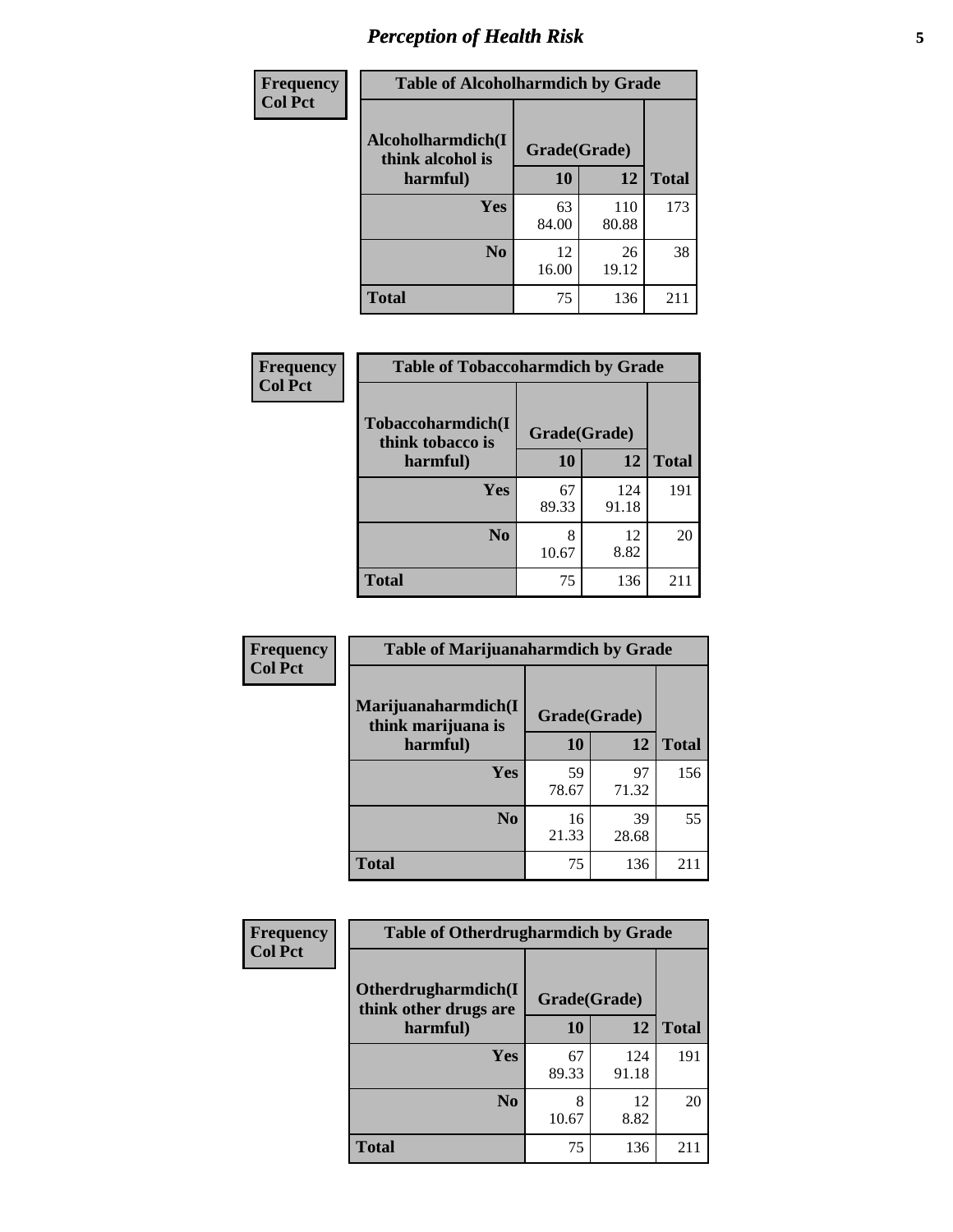| Frequency<br>Col Pct | Table of Alcoholharmdich by Grade | | |
|---|---|---|---|
| Alcoholharmdich(I think alcohol is harmful) | Grade(Grade) | | |
| | 10 | 12 | Total |
| Yes | 63<br>84.00 | 110<br>80.88 | 173 |
| No | 12<br>16.00 | 26<br>19.12 | 38 |
| Total | 75 | 136 | 211 |

| Frequency<br>Col Pct | Table of Tobaccoharmdich by Grade | | |
|---|---|---|---|
| Tobaccoharmdich(I think tobacco is harmful) | Grade(Grade) | | |
| | 10 | 12 | Total |
| Yes | 67<br>89.33 | 124<br>91.18 | 191 |
| No | 8<br>10.67 | 12<br>8.82 | 20 |
| Total | 75 | 136 | 211 |

| Frequency<br>Col Pct | Table of Marijuanaharmdich by Grade | | |
|---|---|---|---|
| Marijuanaharmdich(I think marijuana is harmful) | Grade(Grade) | | |
| | 10 | 12 | Total |
| Yes | 59<br>78.67 | 97<br>71.32 | 156 |
| No | 16<br>21.33 | 39<br>28.68 | 55 |
| Total | 75 | 136 | 211 |

| Frequency<br>Col Pct | Table of Otherdrugharmdich by Grade | | |
|---|---|---|---|
| Otherdrugharmdich(I think other drugs are harmful) | Grade(Grade) | | |
| | 10 | 12 | Total |
| Yes | 67<br>89.33 | 124<br>91.18 | 191 |
| No | 8<br>10.67 | 12<br>8.82 | 20 |
| Total | 75 | 136 | 211 |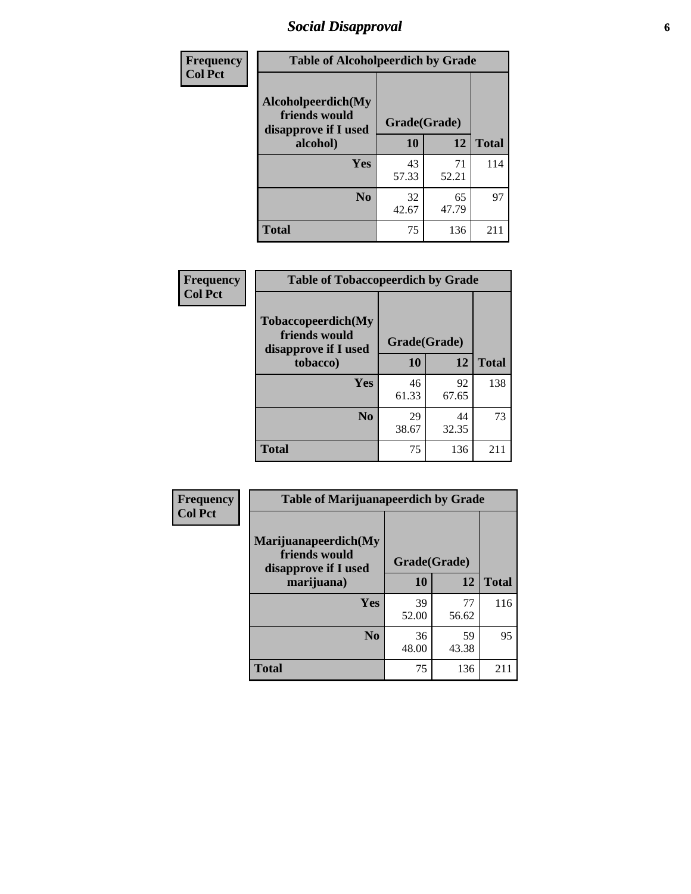## Social Disapproval

| Frequency Col Pct | Table of Alcoholpeerdich by Grade | | |
|---|---|---|---|
| Alcoholpeerdich(My friends would disapprove if I used alcohol) | Grade(Grade) | | |
| | 10 | 12 | Total |
| Yes | 43<br>57.33 | 71<br>52.21 | 114 |
| No | 32<br>42.67 | 65<br>47.79 | 97 |
| Total | 75 | 136 | 211 |

| Frequency Col Pct | Table of Tobaccopeerdich by Grade | | |
|---|---|---|---|
| Tobaccopeerdich(My friends would disapprove if I used tobacco) | Grade(Grade) | | |
| | 10 | 12 | Total |
| Yes | 46<br>61.33 | 92<br>67.65 | 138 |
| No | 29<br>38.67 | 44<br>32.35 | 73 |
| Total | 75 | 136 | 211 |

| Frequency Col Pct | Table of Marijuanapeerdich by Grade | | |
|---|---|---|---|
| Marijuanapeerdich(My friends would disapprove if I used marijuana) | Grade(Grade) | | |
| | 10 | 12 | Total |
| Yes | 39<br>52.00 | 77<br>56.62 | 116 |
| No | 36<br>48.00 | 59<br>43.38 | 95 |
| Total | 75 | 136 | 211 |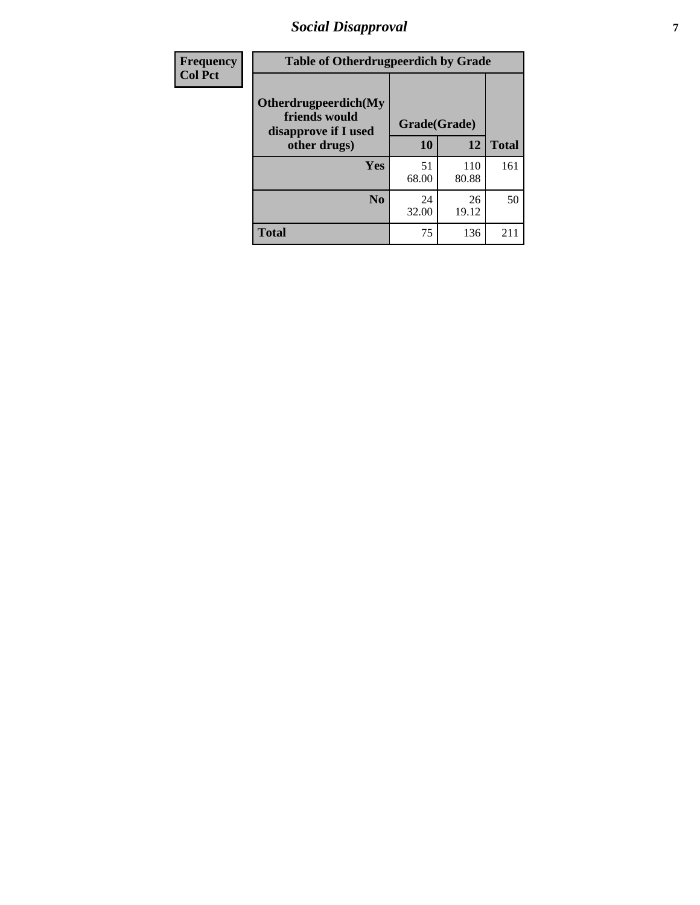| Frequency Col Pct | Table of Otherdrugpeerdich by Grade | | |
|---|---|---|---|
| Otherdrugpeerdich(My friends would disapprove if I used other drugs) | Grade(Grade) | | |
| | 10 | 12 | Total |
| Yes | 51<br>68.00 | 110<br>80.88 | 161 |
| No | 24<br>32.00 | 26<br>19.12 | 50 |
| Total | 75 | 136 | 211 |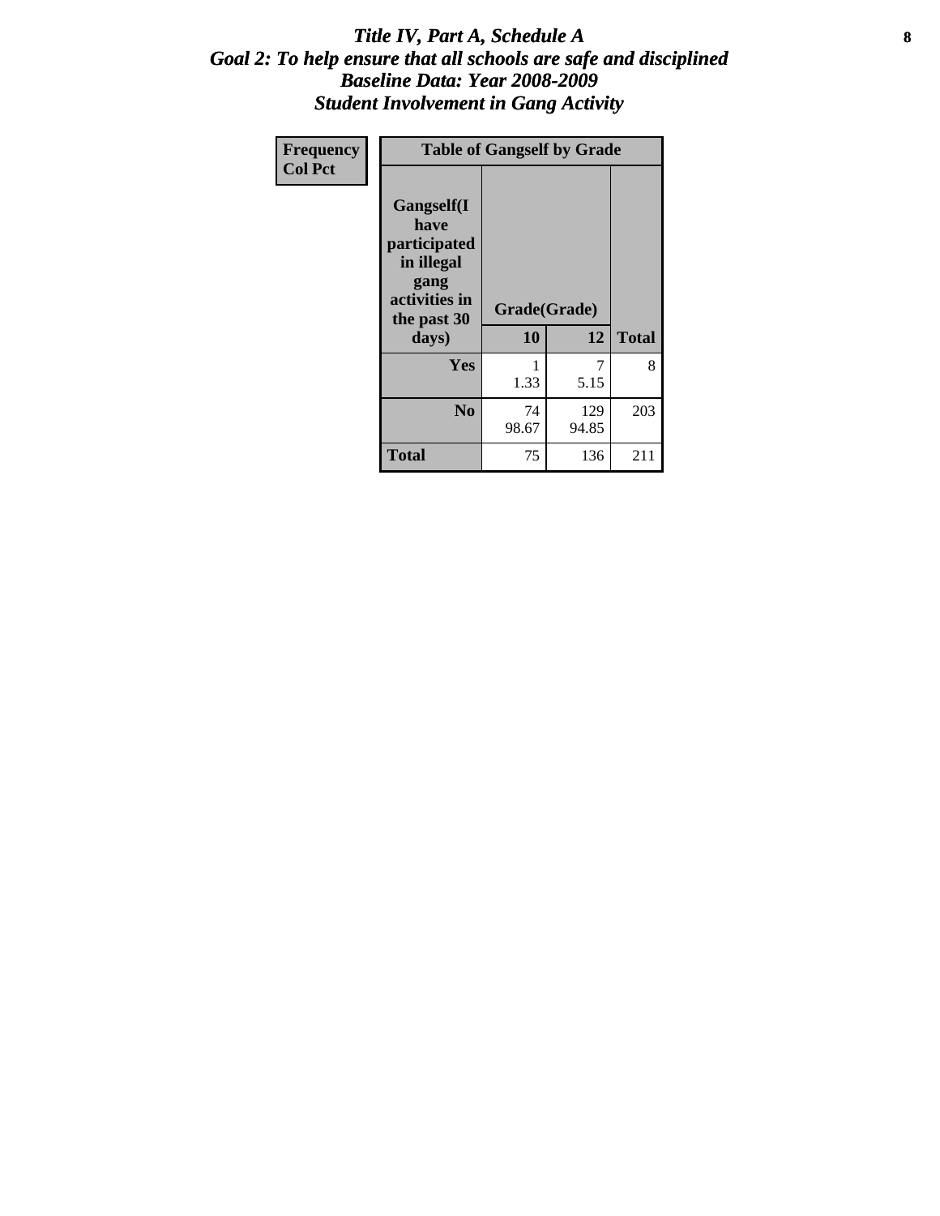# *Title IV, Part A, Schedule A*
## *Goal 2: To help ensure that all schools are safe and disciplined*
## *Baseline Data: Year 2008-2009*
## *Student Involvement in Gang Activity*

| Frequency<br>Col Pct | Table of Gangself by Grade | | |
|---|---|---|---|
| Gangself(I have participated in illegal gang activities in the past 30 days) | Grade(Grade) | | |
| | 10 | 12 | Total |
| Yes | 1<br>1.33 | 7<br>5.15 | 8 |
| No | 74<br>98.67 | 129<br>94.85 | 203 |
| Total | 75 | 136 | 211 |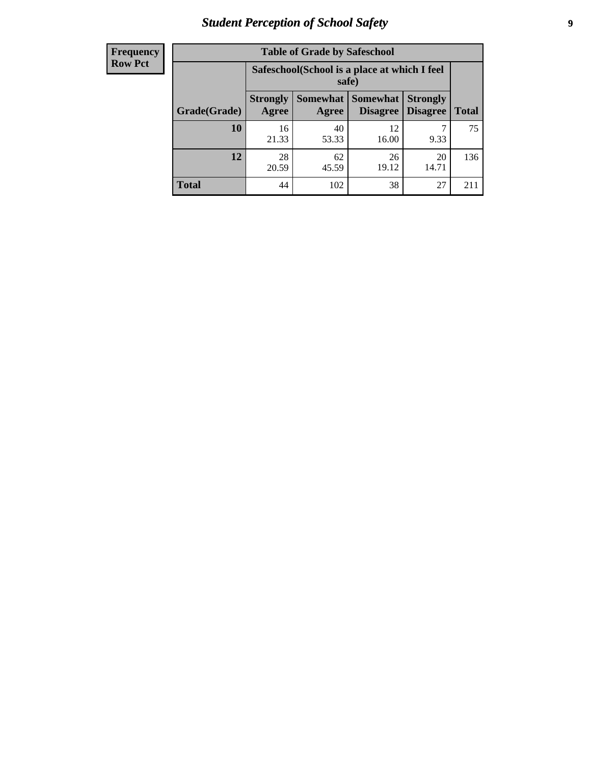| Frequency<br>Row Pct |
|---|

**Table of Grade by Safeschool**

| Grade(Grade) | Safeschool(School is a place at which I feel safe) | | | | Total |
|---|---|---|---|---|---|
| | Strongly Agree | Somewhat Agree | Somewhat Disagree | Strongly Disagree | |
| **10** | 16<br>21.33 | 40<br>53.33 | 12<br>16.00 | 7<br>9.33 | 75 |
| **12** | 28<br>20.59 | 62<br>45.59 | 26<br>19.12 | 20<br>14.71 | 136 |
| **Total** | 44 | 102 | 38 | 27 | 211 |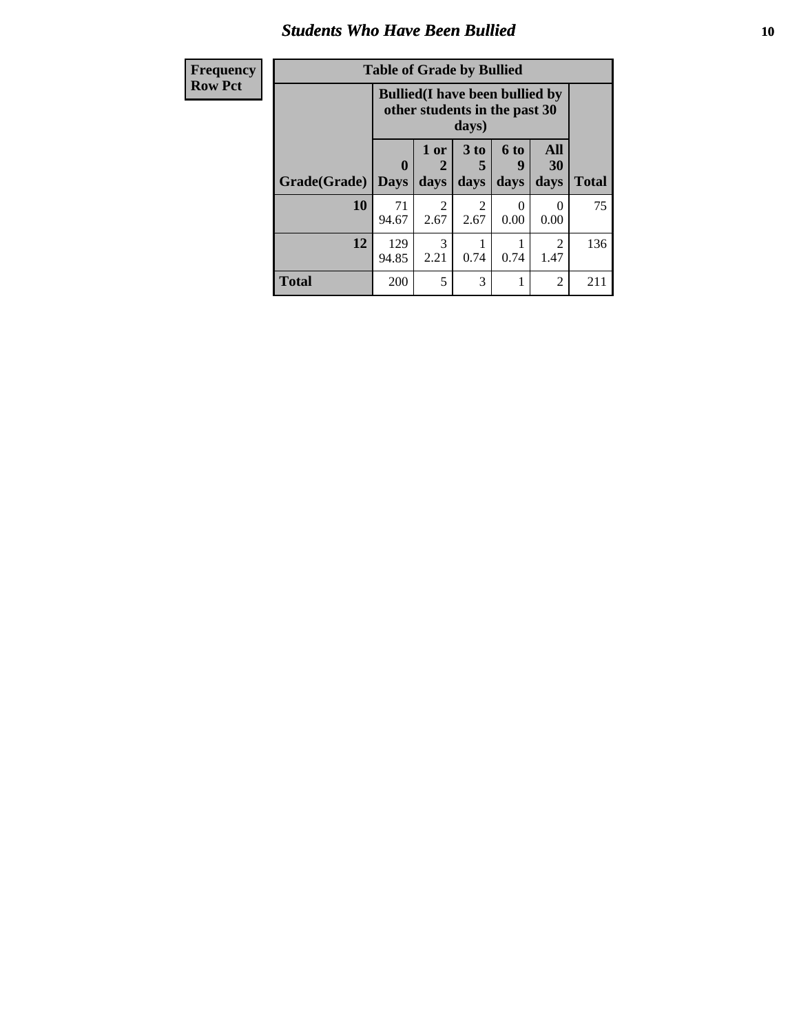## Students Who Have Been Bullied

| Frequency<br>Row Pct |
|---|

**Table of Grade by Bullied**

| Grade(Grade) | Bullied(I have been bullied by other students in the past 30 days) | | | | | Total |
|---|---|---|---|---|---|---|
| | 0 Days | 1 or 2 days | 3 to 5 days | 6 to 9 days | All 30 days | |
| 10 | 71<br>94.67 | 2<br>2.67 | 2<br>2.67 | 0<br>0.00 | 0<br>0.00 | 75 |
| 12 | 129<br>94.85 | 3<br>2.21 | 1<br>0.74 | 1<br>0.74 | 2<br>1.47 | 136 |
| Total | 200 | 5 | 3 | 1 | 2 | 211 |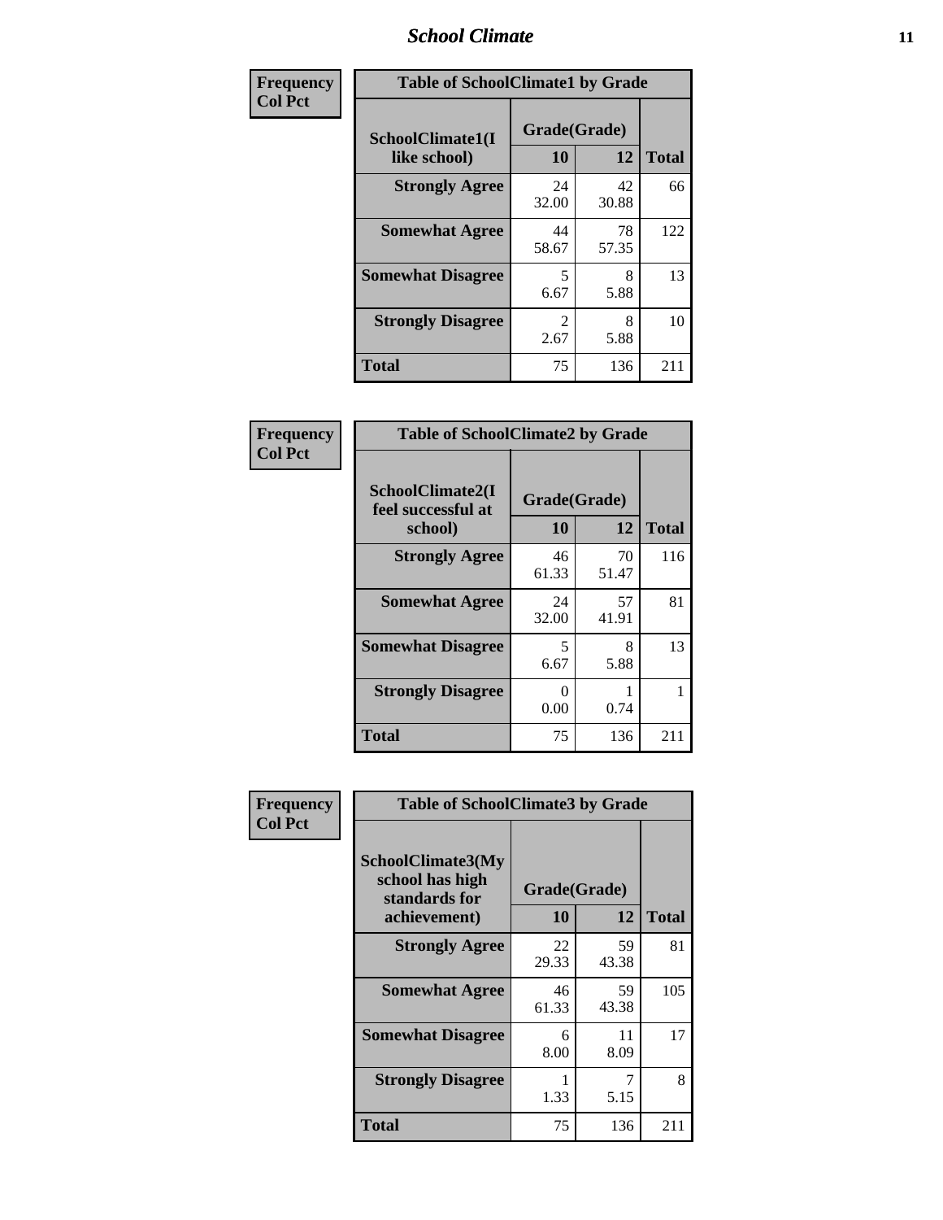| Frequency Col Pct | Table of SchoolClimate1 by Grade | | |
|---|---|---|---|
| SchoolClimate1(I like school) | Grade(Grade) | | |
| | 10 | 12 | Total |
| Strongly Agree | 24<br>32.00 | 42<br>30.88 | 66 |
| Somewhat Agree | 44<br>58.67 | 78<br>57.35 | 122 |
| Somewhat Disagree | 5<br>6.67 | 8<br>5.88 | 13 |
| Strongly Disagree | 2<br>2.67 | 8<br>5.88 | 10 |
| Total | 75 | 136 | 211 |

| Frequency Col Pct | Table of SchoolClimate2 by Grade | | |
|---|---|---|---|
| SchoolClimate2(I feel successful at school) | Grade(Grade) | | |
| | 10 | 12 | Total |
| Strongly Agree | 46<br>61.33 | 70<br>51.47 | 116 |
| Somewhat Agree | 24<br>32.00 | 57<br>41.91 | 81 |
| Somewhat Disagree | 5<br>6.67 | 8<br>5.88 | 13 |
| Strongly Disagree | 0<br>0.00 | 1<br>0.74 | 1 |
| Total | 75 | 136 | 211 |

| Frequency Col Pct | Table of SchoolClimate3 by Grade | | |
|---|---|---|---|
| SchoolClimate3(My school has high standards for achievement) | Grade(Grade) | | |
| | 10 | 12 | Total |
| Strongly Agree | 22<br>29.33 | 59<br>43.38 | 81 |
| Somewhat Agree | 46<br>61.33 | 59<br>43.38 | 105 |
| Somewhat Disagree | 6<br>8.00 | 11<br>8.09 | 17 |
| Strongly Disagree | 1<br>1.33 | 7<br>5.15 | 8 |
| Total | 75 | 136 | 211 |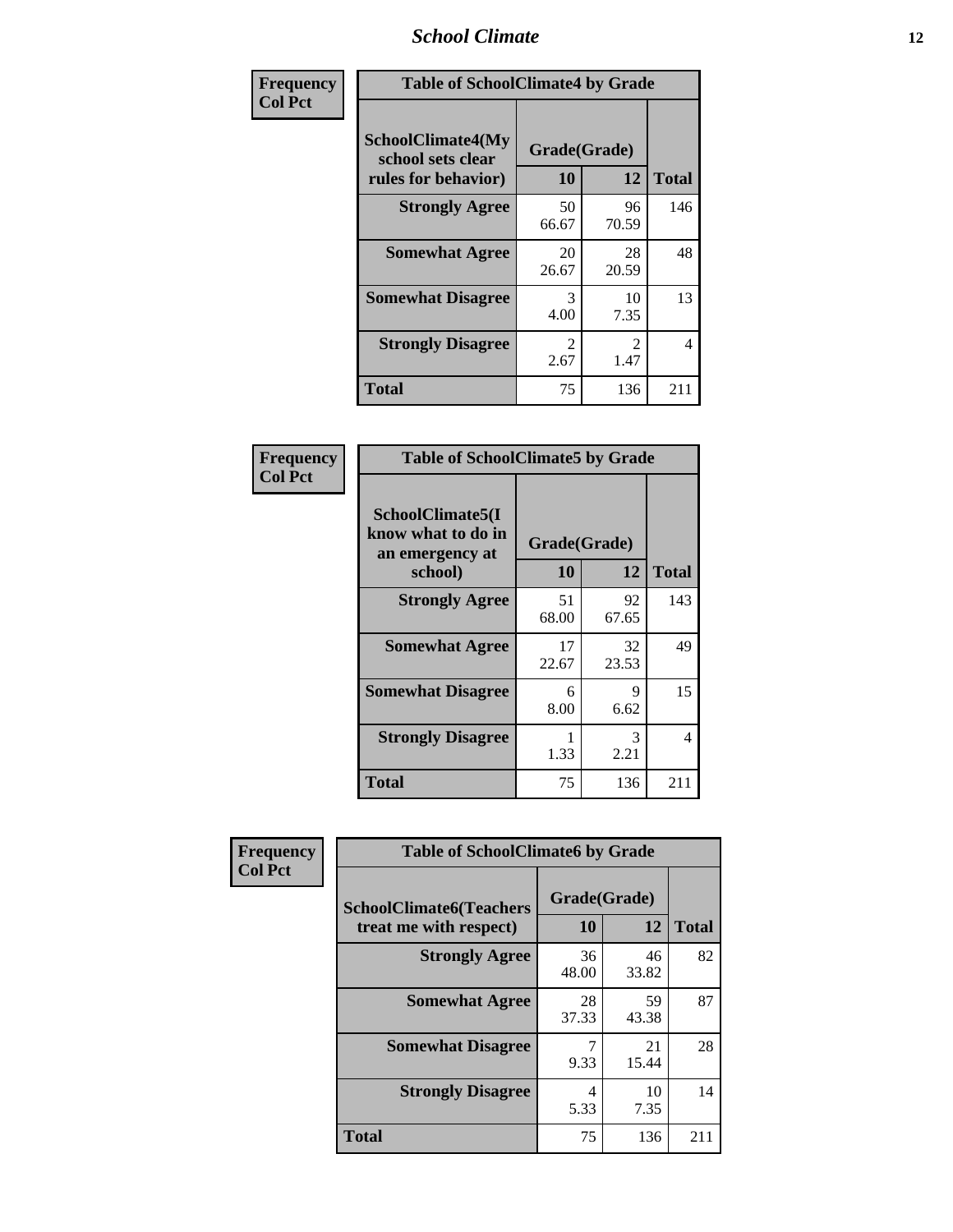| Frequency<br>Col Pct | Table of SchoolClimate4 by Grade | | |
|---|---|---|---|
| SchoolClimate4(My school sets clear rules for behavior) | Grade(Grade) | | |
| | 10 | 12 | Total |
| Strongly Agree | 50<br>66.67 | 96<br>70.59 | 146 |
| Somewhat Agree | 20<br>26.67 | 28<br>20.59 | 48 |
| Somewhat Disagree | 3<br>4.00 | 10<br>7.35 | 13 |
| Strongly Disagree | 2<br>2.67 | 2<br>1.47 | 4 |
| Total | 75 | 136 | 211 |

| Frequency<br>Col Pct | Table of SchoolClimate5 by Grade | | |
|---|---|---|---|
| SchoolClimate5(I know what to do in an emergency at school) | Grade(Grade) | | |
| | 10 | 12 | Total |
| Strongly Agree | 51<br>68.00 | 92<br>67.65 | 143 |
| Somewhat Agree | 17<br>22.67 | 32<br>23.53 | 49 |
| Somewhat Disagree | 6<br>8.00 | 9<br>6.62 | 15 |
| Strongly Disagree | 1<br>1.33 | 3<br>2.21 | 4 |
| Total | 75 | 136 | 211 |

| Frequency<br>Col Pct | Table of SchoolClimate6 by Grade | | |
|---|---|---|---|
| SchoolClimate6(Teachers treat me with respect) | Grade(Grade) | | |
| | 10 | 12 | Total |
| Strongly Agree | 36<br>48.00 | 46<br>33.82 | 82 |
| Somewhat Agree | 28<br>37.33 | 59<br>43.38 | 87 |
| Somewhat Disagree | 7<br>9.33 | 21<br>15.44 | 28 |
| Strongly Disagree | 4<br>5.33 | 10<br>7.35 | 14 |
| Total | 75 | 136 | 211 |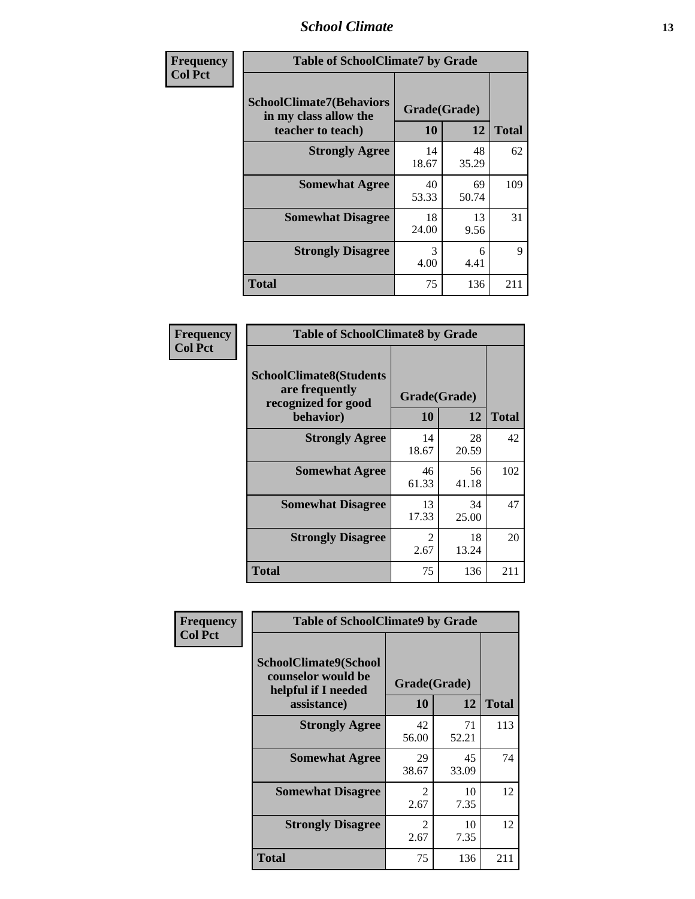| Frequency Col Pct | Table of SchoolClimate7 by Grade | | |
|---|---|---|---|
| SchoolClimate7(Behaviors in my class allow the teacher to teach) | Grade(Grade) | | |
| | 10 | 12 | Total |
| Strongly Agree | 14<br>18.67 | 48<br>35.29 | 62 |
| Somewhat Agree | 40<br>53.33 | 69<br>50.74 | 109 |
| Somewhat Disagree | 18<br>24.00 | 13<br>9.56 | 31 |
| Strongly Disagree | 3<br>4.00 | 6<br>4.41 | 9 |
| Total | 75 | 136 | 211 |

| Frequency Col Pct | Table of SchoolClimate8 by Grade | | |
|---|---|---|---|
| SchoolClimate8(Students are frequently recognized for good behavior) | Grade(Grade) | | |
| | 10 | 12 | Total |
| Strongly Agree | 14<br>18.67 | 28<br>20.59 | 42 |
| Somewhat Agree | 46<br>61.33 | 56<br>41.18 | 102 |
| Somewhat Disagree | 13<br>17.33 | 34<br>25.00 | 47 |
| Strongly Disagree | 2<br>2.67 | 18<br>13.24 | 20 |
| Total | 75 | 136 | 211 |

| Frequency Col Pct | Table of SchoolClimate9 by Grade | | |
|---|---|---|---|
| SchoolClimate9(School counselor would be helpful if I needed assistance) | Grade(Grade) | | |
| | 10 | 12 | Total |
| Strongly Agree | 42<br>56.00 | 71<br>52.21 | 113 |
| Somewhat Agree | 29<br>38.67 | 45<br>33.09 | 74 |
| Somewhat Disagree | 2<br>2.67 | 10<br>7.35 | 12 |
| Strongly Disagree | 2<br>2.67 | 10<br>7.35 | 12 |
| Total | 75 | 136 | 211 |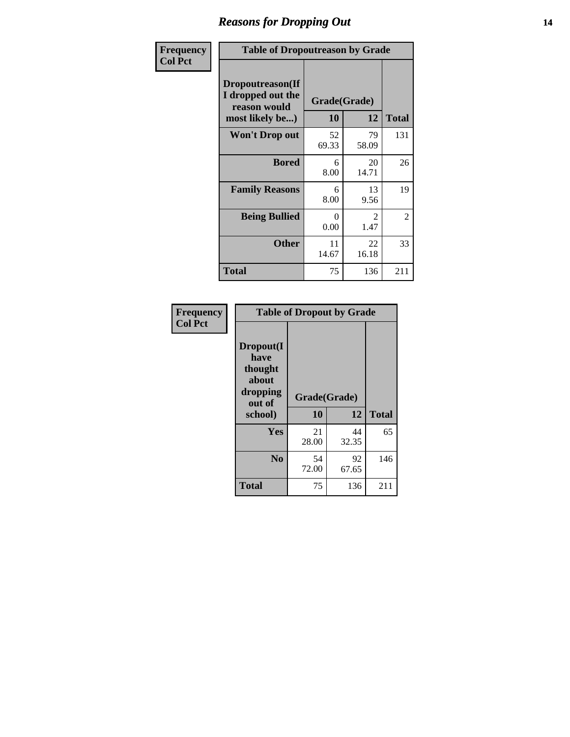## Reasons for Dropping Out

Frequency
Col Pct

| Table of Dropoutreason by Grade | | | |
|---|---|---|---|
| Dropoutreason(If I dropped out the reason would most likely be...) | Grade(Grade) | | |
| | 10 | 12 | Total |
| Won't Drop out | 52<br>69.33 | 79<br>58.09 | 131 |
| Bored | 6<br>8.00 | 20<br>14.71 | 26 |
| Family Reasons | 6<br>8.00 | 13<br>9.56 | 19 |
| Being Bullied | 0<br>0.00 | 2<br>1.47 | 2 |
| Other | 11<br>14.67 | 22<br>16.18 | 33 |
| Total | 75 | 136 | 211 |

Frequency
Col Pct

| Table of Dropout by Grade | | | |
|---|---|---|---|
| Dropout(I have thought about dropping out of school) | Grade(Grade) | | |
| | 10 | 12 | Total |
| Yes | 21<br>28.00 | 44<br>32.35 | 65 |
| No | 54<br>72.00 | 92<br>67.65 | 146 |
| Total | 75 | 136 | 211 |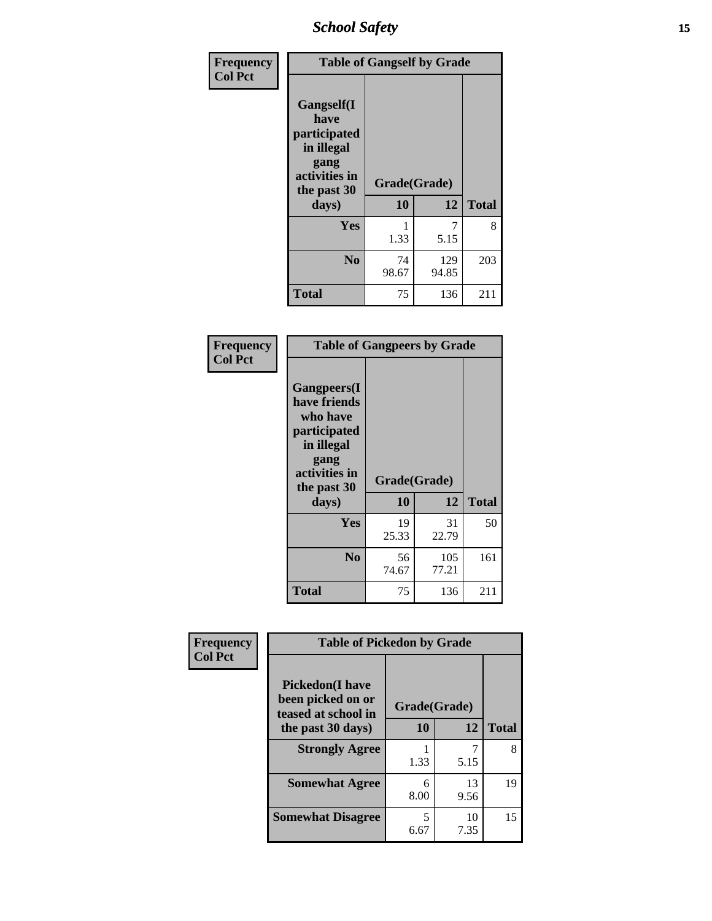| Frequency Col Pct | Table of Gangself by Grade | | |
|---|---|---|---|
| Gangself(I have participated in illegal gang activities in the past 30 days) | Grade(Grade) | | |
| | 10 | 12 | Total |
| Yes | 1<br>1.33 | 7<br>5.15 | 8 |
| No | 74<br>98.67 | 129<br>94.85 | 203 |
| Total | 75 | 136 | 211 |

| Frequency Col Pct | Table of Gangpeers by Grade | | |
|---|---|---|---|
| Gangpeers(I have friends who have participated in illegal gang activities in the past 30 days) | Grade(Grade) | | |
| | 10 | 12 | Total |
| Yes | 19<br>25.33 | 31<br>22.79 | 50 |
| No | 56<br>74.67 | 105<br>77.21 | 161 |
| Total | 75 | 136 | 211 |

| Frequency Col Pct | Table of Pickedon by Grade | | |
|---|---|---|---|
| Pickedon(I have been picked on or teased at school in the past 30 days) | Grade(Grade) | | |
| | 10 | 12 | Total |
| Strongly Agree | 1<br>1.33 | 7<br>5.15 | 8 |
| Somewhat Agree | 6<br>8.00 | 13<br>9.56 | 19 |
| Somewhat Disagree | 5<br>6.67 | 10<br>7.35 | 15 |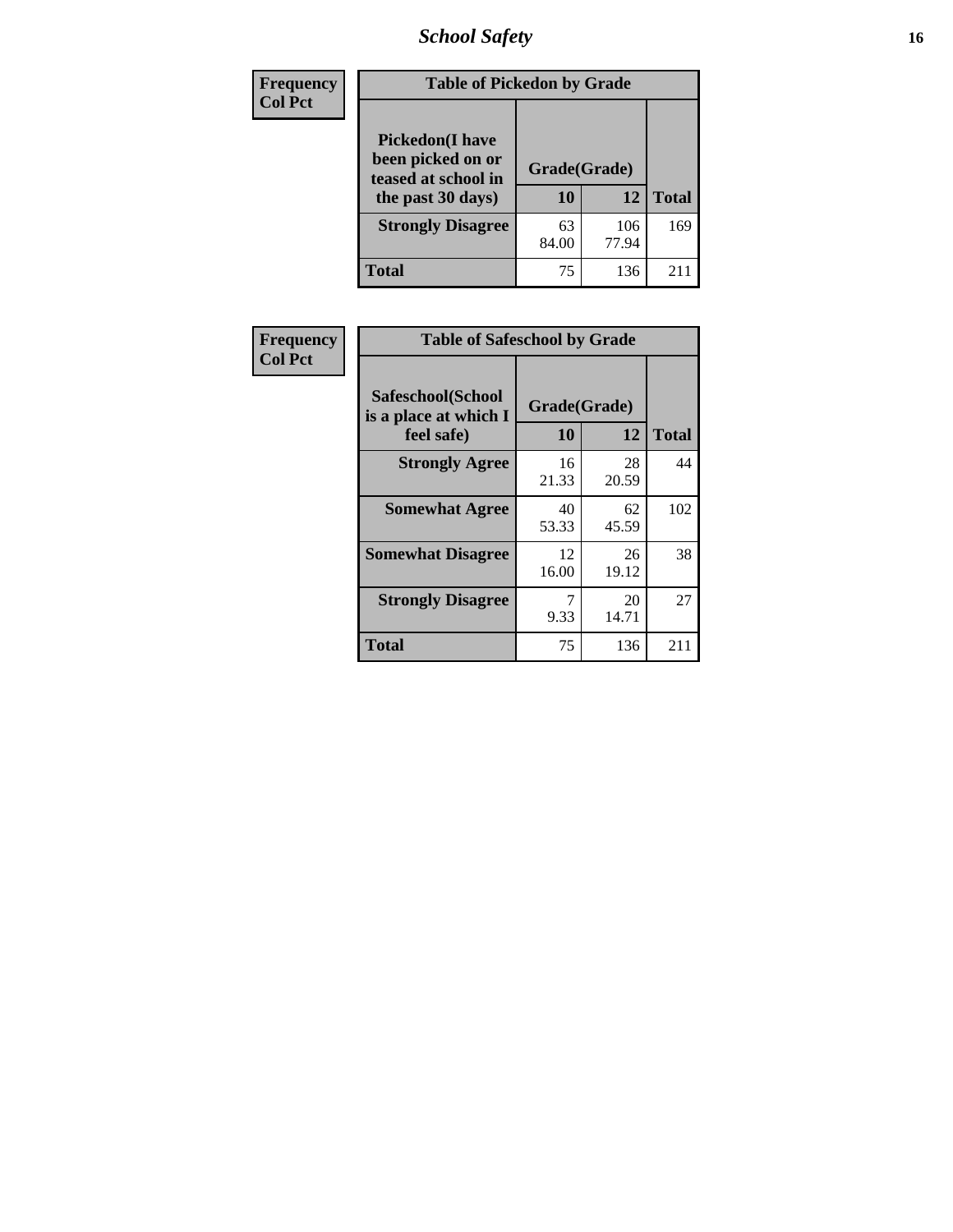| Frequency<br>Col Pct | Table of Pickedon by Grade | | |
|---|---|---|---|
| **Pickedon(I have been picked on or teased at school in the past 30 days)** | **Grade(Grade)** | | |
| | **10** | **12** | **Total** |
| **Strongly Disagree** | 63<br>84.00 | 106<br>77.94 | 169 |
| **Total** | 75 | 136 | 211 |

| Frequency<br>Col Pct | Table of Safeschool by Grade | | |
|---|---|---|---|
| **Safeschool(School is a place at which I feel safe)** | **Grade(Grade)** | | |
| | **10** | **12** | **Total** |
| **Strongly Agree** | 16<br>21.33 | 28<br>20.59 | 44 |
| **Somewhat Agree** | 40<br>53.33 | 62<br>45.59 | 102 |
| **Somewhat Disagree** | 12<br>16.00 | 26<br>19.12 | 38 |
| **Strongly Disagree** | 7<br>9.33 | 20<br>14.71 | 27 |
| **Total** | 75 | 136 | 211 |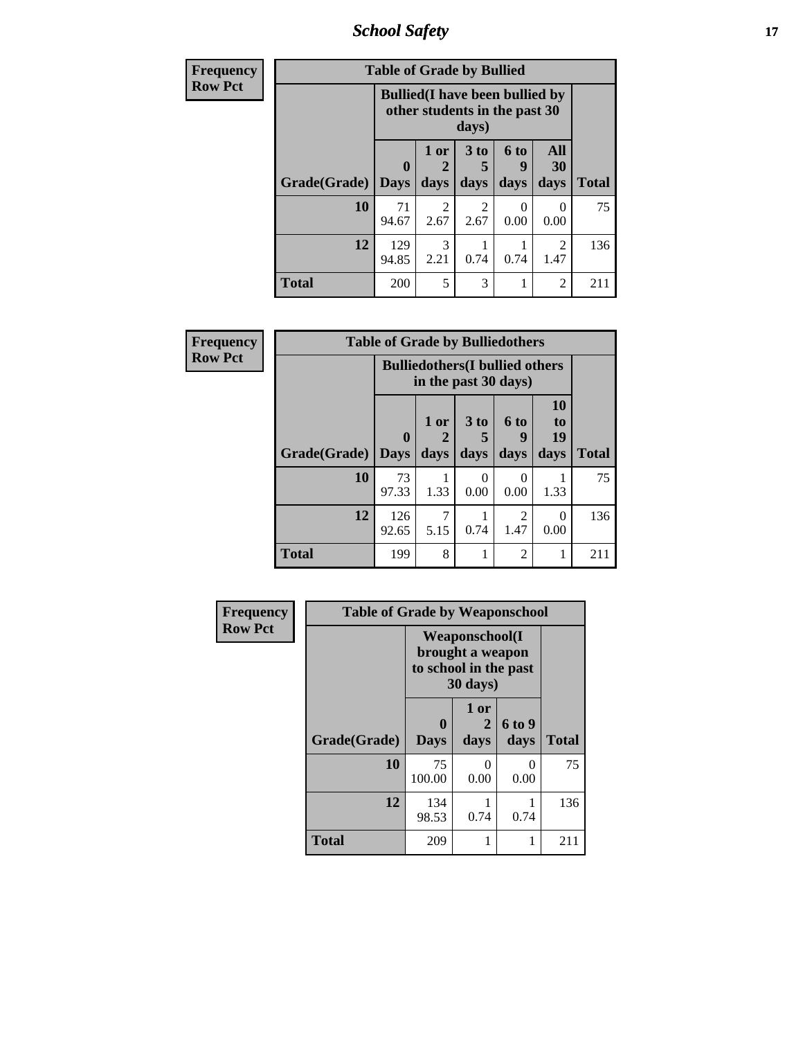## School Safety

**Frequency**
**Row Pct**

| Table of Grade by Bullied | | | | | | |
|---|---|---|---|---|---|---|
| | Bullied(I have been bullied by other students in the past 30 days) | | | | | |
| Grade(Grade) | 0 Days | 1 or 2 days | 3 to 5 days | 6 to 9 days | All 30 days | Total |
| 10 | 71<br>94.67 | 2<br>2.67 | 2<br>2.67 | 0<br>0.00 | 0<br>0.00 | 75 |
| 12 | 129<br>94.85 | 3<br>2.21 | 1<br>0.74 | 1<br>0.74 | 2<br>1.47 | 136 |
| Total | 200 | 5 | 3 | 1 | 2 | 211 |

**Frequency**
**Row Pct**

| Table of Grade by Bulliedothers | | | | | | |
|---|---|---|---|---|---|---|
| | Bulliedothers(I bullied others in the past 30 days) | | | | | |
| Grade(Grade) | 0 Days | 1 or 2 days | 3 to 5 days | 6 to 9 days | 10 to 19 days | Total |
| 10 | 73<br>97.33 | 1<br>1.33 | 0<br>0.00 | 0<br>0.00 | 1<br>1.33 | 75 |
| 12 | 126<br>92.65 | 7<br>5.15 | 1<br>0.74 | 2<br>1.47 | 0<br>0.00 | 136 |
| Total | 199 | 8 | 1 | 2 | 1 | 211 |

**Frequency**
**Row Pct**

| Table of Grade by Weaponschool | | | | |
|---|---|---|---|---|
| | Weaponschool(I brought a weapon to school in the past 30 days) | | | |
| Grade(Grade) | 0 Days | 1 or 2 days | 6 to 9 days | Total |
| 10 | 75<br>100.00 | 0<br>0.00 | 0<br>0.00 | 75 |
| 12 | 134<br>98.53 | 1<br>0.74 | 1<br>0.74 | 136 |
| Total | 209 | 1 | 1 | 211 |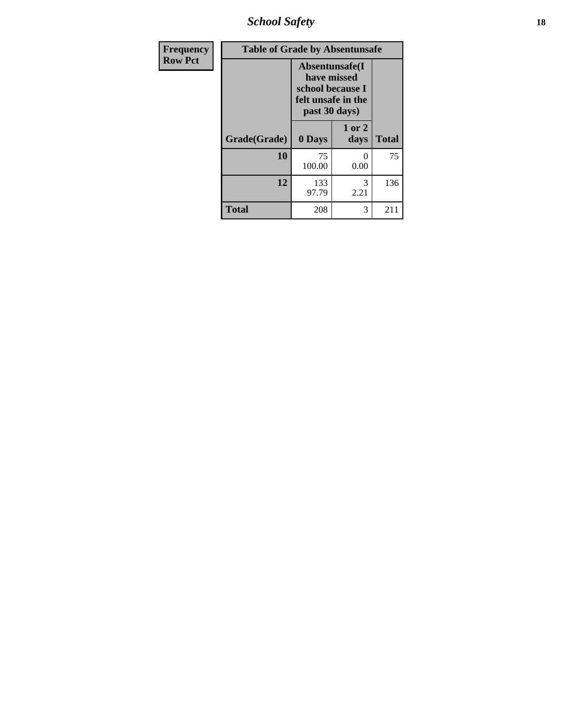| Frequency<br>Row Pct | Table of Grade by Absentunsafe | | |
|---|---|---|---|
| | Absentunsafe(I have missed school because I felt unsafe in the past 30 days) | | |
| Grade(Grade) | 0 Days | 1 or 2 days | Total |
| 10 | 75<br>100.00 | 0<br>0.00 | 75 |
| 12 | 133<br>97.79 | 3<br>2.21 | 136 |
| Total | 208 | 3 | 211 |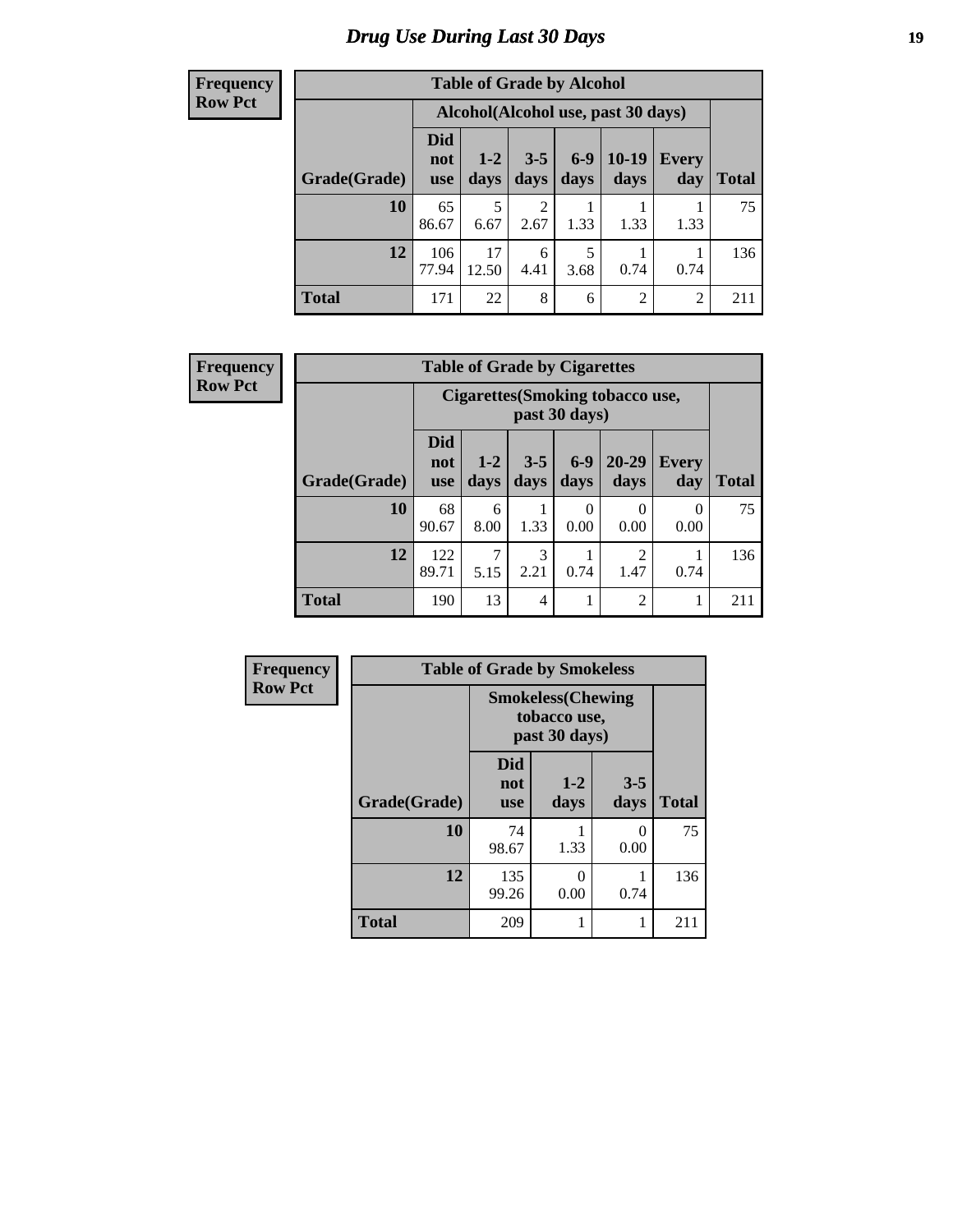# Drug Use During Last 30 Days

**Frequency**
**Row Pct**

**Table of Grade by Alcohol**

| | Alcohol(Alcohol use, past 30 days) | | | | | | |
|---|---|---|---|---|---|---|---|
| Grade(Grade) | Did not use | 1-2 days | 3-5 days | 6-9 days | 10-19 days | Every day | Total |
| 10 | 65<br>86.67 | 5<br>6.67 | 2<br>2.67 | 1<br>1.33 | 1<br>1.33 | 1<br>1.33 | 75 |
| 12 | 106<br>77.94 | 17<br>12.50 | 6<br>4.41 | 5<br>3.68 | 1<br>0.74 | 1<br>0.74 | 136 |
| Total | 171 | 22 | 8 | 6 | 2 | 2 | 211 |

**Frequency**
**Row Pct**

**Table of Grade by Cigarettes**

| | Cigarettes(Smoking tobacco use, past 30 days) | | | | | | |
|---|---|---|---|---|---|---|---|
| Grade(Grade) | Did not use | 1-2 days | 3-5 days | 6-9 days | 20-29 days | Every day | Total |
| 10 | 68<br>90.67 | 6<br>8.00 | 1<br>1.33 | 0<br>0.00 | 0<br>0.00 | 0<br>0.00 | 75 |
| 12 | 122<br>89.71 | 7<br>5.15 | 3<br>2.21 | 1<br>0.74 | 2<br>1.47 | 1<br>0.74 | 136 |
| Total | 190 | 13 | 4 | 1 | 2 | 1 | 211 |

**Frequency**
**Row Pct**

**Table of Grade by Smokeless**

| | Smokeless(Chewing tobacco use, past 30 days) | | | |
|---|---|---|---|---|
| Grade(Grade) | Did not use | 1-2 days | 3-5 days | Total |
| 10 | 74<br>98.67 | 1<br>1.33 | 0<br>0.00 | 75 |
| 12 | 135<br>99.26 | 0<br>0.00 | 1<br>0.74 | 136 |
| Total | 209 | 1 | 1 | 211 |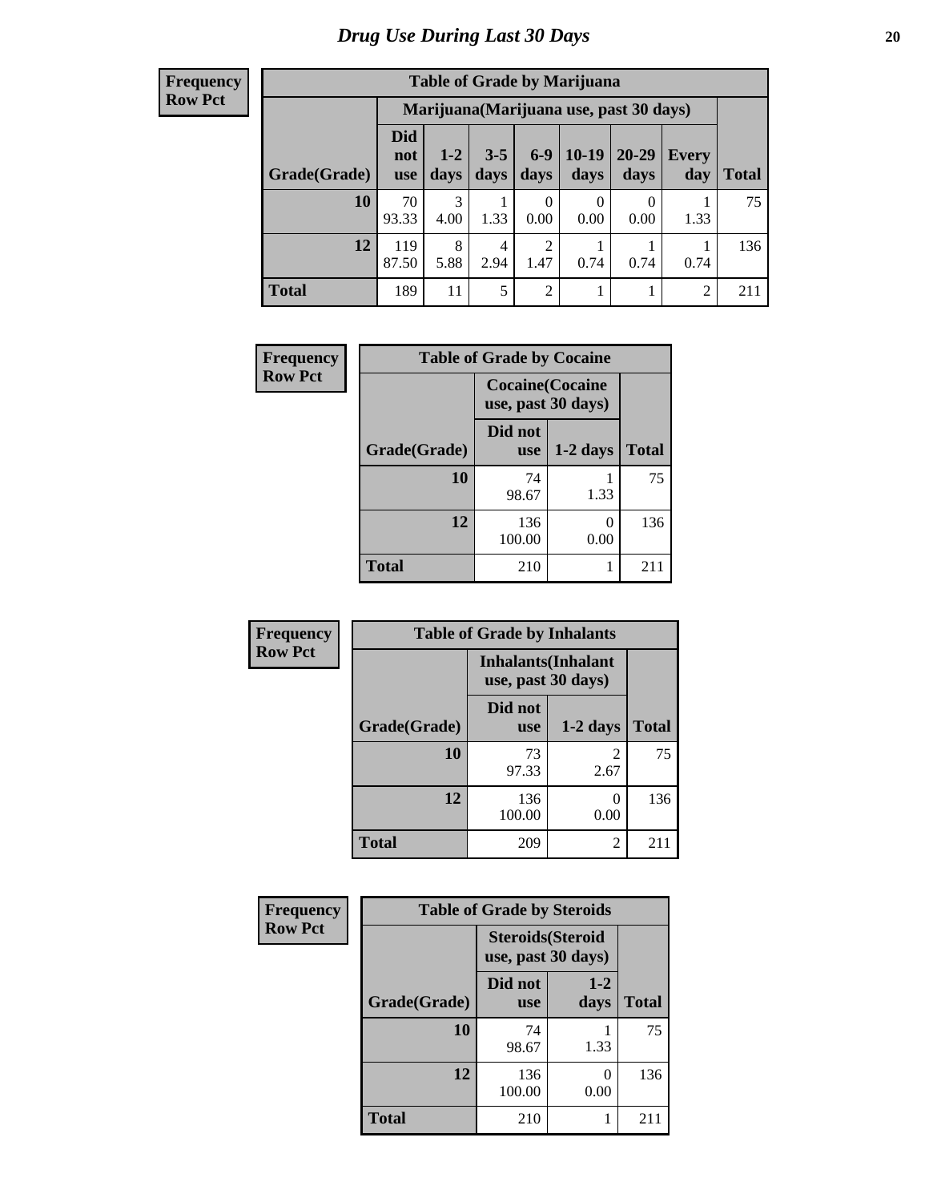# Drug Use During Last 30 Days

**Frequency**
**Row Pct**

| Table of Grade by Marijuana | | | | | | | | |
|---|---|---|---|---|---|---|---|---|
| | Marijuana(Marijuana use, past 30 days) | | | | | | | |
| Grade(Grade) | Did not use | 1-2 days | 3-5 days | 6-9 days | 10-19 days | 20-29 days | Every day | Total |
| 10 | 70<br>93.33 | 3<br>4.00 | 1<br>1.33 | 0<br>0.00 | 0<br>0.00 | 0<br>0.00 | 1<br>1.33 | 75 |
| 12 | 119<br>87.50 | 8<br>5.88 | 4<br>2.94 | 2<br>1.47 | 1<br>0.74 | 1<br>0.74 | 1<br>0.74 | 136 |
| Total | 189 | 11 | 5 | 2 | 1 | 1 | 2 | 211 |

**Frequency**
**Row Pct**

| Table of Grade by Cocaine | | | |
|---|---|---|---|
| | Cocaine(Cocaine use, past 30 days) | | |
| Grade(Grade) | Did not use | 1-2 days | Total |
| 10 | 74<br>98.67 | 1<br>1.33 | 75 |
| 12 | 136<br>100.00 | 0<br>0.00 | 136 |
| Total | 210 | 1 | 211 |

**Frequency**
**Row Pct**

| Table of Grade by Inhalants | | | |
|---|---|---|---|
| | Inhalants(Inhalant use, past 30 days) | | |
| Grade(Grade) | Did not use | 1-2 days | Total |
| 10 | 73<br>97.33 | 2<br>2.67 | 75 |
| 12 | 136<br>100.00 | 0<br>0.00 | 136 |
| Total | 209 | 2 | 211 |

**Frequency**
**Row Pct**

| Table of Grade by Steroids | | | |
|---|---|---|---|
| | Steroids(Steroid use, past 30 days) | | |
| Grade(Grade) | Did not use | 1-2 days | Total |
| 10 | 74<br>98.67 | 1<br>1.33 | 75 |
| 12 | 136<br>100.00 | 0<br>0.00 | 136 |
| Total | 210 | 1 | 211 |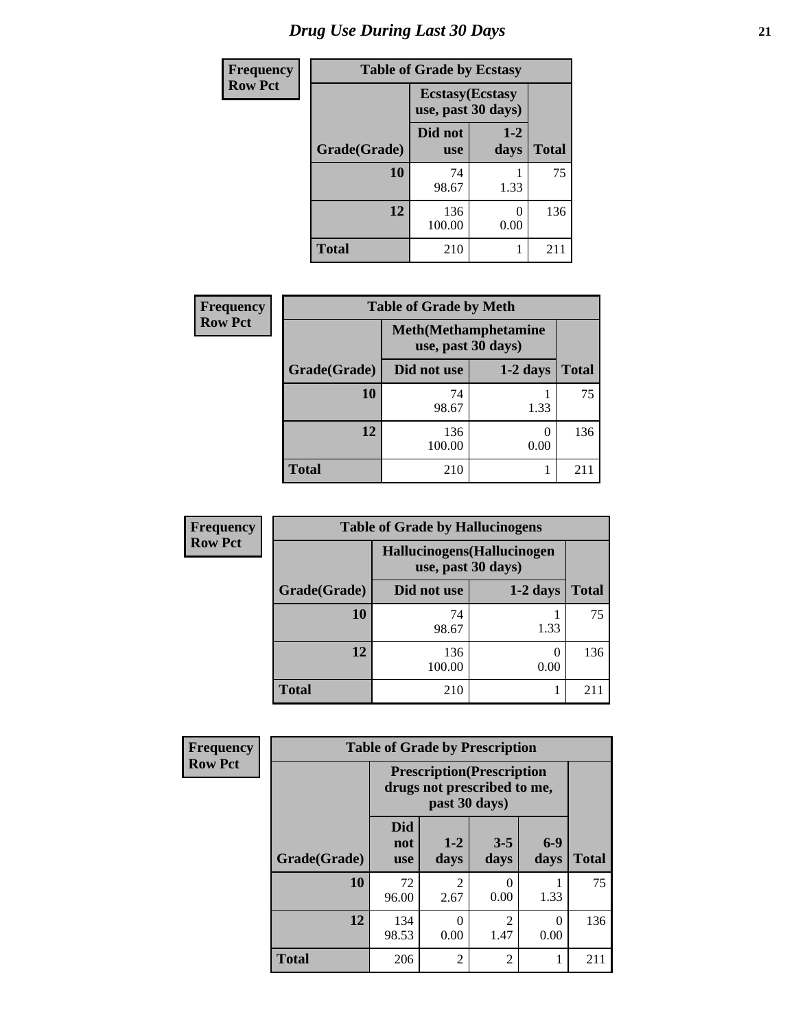# Drug Use During Last 30 Days

| Frequency<br>Row Pct | | | |
|---|---|---|---|
| **Table of Grade by Ecstasy** | | | |
| | **Ecstasy(Ecstasy use, past 30 days)** | | |
| **Grade(Grade)** | **Did not use** | **1-2 days** | **Total** |
| **10** | 74<br>98.67 | 1<br>1.33 | 75 |
| **12** | 136<br>100.00 | 0<br>0.00 | 136 |
| **Total** | 210 | 1 | 211 |

| Frequency<br>Row Pct | | | |
|---|---|---|---|
| **Table of Grade by Meth** | | | |
| | **Meth(Methamphetamine use, past 30 days)** | | |
| **Grade(Grade)** | **Did not use** | **1-2 days** | **Total** |
| **10** | 74<br>98.67 | 1<br>1.33 | 75 |
| **12** | 136<br>100.00 | 0<br>0.00 | 136 |
| **Total** | 210 | 1 | 211 |

| Frequency<br>Row Pct | | | |
|---|---|---|---|
| **Table of Grade by Hallucinogens** | | | |
| | **Hallucinogens(Hallucinogen use, past 30 days)** | | |
| **Grade(Grade)** | **Did not use** | **1-2 days** | **Total** |
| **10** | 74<br>98.67 | 1<br>1.33 | 75 |
| **12** | 136<br>100.00 | 0<br>0.00 | 136 |
| **Total** | 210 | 1 | 211 |

| Frequency<br>Row Pct | | | | | |
|---|---|---|---|---|---|
| **Table of Grade by Prescription** | | | | | |
| | **Prescription(Prescription drugs not prescribed to me, past 30 days)** | | | | |
| **Grade(Grade)** | **Did not use** | **1-2 days** | **3-5 days** | **6-9 days** | **Total** |
| **10** | 72<br>96.00 | 2<br>2.67 | 0<br>0.00 | 1<br>1.33 | 75 |
| **12** | 134<br>98.53 | 0<br>0.00 | 2<br>1.47 | 0<br>0.00 | 136 |
| **Total** | 206 | 2 | 2 | 1 | 211 |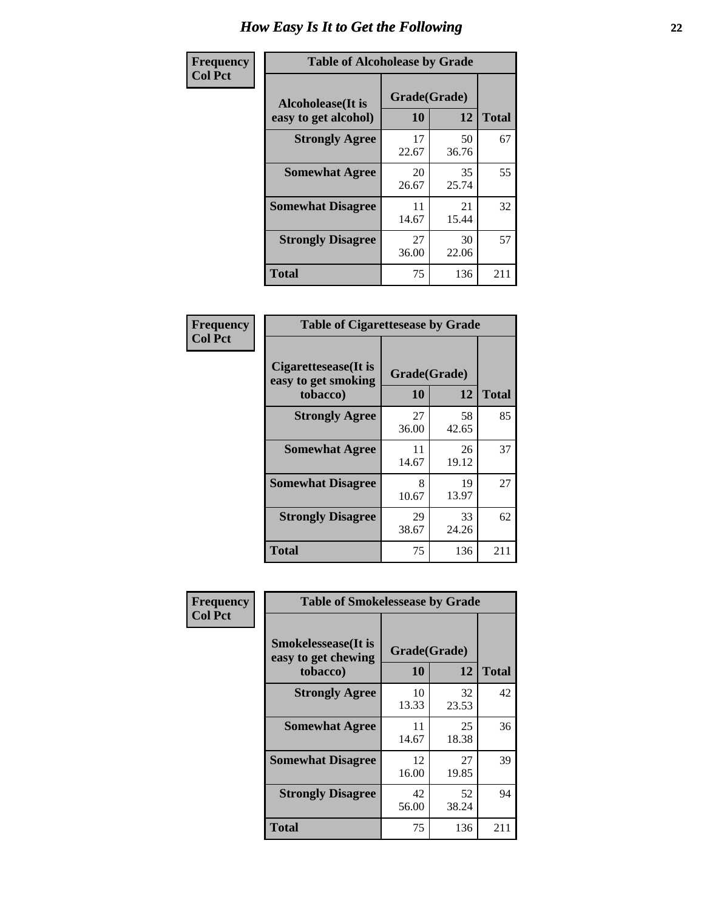# How Easy Is It to Get the Following

**Frequency**
**Col Pct**

**Table of Alcoholease by Grade**

| Alcoholease(It is easy to get alcohol) | Grade(Grade) | | Total |
|---|---|---|---|
| | 10 | 12 | |
| **Strongly Agree** | 17<br>22.67 | 50<br>36.76 | 67 |
| **Somewhat Agree** | 20<br>26.67 | 35<br>25.74 | 55 |
| **Somewhat Disagree** | 11<br>14.67 | 21<br>15.44 | 32 |
| **Strongly Disagree** | 27<br>36.00 | 30<br>22.06 | 57 |
| **Total** | 75 | 136 | 211 |

**Frequency**
**Col Pct**

**Table of Cigarettesease by Grade**

| Cigarettesease(It is easy to get smoking tobacco) | Grade(Grade) | | Total |
|---|---|---|---|
| | 10 | 12 | |
| **Strongly Agree** | 27<br>36.00 | 58<br>42.65 | 85 |
| **Somewhat Agree** | 11<br>14.67 | 26<br>19.12 | 37 |
| **Somewhat Disagree** | 8<br>10.67 | 19<br>13.97 | 27 |
| **Strongly Disagree** | 29<br>38.67 | 33<br>24.26 | 62 |
| **Total** | 75 | 136 | 211 |

**Frequency**
**Col Pct**

**Table of Smokelessease by Grade**

| Smokelessease(It is easy to get chewing tobacco) | Grade(Grade) | | Total |
|---|---|---|---|
| | 10 | 12 | |
| **Strongly Agree** | 10<br>13.33 | 32<br>23.53 | 42 |
| **Somewhat Agree** | 11<br>14.67 | 25<br>18.38 | 36 |
| **Somewhat Disagree** | 12<br>16.00 | 27<br>19.85 | 39 |
| **Strongly Disagree** | 42<br>56.00 | 52<br>38.24 | 94 |
| **Total** | 75 | 136 | 211 |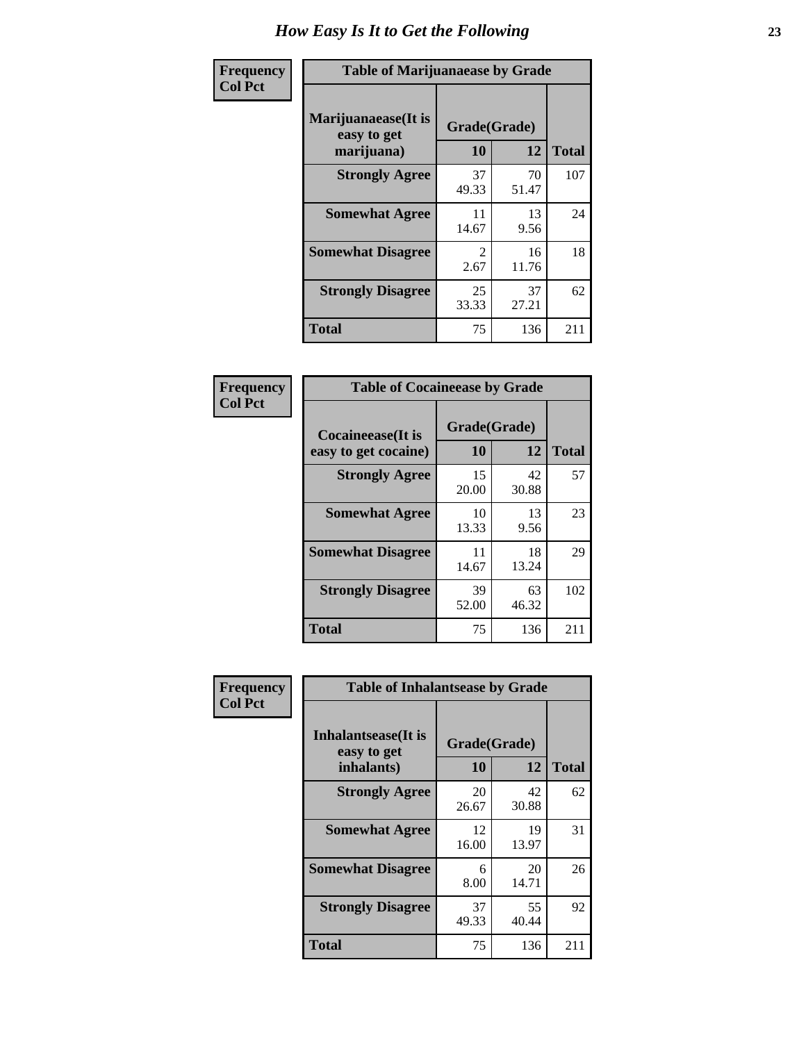# How Easy Is It to Get the Following

**Frequency**
**Col Pct**

**Table of Marijuanaease by Grade**

| Marijuanaease(It is easy to get marijuana) | Grade(Grade) | | Total |
|---|---|---|---|
| | 10 | 12 | |
| Strongly Agree | 37<br>49.33 | 70<br>51.47 | 107 |
| Somewhat Agree | 11<br>14.67 | 13<br>9.56 | 24 |
| Somewhat Disagree | 2<br>2.67 | 16<br>11.76 | 18 |
| Strongly Disagree | 25<br>33.33 | 37<br>27.21 | 62 |
| Total | 75 | 136 | 211 |

**Frequency**
**Col Pct**

**Table of Cocaineease by Grade**

| Cocaineease(It is easy to get cocaine) | Grade(Grade) | | Total |
|---|---|---|---|
| | 10 | 12 | |
| Strongly Agree | 15<br>20.00 | 42<br>30.88 | 57 |
| Somewhat Agree | 10<br>13.33 | 13<br>9.56 | 23 |
| Somewhat Disagree | 11<br>14.67 | 18<br>13.24 | 29 |
| Strongly Disagree | 39<br>52.00 | 63<br>46.32 | 102 |
| Total | 75 | 136 | 211 |

**Frequency**
**Col Pct**

**Table of Inhalantsease by Grade**

| Inhalantsease(It is easy to get inhalants) | Grade(Grade) | | Total |
|---|---|---|---|
| | 10 | 12 | |
| Strongly Agree | 20<br>26.67 | 42<br>30.88 | 62 |
| Somewhat Agree | 12<br>16.00 | 19<br>13.97 | 31 |
| Somewhat Disagree | 6<br>8.00 | 20<br>14.71 | 26 |
| Strongly Disagree | 37<br>49.33 | 55<br>40.44 | 92 |
| Total | 75 | 136 | 211 |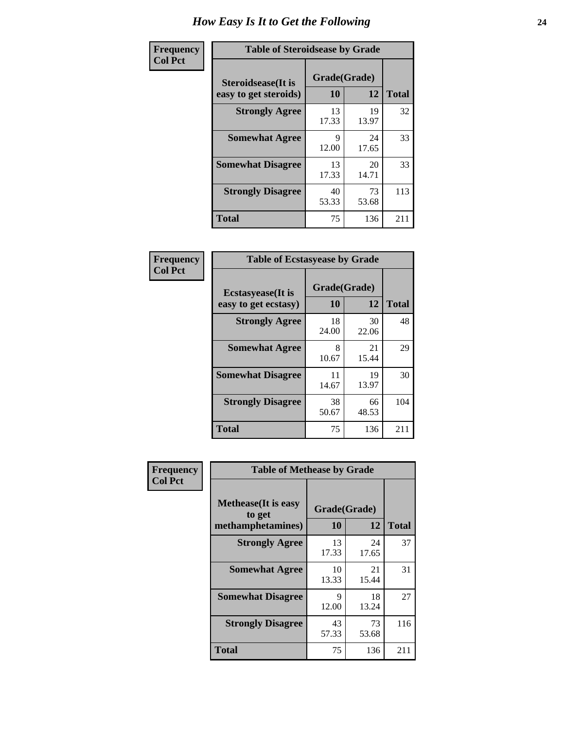# How Easy Is It to Get the Following

**Frequency Col Pct**

**Table of Steroidsease by Grade**

| Steroidsease(It is easy to get steroids) | Grade(Grade) 10 | 12 | Total |
|---|---|---|---|
| **Strongly Agree** | 13<br>17.33 | 19<br>13.97 | 32 |
| **Somewhat Agree** | 9<br>12.00 | 24<br>17.65 | 33 |
| **Somewhat Disagree** | 13<br>17.33 | 20<br>14.71 | 33 |
| **Strongly Disagree** | 40<br>53.33 | 73<br>53.68 | 113 |
| **Total** | 75 | 136 | 211 |

**Frequency Col Pct**

**Table of Ecstasyease by Grade**

| Ecstasyease(It is easy to get ecstasy) | Grade(Grade) 10 | 12 | Total |
|---|---|---|---|
| **Strongly Agree** | 18<br>24.00 | 30<br>22.06 | 48 |
| **Somewhat Agree** | 8<br>10.67 | 21<br>15.44 | 29 |
| **Somewhat Disagree** | 11<br>14.67 | 19<br>13.97 | 30 |
| **Strongly Disagree** | 38<br>50.67 | 66<br>48.53 | 104 |
| **Total** | 75 | 136 | 211 |

**Frequency Col Pct**

**Table of Methease by Grade**

| Methease(It is easy to get methamphetamines) | Grade(Grade) 10 | 12 | Total |
|---|---|---|---|
| **Strongly Agree** | 13<br>17.33 | 24<br>17.65 | 37 |
| **Somewhat Agree** | 10<br>13.33 | 21<br>15.44 | 31 |
| **Somewhat Disagree** | 9<br>12.00 | 18<br>13.24 | 27 |
| **Strongly Disagree** | 43<br>57.33 | 73<br>53.68 | 116 |
| **Total** | 75 | 136 | 211 |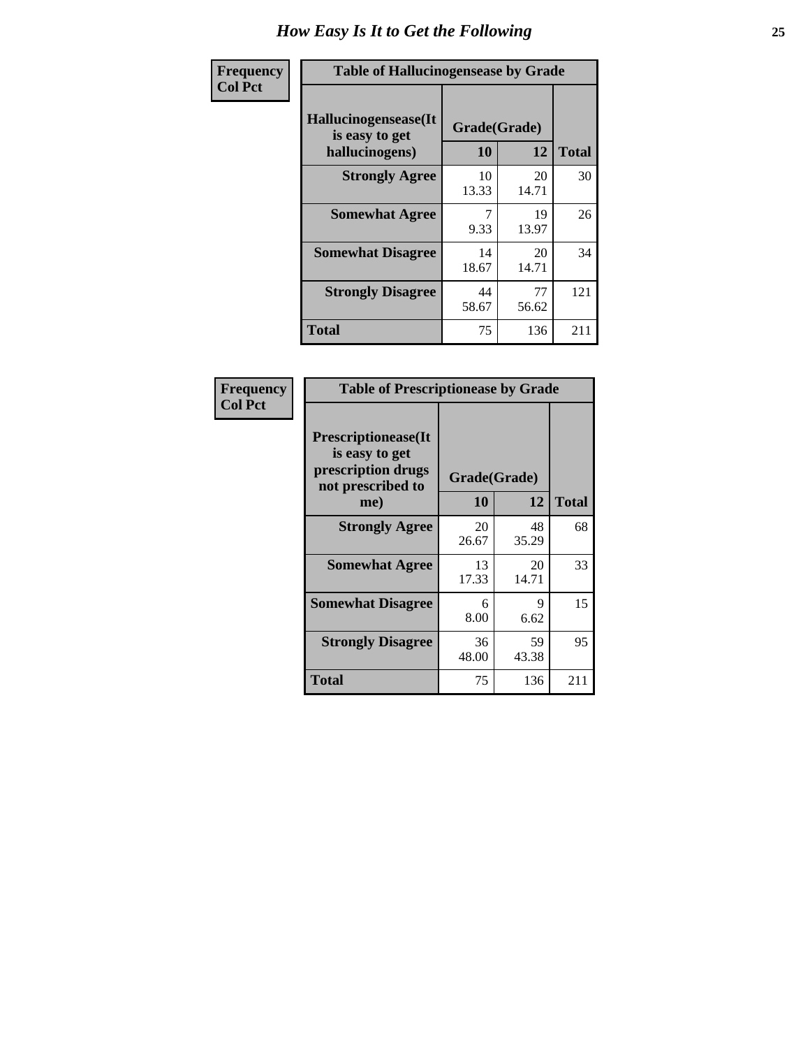# How Easy Is It to Get the Following

**Frequency**
**Col Pct**

| Table of Hallucinogensease by Grade | | | |
|---|---|---|---|
| **Hallucinogensease(It is easy to get hallucinogens)** | **Grade(Grade)** | | **Total** |
| | **10** | **12** | |
| **Strongly Agree** | 10<br>13.33 | 20<br>14.71 | 30 |
| **Somewhat Agree** | 7<br>9.33 | 19<br>13.97 | 26 |
| **Somewhat Disagree** | 14<br>18.67 | 20<br>14.71 | 34 |
| **Strongly Disagree** | 44<br>58.67 | 77<br>56.62 | 121 |
| **Total** | 75 | 136 | 211 |

**Frequency**
**Col Pct**

| Table of Prescriptionease by Grade | | | |
|---|---|---|---|
| **Prescriptionease(It is easy to get prescription drugs not prescribed to me)** | **Grade(Grade)** | | **Total** |
| | **10** | **12** | |
| **Strongly Agree** | 20<br>26.67 | 48<br>35.29 | 68 |
| **Somewhat Agree** | 13<br>17.33 | 20<br>14.71 | 33 |
| **Somewhat Disagree** | 6<br>8.00 | 9<br>6.62 | 15 |
| **Strongly Disagree** | 36<br>48.00 | 59<br>43.38 | 95 |
| **Total** | 75 | 136 | 211 |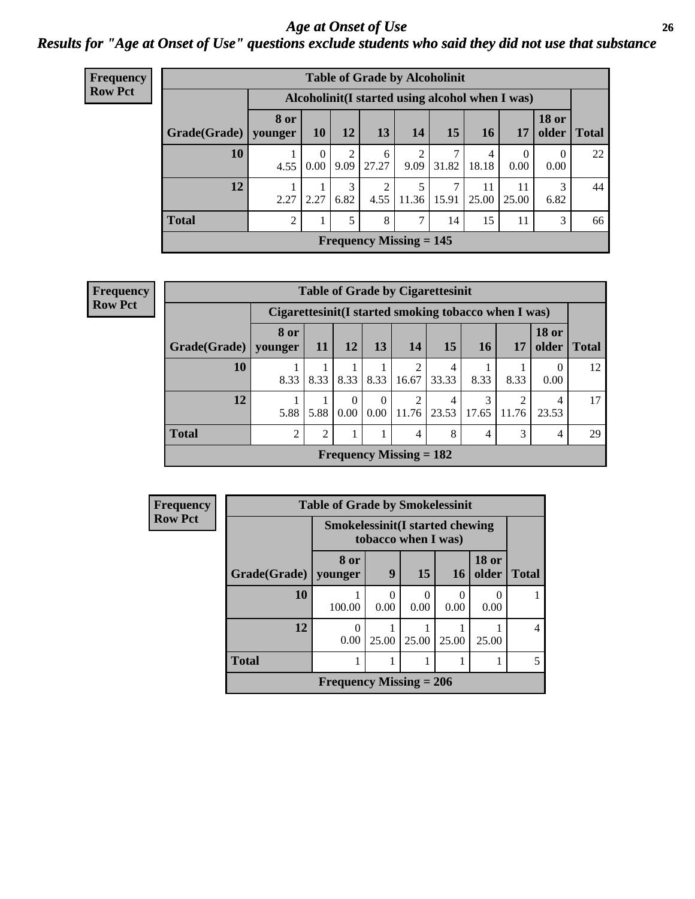# Age at Onset of Use

## Results for "Age at Onset of Use" questions exclude students who said they did not use that substance

**Frequency**
**Row Pct**

**Table of Grade by Alcoholinit**

| Grade(Grade) | Alcoholinit(I started using alcohol when I was) | | | | | | | | | Total |
|---|---|---|---|---|---|---|---|---|---|---|
| | 8 or younger | 10 | 12 | 13 | 14 | 15 | 16 | 17 | 18 or older | |
| **10** | 1<br>4.55 | 0<br>0.00 | 2<br>9.09 | 6<br>27.27 | 2<br>9.09 | 7<br>31.82 | 4<br>18.18 | 0<br>0.00 | 0<br>0.00 | 22 |
| **12** | 1<br>2.27 | 1<br>2.27 | 3<br>6.82 | 2<br>4.55 | 5<br>11.36 | 7<br>15.91 | 11<br>25.00 | 11<br>25.00 | 3<br>6.82 | 44 |
| **Total** | 2 | 1 | 5 | 8 | 7 | 14 | 15 | 11 | 3 | 66 |
| **Frequency Missing = 145** | | | | | | | | | | |

**Frequency**
**Row Pct**

**Table of Grade by Cigarettesinit**

| Grade(Grade) | Cigarettesinit(I started smoking tobacco when I was) | | | | | | | | | Total |
|---|---|---|---|---|---|---|---|---|---|---|
| | 8 or younger | 11 | 12 | 13 | 14 | 15 | 16 | 17 | 18 or older | |
| **10** | 1<br>8.33 | 1<br>8.33 | 1<br>8.33 | 1<br>8.33 | 2<br>16.67 | 4<br>33.33 | 1<br>8.33 | 1<br>8.33 | 0<br>0.00 | 12 |
| **12** | 1<br>5.88 | 1<br>5.88 | 0<br>0.00 | 0<br>0.00 | 2<br>11.76 | 4<br>23.53 | 3<br>17.65 | 2<br>11.76 | 4<br>23.53 | 17 |
| **Total** | 2 | 2 | 1 | 1 | 4 | 8 | 4 | 3 | 4 | 29 |
| **Frequency Missing = 182** | | | | | | | | | | |

**Frequency**
**Row Pct**

**Table of Grade by Smokelessinit**

| Grade(Grade) | Smokelessinit(I started chewing tobacco when I was) | | | | | Total |
|---|---|---|---|---|---|---|
| | 8 or younger | 9 | 15 | 16 | 18 or older | |
| **10** | 1<br>100.00 | 0<br>0.00 | 0<br>0.00 | 0<br>0.00 | 0<br>0.00 | 1 |
| **12** | 0<br>0.00 | 1<br>25.00 | 1<br>25.00 | 1<br>25.00 | 1<br>25.00 | 4 |
| **Total** | 1 | 1 | 1 | 1 | 1 | 5 |
| **Frequency Missing = 206** | | | | | | |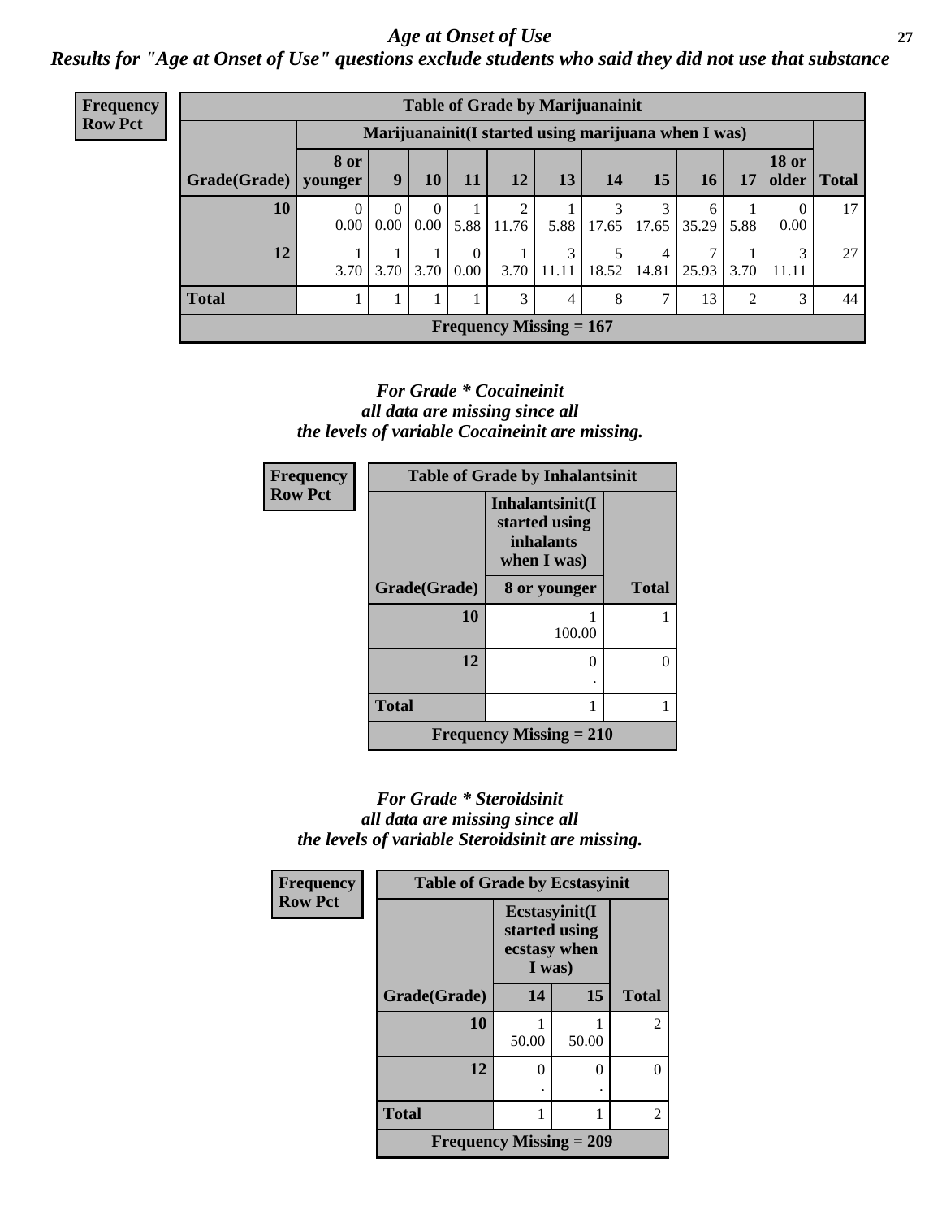## Age at Onset of Use

### Results for "Age at Onset of Use" questions exclude students who said they did not use that substance

**Frequency**
**Row Pct**

| Table of Grade by Marijuanainit | | | | | | | | | | | | |
|---|---|---|---|---|---|---|---|---|---|---|---|---|
| | Marijuanainit(I started using marijuana when I was) | | | | | | | | | | | |
| Grade(Grade) | 8 or younger | 9 | 10 | 11 | 12 | 13 | 14 | 15 | 16 | 17 | 18 or older | Total |
| 10 | 0<br>0.00 | 0<br>0.00 | 0<br>0.00 | 1<br>5.88 | 2<br>11.76 | 1<br>5.88 | 3<br>17.65 | 3<br>17.65 | 6<br>35.29 | 1<br>5.88 | 0<br>0.00 | 17 |
| 12 | 1<br>3.70 | 1<br>3.70 | 1<br>3.70 | 0<br>0.00 | 1<br>3.70 | 3<br>11.11 | 5<br>18.52 | 4<br>14.81 | 7<br>25.93 | 1<br>3.70 | 3<br>11.11 | 27 |
| Total | 1 | 1 | 1 | 1 | 3 | 4 | 8 | 7 | 13 | 2 | 3 | 44 |
| Frequency Missing = 167 | | | | | | | | | | | | |

*For Grade * Cocaineinit*
*all data are missing since all*
*the levels of variable Cocaineinit are missing.*

**Frequency**
**Row Pct**

| Table of Grade by Inhalantsinit | | |
|---|---|---|
| | Inhalantsinit(I started using inhalants when I was) | |
| Grade(Grade) | 8 or younger | Total |
| 10 | 1<br>100.00 | 1 |
| 12 | 0<br>. | 0 |
| Total | 1 | 1 |
| Frequency Missing = 210 | | |

*For Grade * Steroidsinit*
*all data are missing since all*
*the levels of variable Steroidsinit are missing.*

**Frequency**
**Row Pct**

| Table of Grade by Ecstasyinit | | | |
|---|---|---|---|
| | Ecstasyinit(I started using ecstasy when I was) | | |
| Grade(Grade) | 14 | 15 | Total |
| 10 | 1<br>50.00 | 1<br>50.00 | 2 |
| 12 | 0<br>. | 0<br>. | 0 |
| Total | 1 | 1 | 2 |
| Frequency Missing = 209 | | | |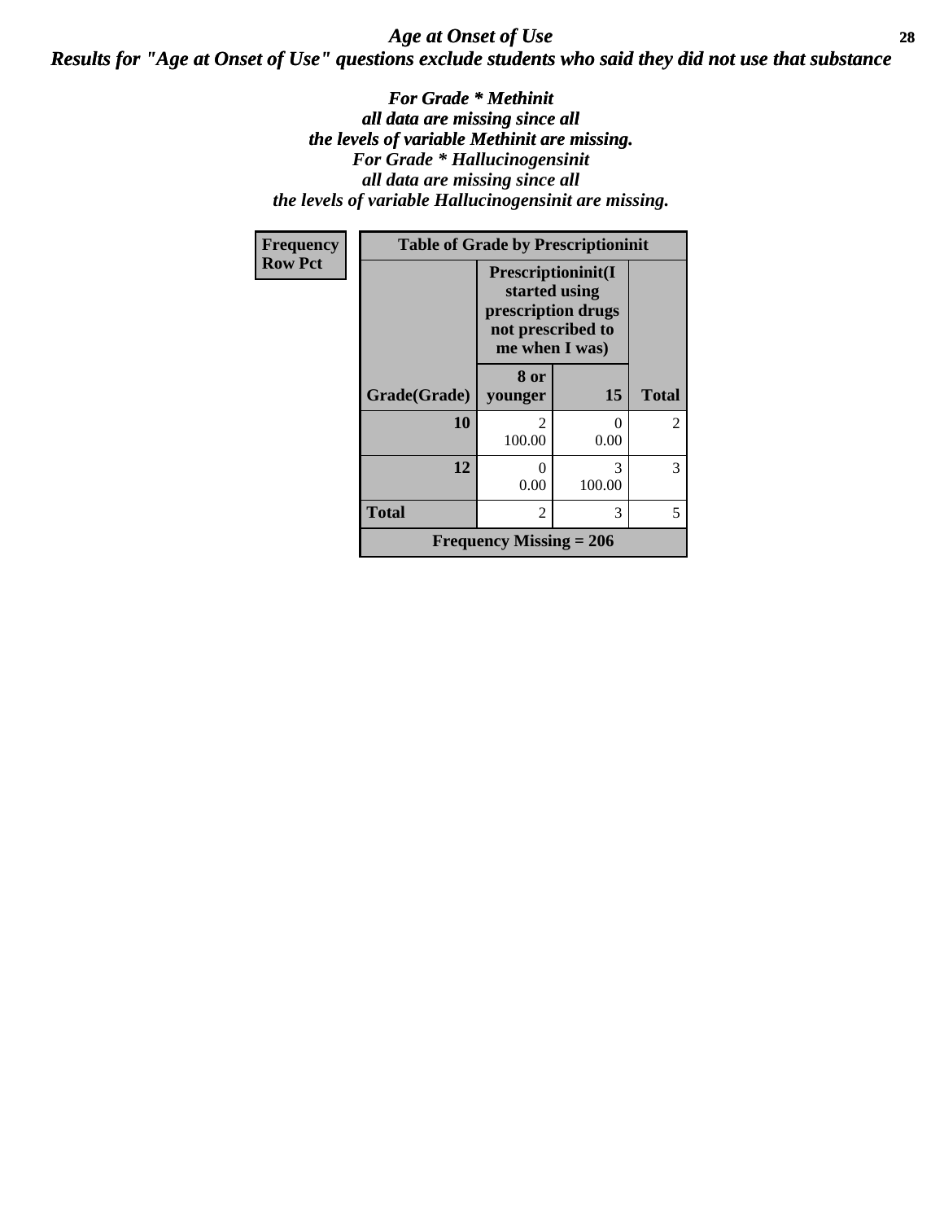## *Age at Onset of Use*

### *Results for "Age at Onset of Use" questions exclude students who said they did not use that substance*

*For Grade * Methinit all data are missing since all the levels of variable Methinit are missing.*
*For Grade * Hallucinogensinit all data are missing since all the levels of variable Hallucinogensinit are missing.*

**Table of Grade by Prescriptioninit**

Frequency / Row Pct

| Grade(Grade) | Prescriptioninit(I started using prescription drugs not prescribed to me when I was) | | Total |
|---|---|---|---|
| | 8 or younger | 15 | |
| 10 | 2<br>100.00 | 0<br>0.00 | 2 |
| 12 | 0<br>0.00 | 3<br>100.00 | 3 |
| Total | 2 | 3 | 5 |

Frequency Missing = 206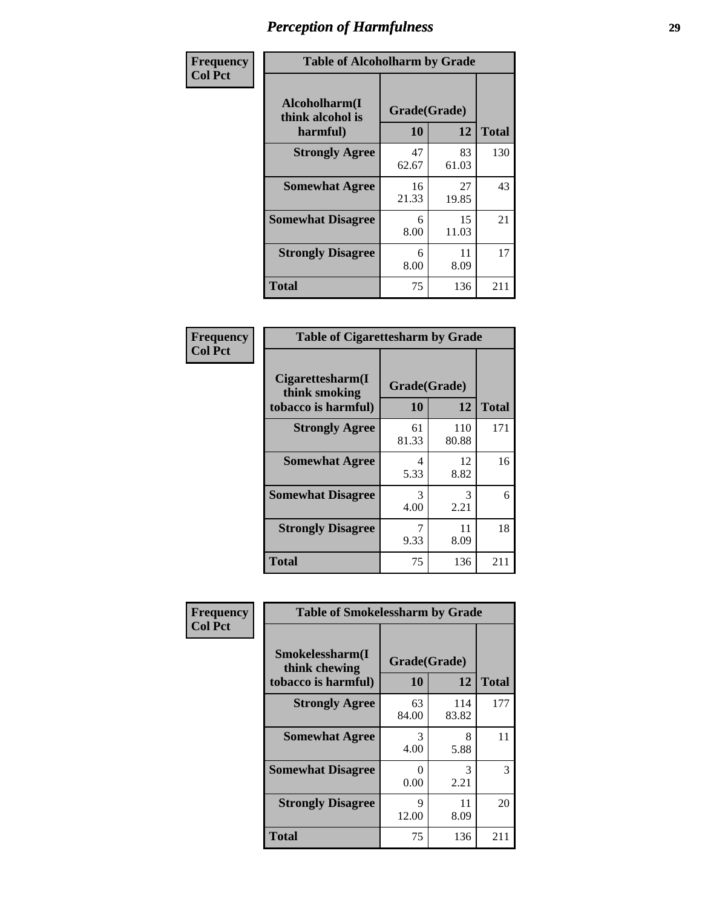# Perception of Harmfulness

**Frequency**
**Col Pct**

**Table of Alcoholharm by Grade**

| Alcoholharm(I think alcohol is harmful) | Grade(Grade) | | Total |
|---|---|---|---|
| | 10 | 12 | |
| **Strongly Agree** | 47<br>62.67 | 83<br>61.03 | 130 |
| **Somewhat Agree** | 16<br>21.33 | 27<br>19.85 | 43 |
| **Somewhat Disagree** | 6<br>8.00 | 15<br>11.03 | 21 |
| **Strongly Disagree** | 6<br>8.00 | 11<br>8.09 | 17 |
| **Total** | 75 | 136 | 211 |

**Frequency**
**Col Pct**

**Table of Cigarettesharm by Grade**

| Cigarettesharm(I think smoking tobacco is harmful) | Grade(Grade) | | Total |
|---|---|---|---|
| | 10 | 12 | |
| **Strongly Agree** | 61<br>81.33 | 110<br>80.88 | 171 |
| **Somewhat Agree** | 4<br>5.33 | 12<br>8.82 | 16 |
| **Somewhat Disagree** | 3<br>4.00 | 3<br>2.21 | 6 |
| **Strongly Disagree** | 7<br>9.33 | 11<br>8.09 | 18 |
| **Total** | 75 | 136 | 211 |

**Frequency**
**Col Pct**

**Table of Smokelessharm by Grade**

| Smokelessharm(I think chewing tobacco is harmful) | Grade(Grade) | | Total |
|---|---|---|---|
| | 10 | 12 | |
| **Strongly Agree** | 63<br>84.00 | 114<br>83.82 | 177 |
| **Somewhat Agree** | 3<br>4.00 | 8<br>5.88 | 11 |
| **Somewhat Disagree** | 0<br>0.00 | 3<br>2.21 | 3 |
| **Strongly Disagree** | 9<br>12.00 | 11<br>8.09 | 20 |
| **Total** | 75 | 136 | 211 |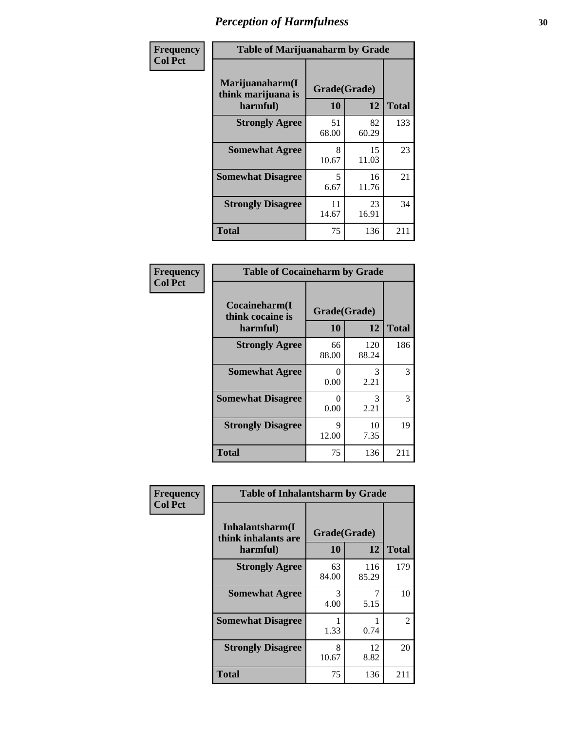# Perception of Harmfulness

**Frequency**
**Col Pct**

**Table of Marijuanaharm by Grade**

| Marijuanaharm(I think marijuana is harmful) | Grade(Grade) | | Total |
|---|---|---|---|
| | 10 | 12 | |
| **Strongly Agree** | 51<br>68.00 | 82<br>60.29 | 133 |
| **Somewhat Agree** | 8<br>10.67 | 15<br>11.03 | 23 |
| **Somewhat Disagree** | 5<br>6.67 | 16<br>11.76 | 21 |
| **Strongly Disagree** | 11<br>14.67 | 23<br>16.91 | 34 |
| **Total** | 75 | 136 | 211 |

**Frequency**
**Col Pct**

**Table of Cocaineharm by Grade**

| Cocaineharm(I think cocaine is harmful) | Grade(Grade) | | Total |
|---|---|---|---|
| | 10 | 12 | |
| **Strongly Agree** | 66<br>88.00 | 120<br>88.24 | 186 |
| **Somewhat Agree** | 0<br>0.00 | 3<br>2.21 | 3 |
| **Somewhat Disagree** | 0<br>0.00 | 3<br>2.21 | 3 |
| **Strongly Disagree** | 9<br>12.00 | 10<br>7.35 | 19 |
| **Total** | 75 | 136 | 211 |

**Frequency**
**Col Pct**

**Table of Inhalantsharm by Grade**

| Inhalantsharm(I think inhalants are harmful) | Grade(Grade) | | Total |
|---|---|---|---|
| | 10 | 12 | |
| **Strongly Agree** | 63<br>84.00 | 116<br>85.29 | 179 |
| **Somewhat Agree** | 3<br>4.00 | 7<br>5.15 | 10 |
| **Somewhat Disagree** | 1<br>1.33 | 1<br>0.74 | 2 |
| **Strongly Disagree** | 8<br>10.67 | 12<br>8.82 | 20 |
| **Total** | 75 | 136 | 211 |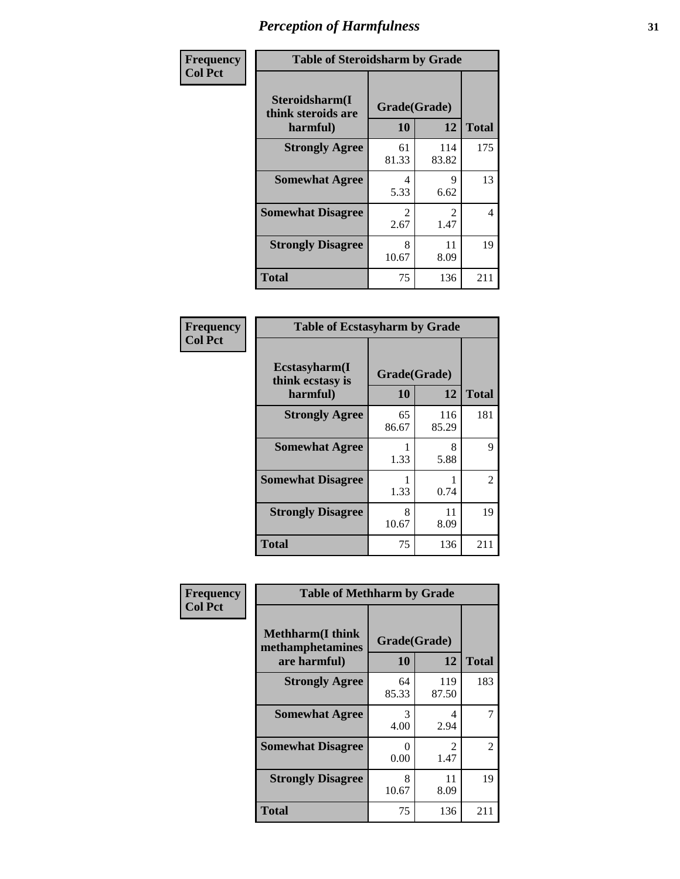# Perception of Harmfulness

| Frequency Col Pct | Table of Steroidsharm by Grade | | |
|---|---|---|---|
| Steroidsharm(I think steroids are harmful) | Grade(Grade) 10 | 12 | Total |
| Strongly Agree | 61<br>81.33 | 114<br>83.82 | 175 |
| Somewhat Agree | 4<br>5.33 | 9<br>6.62 | 13 |
| Somewhat Disagree | 2<br>2.67 | 2<br>1.47 | 4 |
| Strongly Disagree | 8<br>10.67 | 11<br>8.09 | 19 |
| Total | 75 | 136 | 211 |

| Frequency Col Pct | Table of Ecstasyharm by Grade | | |
|---|---|---|---|
| Ecstasyharm(I think ecstasy is harmful) | Grade(Grade) 10 | 12 | Total |
| Strongly Agree | 65<br>86.67 | 116<br>85.29 | 181 |
| Somewhat Agree | 1<br>1.33 | 8<br>5.88 | 9 |
| Somewhat Disagree | 1<br>1.33 | 1<br>0.74 | 2 |
| Strongly Disagree | 8<br>10.67 | 11<br>8.09 | 19 |
| Total | 75 | 136 | 211 |

| Frequency Col Pct | Table of Methharm by Grade | | |
|---|---|---|---|
| Methharm(I think methamphetamines are harmful) | Grade(Grade) 10 | 12 | Total |
| Strongly Agree | 64<br>85.33 | 119<br>87.50 | 183 |
| Somewhat Agree | 3<br>4.00 | 4<br>2.94 | 7 |
| Somewhat Disagree | 0<br>0.00 | 2<br>1.47 | 2 |
| Strongly Disagree | 8<br>10.67 | 11<br>8.09 | 19 |
| Total | 75 | 136 | 211 |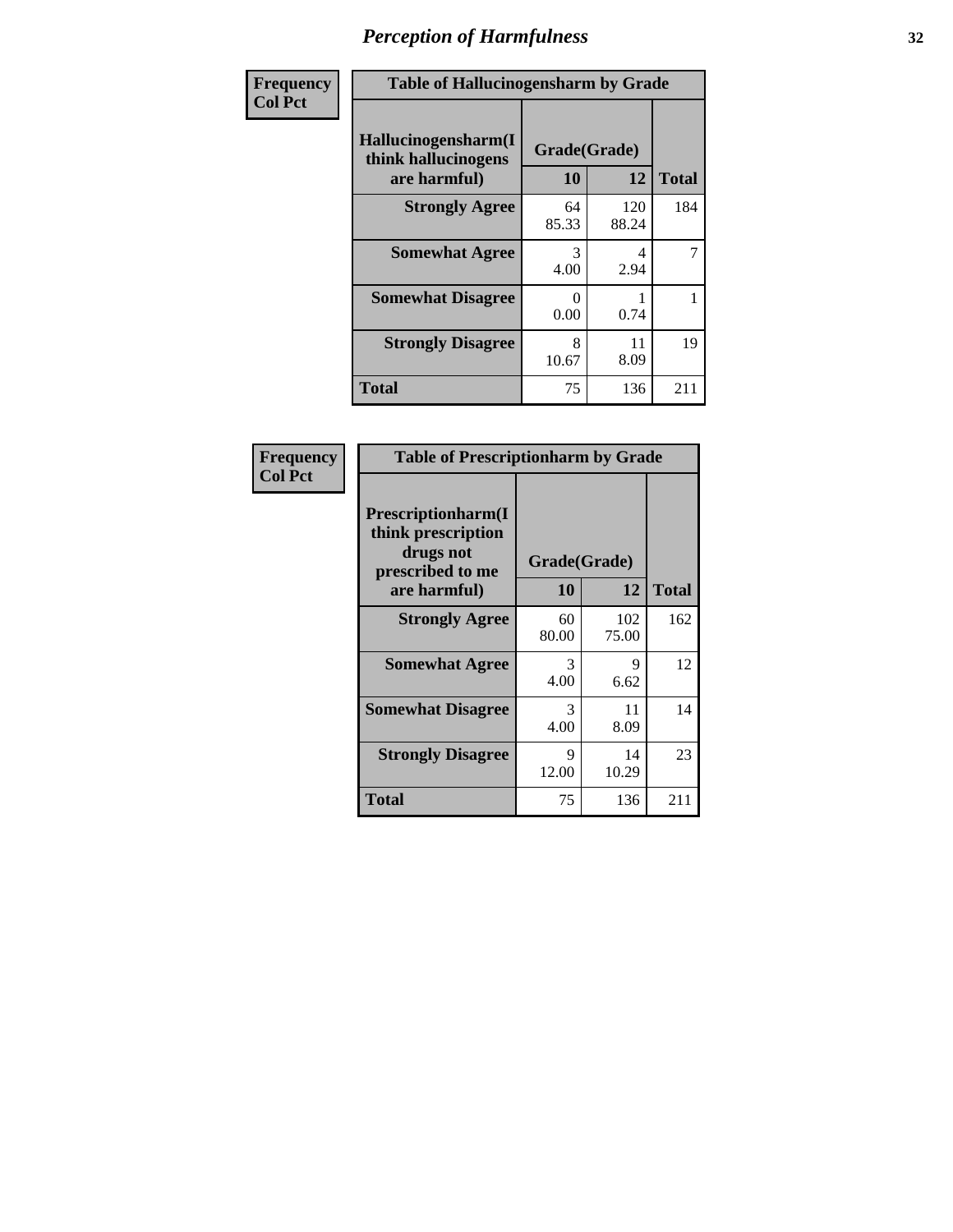# Perception of Harmfulness

**Frequency**
**Col Pct**

| Table of Hallucinogensharm by Grade | | | |
|---|---|---|---|
| Hallucinogensharm(I think hallucinogens are harmful) | Grade(Grade) | | Total |
| | 10 | 12 | |
| **Strongly Agree** | 64<br>85.33 | 120<br>88.24 | 184 |
| **Somewhat Agree** | 3<br>4.00 | 4<br>2.94 | 7 |
| **Somewhat Disagree** | 0<br>0.00 | 1<br>0.74 | 1 |
| **Strongly Disagree** | 8<br>10.67 | 11<br>8.09 | 19 |
| **Total** | 75 | 136 | 211 |

**Frequency**
**Col Pct**

| Table of Prescriptionharm by Grade | | | |
|---|---|---|---|
| Prescriptionharm(I think prescription drugs not prescribed to me are harmful) | Grade(Grade) | | Total |
| | 10 | 12 | |
| **Strongly Agree** | 60<br>80.00 | 102<br>75.00 | 162 |
| **Somewhat Agree** | 3<br>4.00 | 9<br>6.62 | 12 |
| **Somewhat Disagree** | 3<br>4.00 | 11<br>8.09 | 14 |
| **Strongly Disagree** | 9<br>12.00 | 14<br>10.29 | 23 |
| **Total** | 75 | 136 | 211 |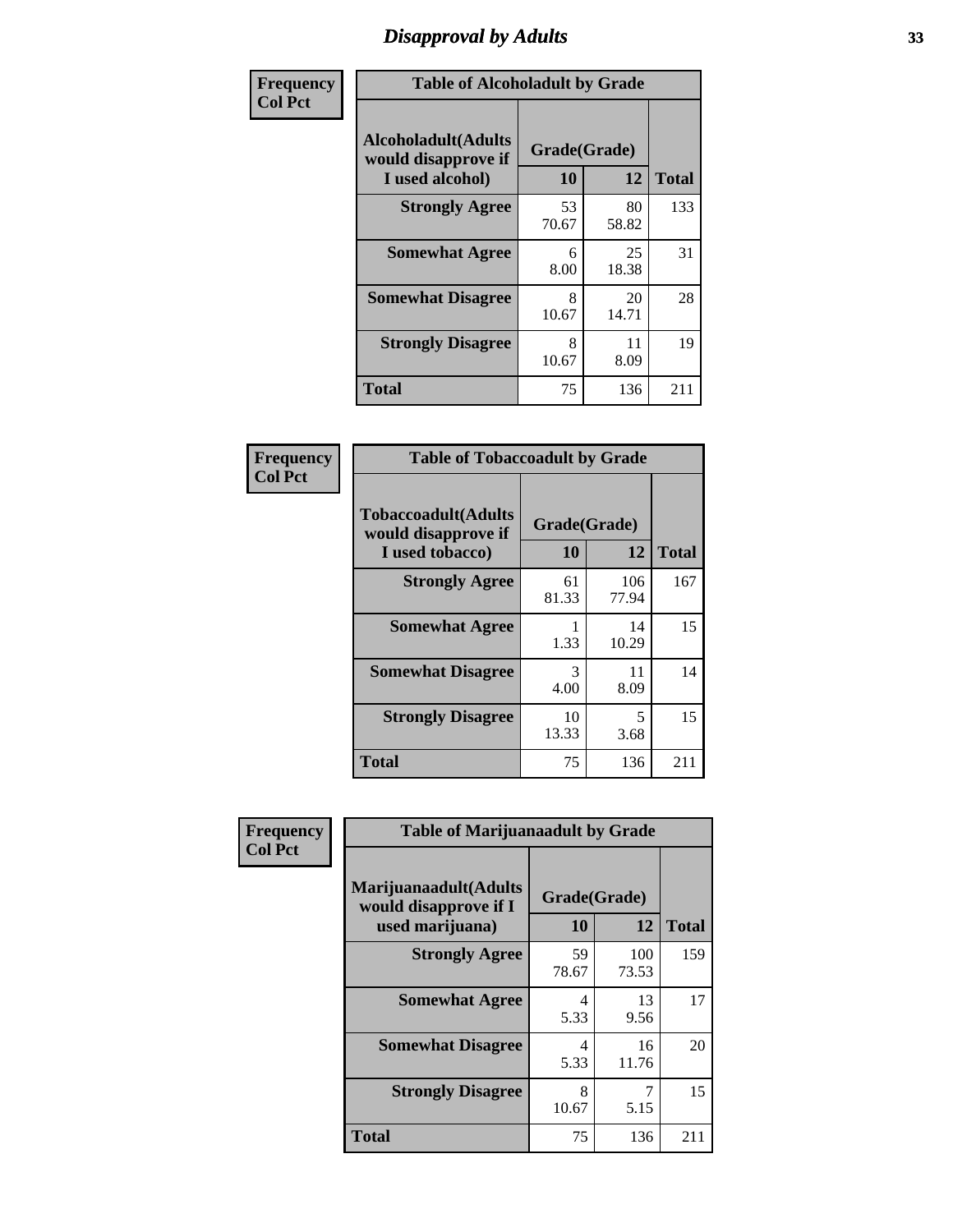# Disapproval by Adults

| Frequency Col Pct |
|---|

**Table of Alcoholadult by Grade**

| Alcoholadult(Adults would disapprove if I used alcohol) | Grade(Grade) 10 | 12 | Total |
|---|---|---|---|
| **Strongly Agree** | 53<br>70.67 | 80<br>58.82 | 133 |
| **Somewhat Agree** | 6<br>8.00 | 25<br>18.38 | 31 |
| **Somewhat Disagree** | 8<br>10.67 | 20<br>14.71 | 28 |
| **Strongly Disagree** | 8<br>10.67 | 11<br>8.09 | 19 |
| **Total** | 75 | 136 | 211 |

| Frequency Col Pct |
|---|

**Table of Tobaccoadult by Grade**

| Tobaccoadult(Adults would disapprove if I used tobacco) | Grade(Grade) 10 | 12 | Total |
|---|---|---|---|
| **Strongly Agree** | 61<br>81.33 | 106<br>77.94 | 167 |
| **Somewhat Agree** | 1<br>1.33 | 14<br>10.29 | 15 |
| **Somewhat Disagree** | 3<br>4.00 | 11<br>8.09 | 14 |
| **Strongly Disagree** | 10<br>13.33 | 5<br>3.68 | 15 |
| **Total** | 75 | 136 | 211 |

| Frequency Col Pct |
|---|

**Table of Marijuanaadult by Grade**

| Marijuanaadult(Adults would disapprove if I used marijuana) | Grade(Grade) 10 | 12 | Total |
|---|---|---|---|
| **Strongly Agree** | 59<br>78.67 | 100<br>73.53 | 159 |
| **Somewhat Agree** | 4<br>5.33 | 13<br>9.56 | 17 |
| **Somewhat Disagree** | 4<br>5.33 | 16<br>11.76 | 20 |
| **Strongly Disagree** | 8<br>10.67 | 7<br>5.15 | 15 |
| **Total** | 75 | 136 | 211 |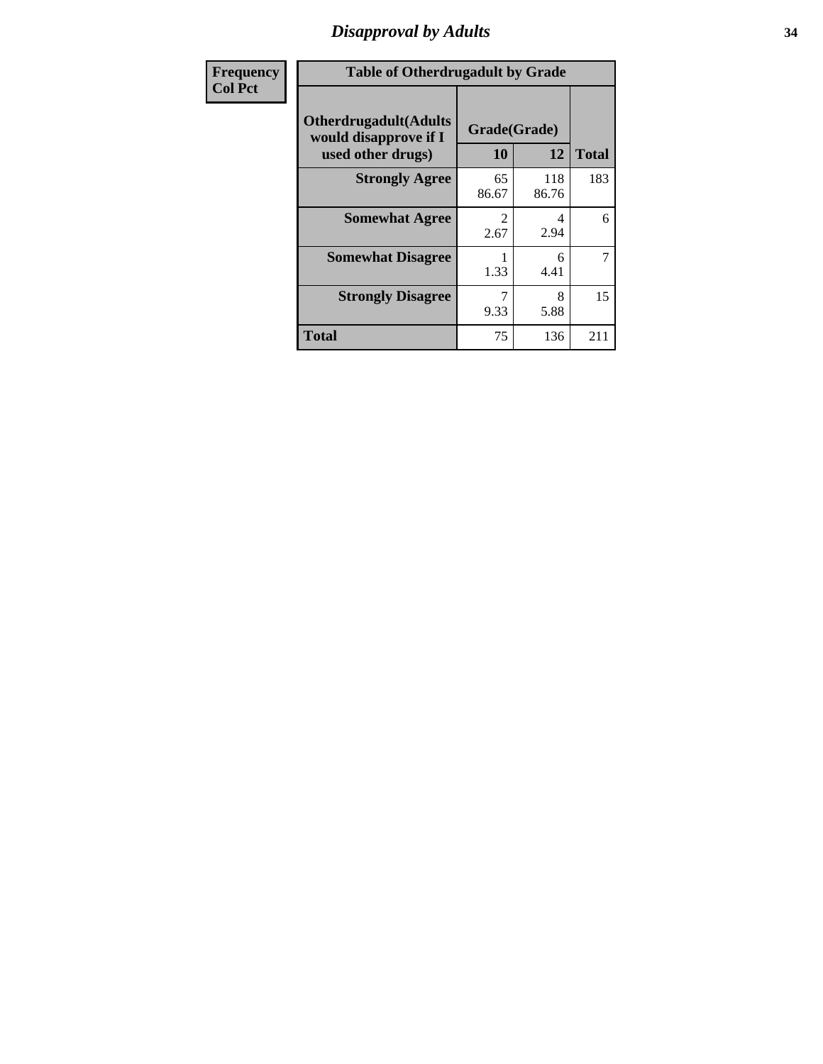## Disapproval by Adults

| Frequency Col Pct |
|---|

**Table of Otherdrugadult by Grade**

| Otherdrugadult(Adults would disapprove if I used other drugs) | Grade(Grade) | | |
|---|---|---|---|
| | 10 | 12 | Total |
| **Strongly Agree** | 65<br>86.67 | 118<br>86.76 | 183 |
| **Somewhat Agree** | 2<br>2.67 | 4<br>2.94 | 6 |
| **Somewhat Disagree** | 1<br>1.33 | 6<br>4.41 | 7 |
| **Strongly Disagree** | 7<br>9.33 | 8<br>5.88 | 15 |
| **Total** | 75 | 136 | 211 |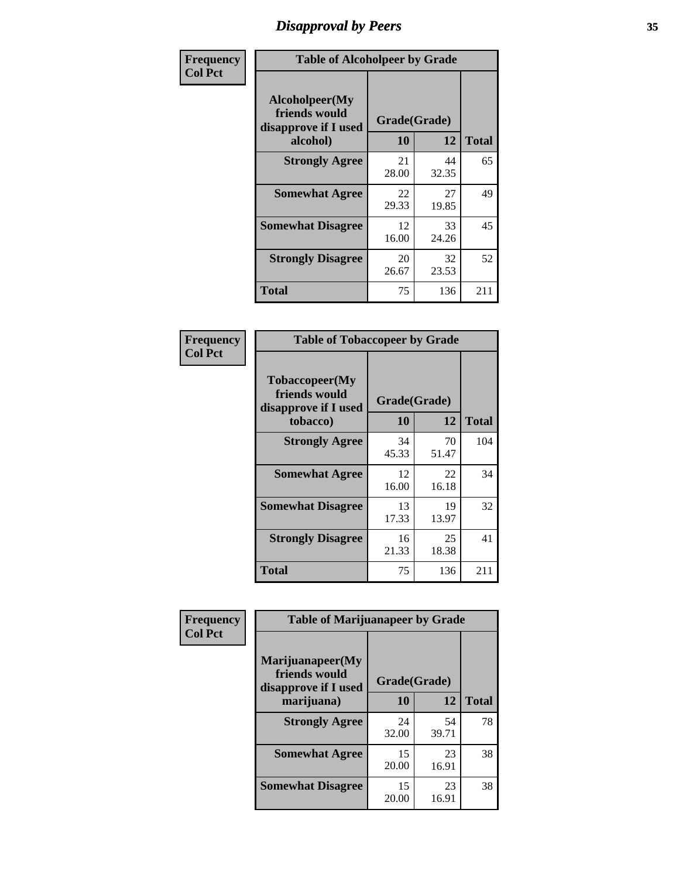# Disapproval by Peers

**Frequency / Col Pct**

**Table of Alcoholpeer by Grade**

| Alcoholpeer(My friends would disapprove if I used alcohol) | Grade(Grade) 10 | 12 | Total |
|---|---|---|---|
| **Strongly Agree** | 21<br>28.00 | 44<br>32.35 | 65 |
| **Somewhat Agree** | 22<br>29.33 | 27<br>19.85 | 49 |
| **Somewhat Disagree** | 12<br>16.00 | 33<br>24.26 | 45 |
| **Strongly Disagree** | 20<br>26.67 | 32<br>23.53 | 52 |
| **Total** | 75 | 136 | 211 |

**Frequency / Col Pct**

**Table of Tobaccopeer by Grade**

| Tobaccopeer(My friends would disapprove if I used tobacco) | Grade(Grade) 10 | 12 | Total |
|---|---|---|---|
| **Strongly Agree** | 34<br>45.33 | 70<br>51.47 | 104 |
| **Somewhat Agree** | 12<br>16.00 | 22<br>16.18 | 34 |
| **Somewhat Disagree** | 13<br>17.33 | 19<br>13.97 | 32 |
| **Strongly Disagree** | 16<br>21.33 | 25<br>18.38 | 41 |
| **Total** | 75 | 136 | 211 |

**Frequency / Col Pct**

**Table of Marijuanapeer by Grade**

| Marijuanapeer(My friends would disapprove if I used marijuana) | Grade(Grade) 10 | 12 | Total |
|---|---|---|---|
| **Strongly Agree** | 24<br>32.00 | 54<br>39.71 | 78 |
| **Somewhat Agree** | 15<br>20.00 | 23<br>16.91 | 38 |
| **Somewhat Disagree** | 15<br>20.00 | 23<br>16.91 | 38 |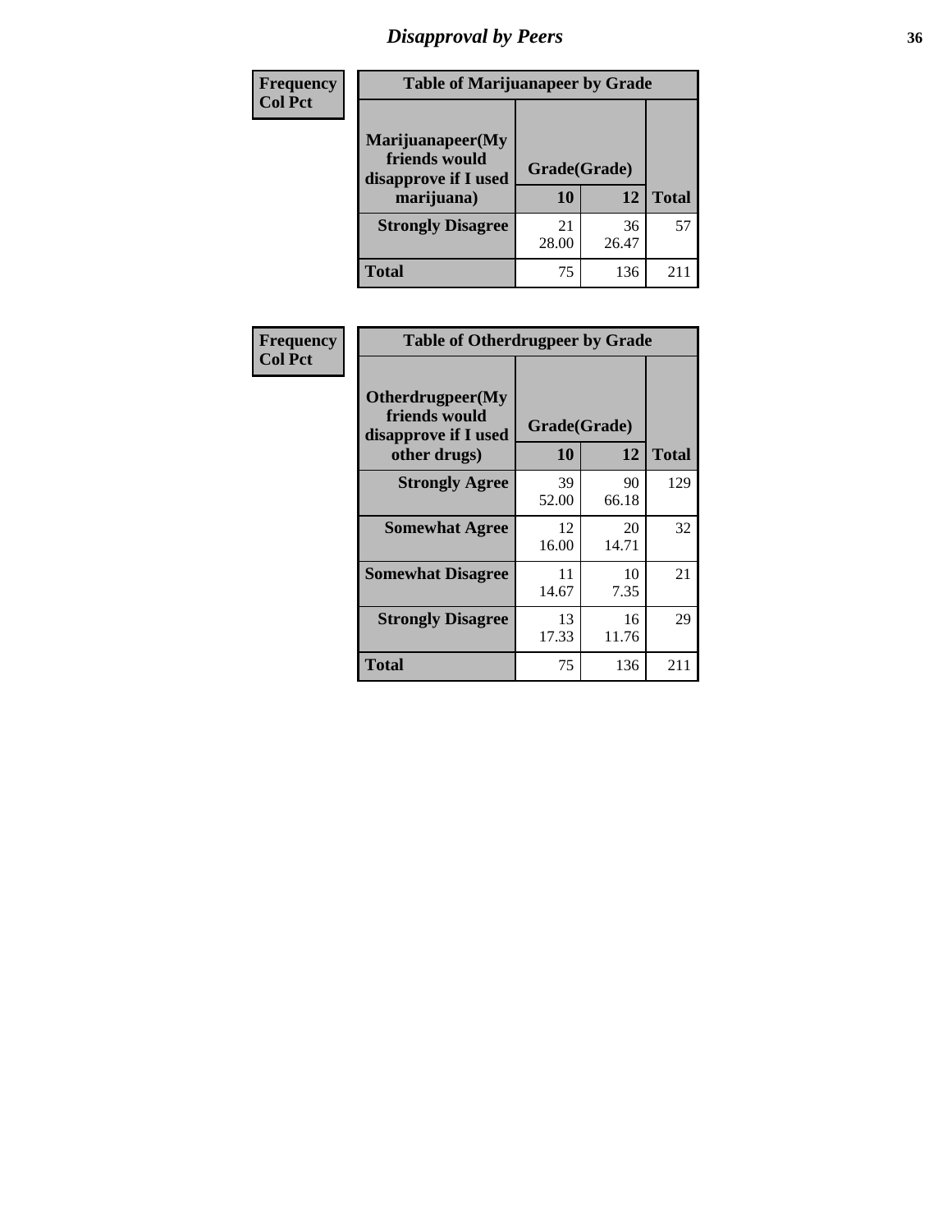# Disapproval by Peers

| Frequency<br>Col Pct | Table of Marijuanapeer by Grade | | |
|---|---|---|---|
| Marijuanapeer(My friends would disapprove if I used marijuana) | Grade(Grade) | | |
| | 10 | 12 | Total |
| Strongly Disagree | 21<br>28.00 | 36<br>26.47 | 57 |
| Total | 75 | 136 | 211 |

| Frequency<br>Col Pct | Table of Otherdrugpeer by Grade | | |
|---|---|---|---|
| Otherdrugpeer(My friends would disapprove if I used other drugs) | Grade(Grade) | | |
| | 10 | 12 | Total |
| Strongly Agree | 39<br>52.00 | 90<br>66.18 | 129 |
| Somewhat Agree | 12<br>16.00 | 20<br>14.71 | 32 |
| Somewhat Disagree | 11<br>14.67 | 10<br>7.35 | 21 |
| Strongly Disagree | 13<br>17.33 | 16<br>11.76 | 29 |
| Total | 75 | 136 | 211 |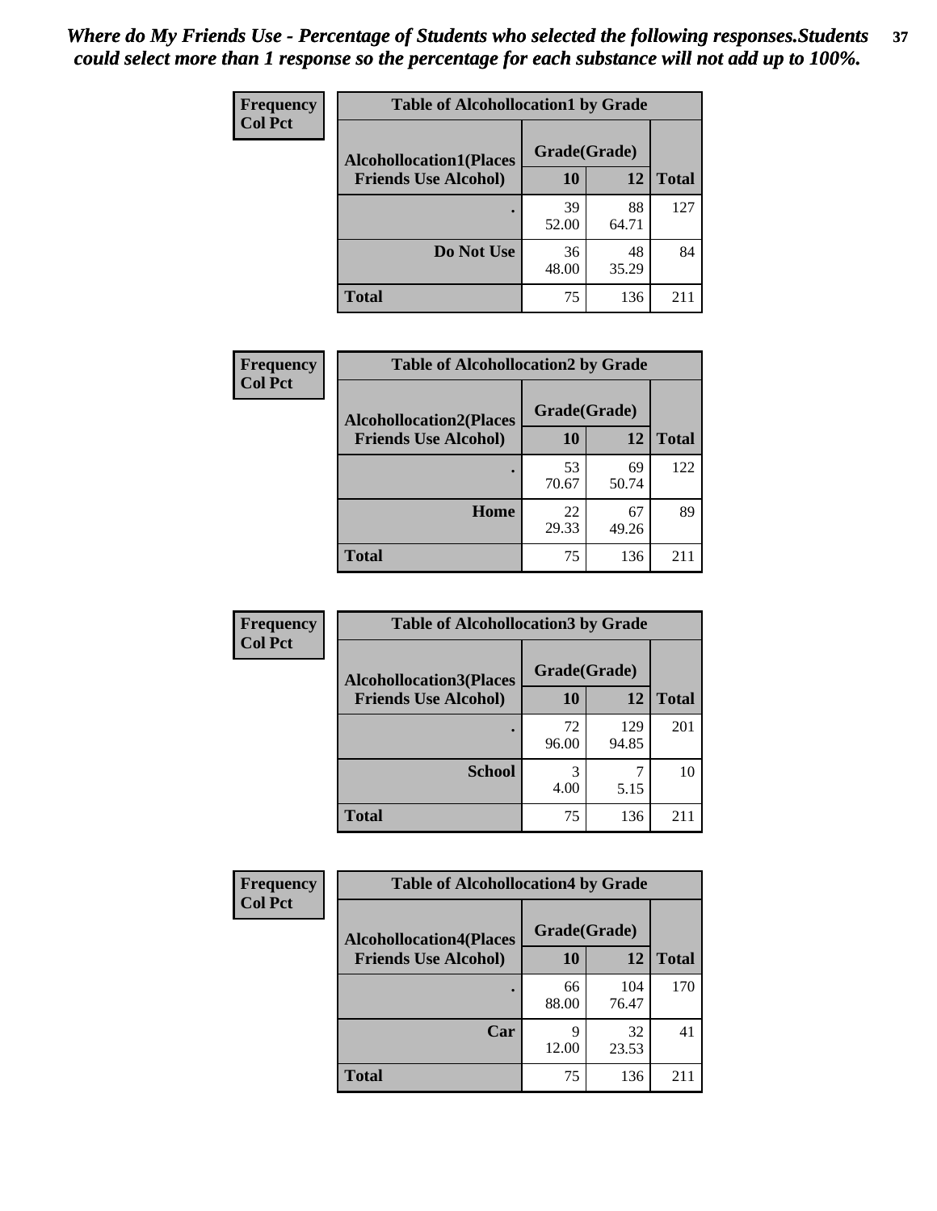*Where do My Friends Use - Percentage of Students who selected the following responses.Students could select more than 1 response so the percentage for each substance will not add up to 100%.*

**Frequency**
**Col Pct**

**Table of Alcohollocation1 by Grade**

| Alcohollocation1(Places Friends Use Alcohol) | Grade(Grade) | | Total |
|---|---|---|---|
| | 10 | 12 | |
| . | 39<br>52.00 | 88<br>64.71 | 127 |
| Do Not Use | 36<br>48.00 | 48<br>35.29 | 84 |
| Total | 75 | 136 | 211 |

**Frequency**
**Col Pct**

**Table of Alcohollocation2 by Grade**

| Alcohollocation2(Places Friends Use Alcohol) | Grade(Grade) | | Total |
|---|---|---|---|
| | 10 | 12 | |
| . | 53<br>70.67 | 69<br>50.74 | 122 |
| Home | 22<br>29.33 | 67<br>49.26 | 89 |
| Total | 75 | 136 | 211 |

**Frequency**
**Col Pct**

**Table of Alcohollocation3 by Grade**

| Alcohollocation3(Places Friends Use Alcohol) | Grade(Grade) | | Total |
|---|---|---|---|
| | 10 | 12 | |
| . | 72<br>96.00 | 129<br>94.85 | 201 |
| School | 3<br>4.00 | 7<br>5.15 | 10 |
| Total | 75 | 136 | 211 |

**Frequency**
**Col Pct**

**Table of Alcohollocation4 by Grade**

| Alcohollocation4(Places Friends Use Alcohol) | Grade(Grade) | | Total |
|---|---|---|---|
| | 10 | 12 | |
| . | 66<br>88.00 | 104<br>76.47 | 170 |
| Car | 9<br>12.00 | 32<br>23.53 | 41 |
| Total | 75 | 136 | 211 |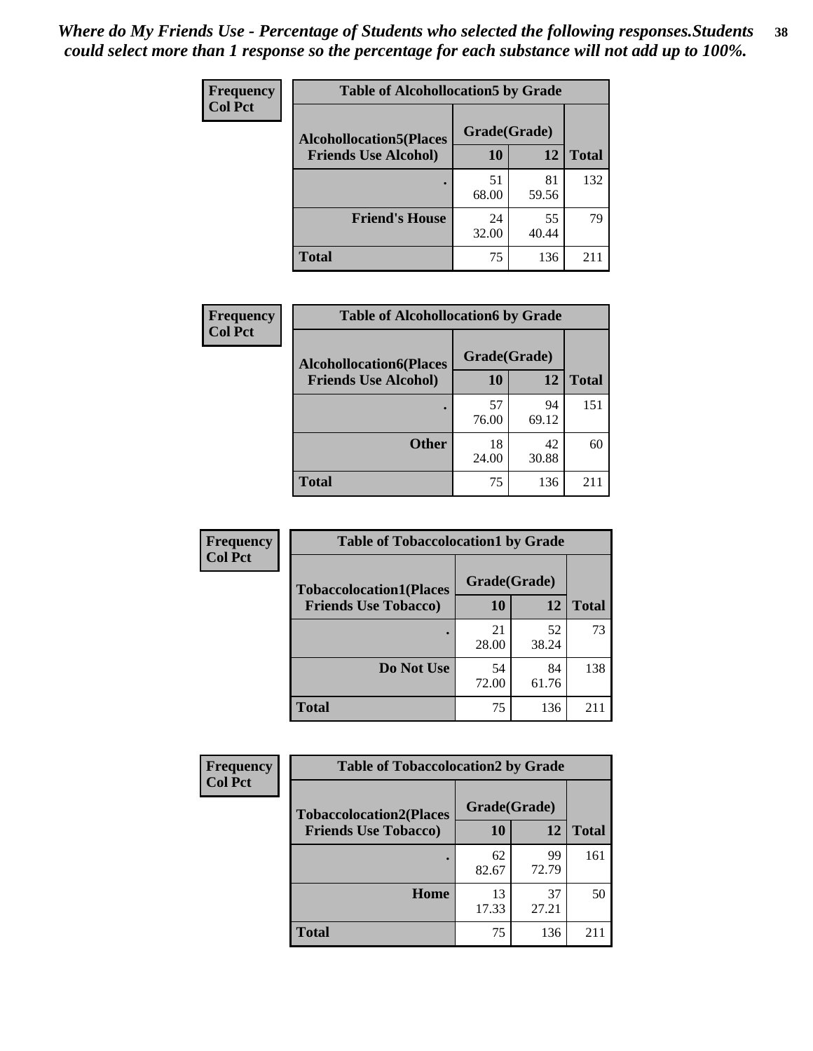*Where do My Friends Use - Percentage of Students who selected the following responses.Students could select more than 1 response so the percentage for each substance will not add up to 100%.*

**Frequency**
**Col Pct**

| Table of Alcohollocation5 by Grade | | | |
|---|---|---|---|
| **Alcohollocation5(Places Friends Use Alcohol)** | **Grade(Grade)** | | **Total** |
| | **10** | **12** | |
| **.** | 51<br>68.00 | 81<br>59.56 | 132 |
| **Friend's House** | 24<br>32.00 | 55<br>40.44 | 79 |
| **Total** | 75 | 136 | 211 |

**Frequency**
**Col Pct**

| Table of Alcohollocation6 by Grade | | | |
|---|---|---|---|
| **Alcohollocation6(Places Friends Use Alcohol)** | **Grade(Grade)** | | **Total** |
| | **10** | **12** | |
| **.** | 57<br>76.00 | 94<br>69.12 | 151 |
| **Other** | 18<br>24.00 | 42<br>30.88 | 60 |
| **Total** | 75 | 136 | 211 |

**Frequency**
**Col Pct**

| Table of Tobaccolocation1 by Grade | | | |
|---|---|---|---|
| **Tobaccolocation1(Places Friends Use Tobacco)** | **Grade(Grade)** | | **Total** |
| | **10** | **12** | |
| **.** | 21<br>28.00 | 52<br>38.24 | 73 |
| **Do Not Use** | 54<br>72.00 | 84<br>61.76 | 138 |
| **Total** | 75 | 136 | 211 |

**Frequency**
**Col Pct**

| Table of Tobaccolocation2 by Grade | | | |
|---|---|---|---|
| **Tobaccolocation2(Places Friends Use Tobacco)** | **Grade(Grade)** | | **Total** |
| | **10** | **12** | |
| **.** | 62<br>82.67 | 99<br>72.79 | 161 |
| **Home** | 13<br>17.33 | 37<br>27.21 | 50 |
| **Total** | 75 | 136 | 211 |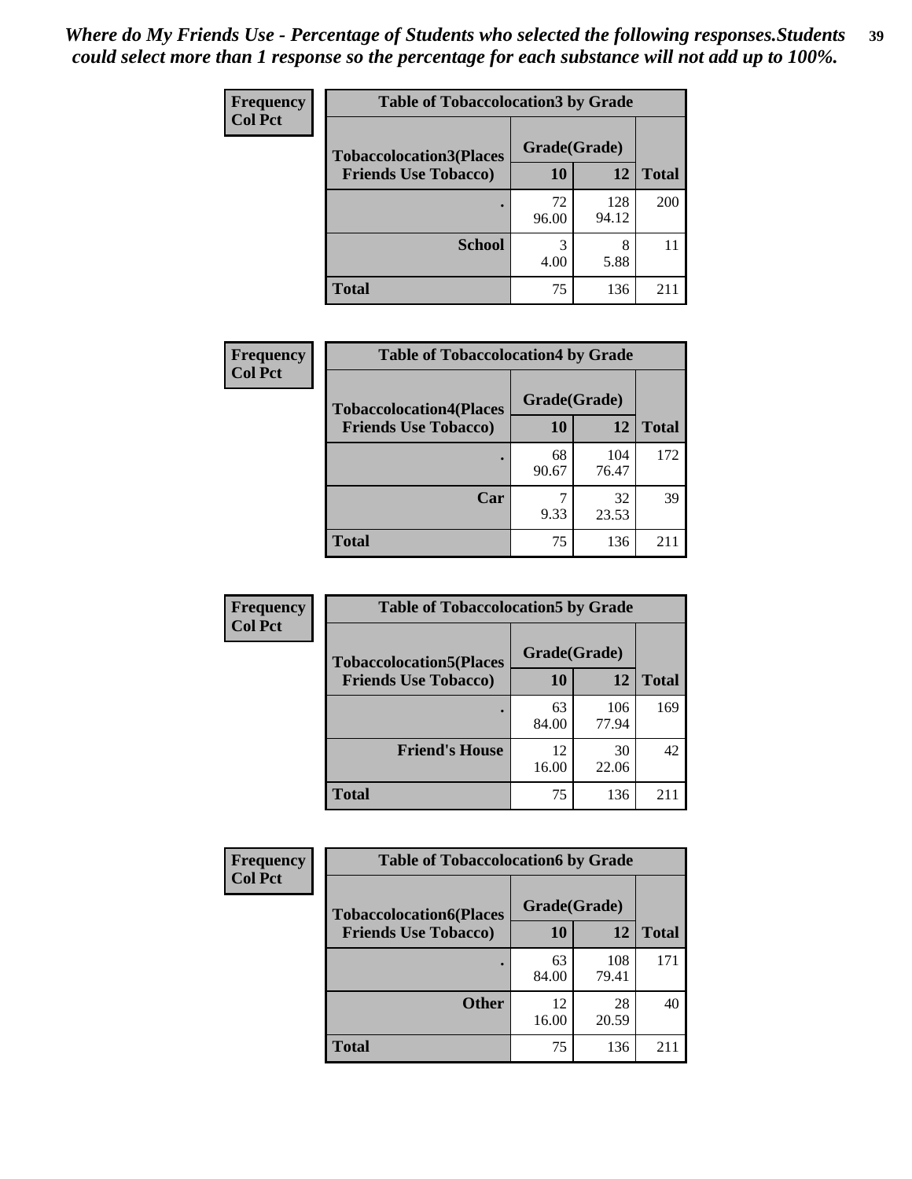*Where do My Friends Use - Percentage of Students who selected the following responses.Students could select more than 1 response so the percentage for each substance will not add up to 100%.*

**Frequency**
**Col Pct**

| Table of Tobaccolocation3 by Grade | | | |
|---|---|---|---|
| **Tobaccolocation3(Places Friends Use Tobacco)** | **Grade(Grade)** | | **Total** |
| | **10** | **12** | |
| **.** | 72<br>96.00 | 128<br>94.12 | 200 |
| **School** | 3<br>4.00 | 8<br>5.88 | 11 |
| **Total** | 75 | 136 | 211 |

**Frequency**
**Col Pct**

| Table of Tobaccolocation4 by Grade | | | |
|---|---|---|---|
| **Tobaccolocation4(Places Friends Use Tobacco)** | **Grade(Grade)** | | **Total** |
| | **10** | **12** | |
| **.** | 68<br>90.67 | 104<br>76.47 | 172 |
| **Car** | 7<br>9.33 | 32<br>23.53 | 39 |
| **Total** | 75 | 136 | 211 |

**Frequency**
**Col Pct**

| Table of Tobaccolocation5 by Grade | | | |
|---|---|---|---|
| **Tobaccolocation5(Places Friends Use Tobacco)** | **Grade(Grade)** | | **Total** |
| | **10** | **12** | |
| **.** | 63<br>84.00 | 106<br>77.94 | 169 |
| **Friend's House** | 12<br>16.00 | 30<br>22.06 | 42 |
| **Total** | 75 | 136 | 211 |

**Frequency**
**Col Pct**

| Table of Tobaccolocation6 by Grade | | | |
|---|---|---|---|
| **Tobaccolocation6(Places Friends Use Tobacco)** | **Grade(Grade)** | | **Total** |
| | **10** | **12** | |
| **.** | 63<br>84.00 | 108<br>79.41 | 171 |
| **Other** | 12<br>16.00 | 28<br>20.59 | 40 |
| **Total** | 75 | 136 | 211 |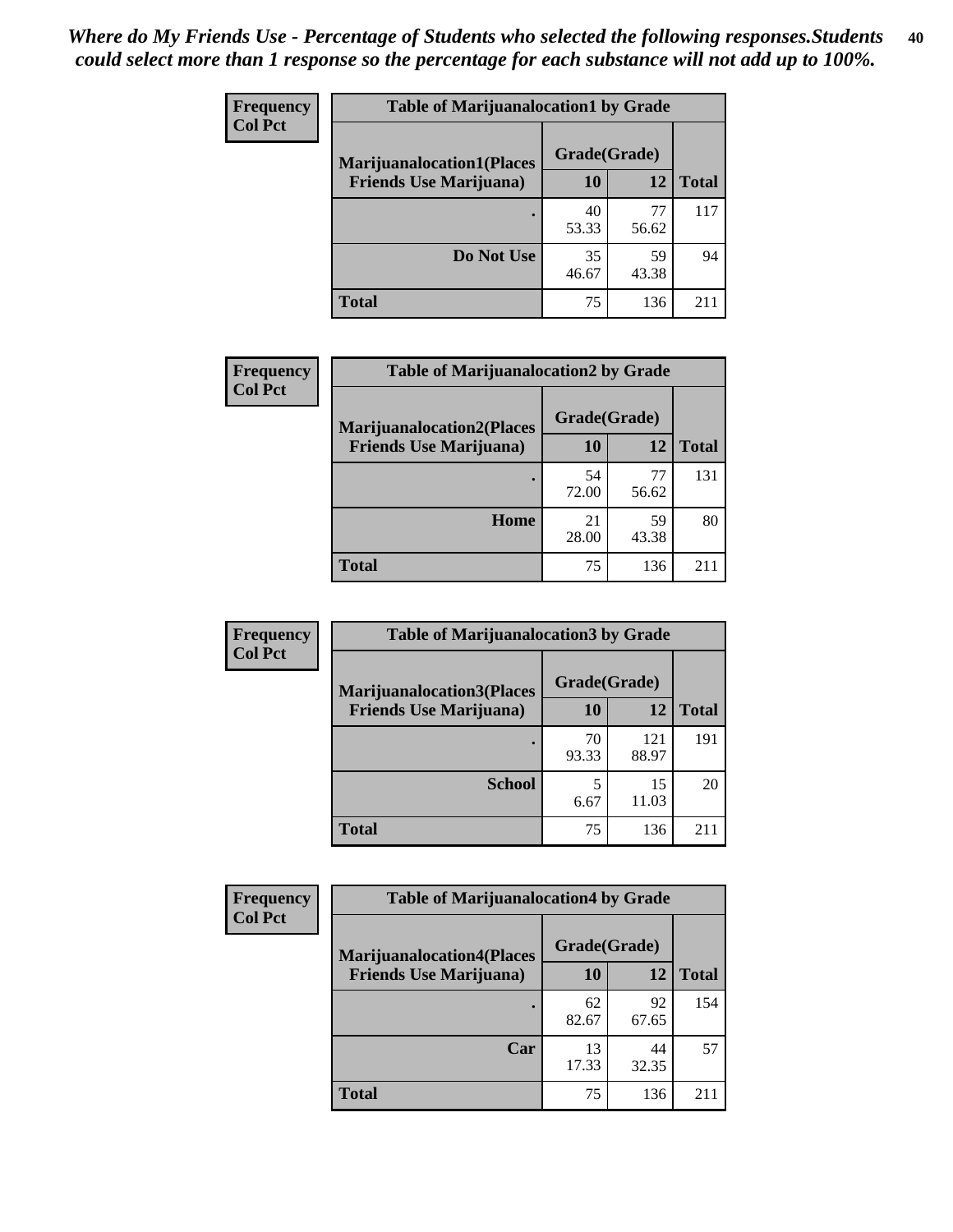*Where do My Friends Use - Percentage of Students who selected the following responses.Students could select more than 1 response so the percentage for each substance will not add up to 100%.*

**Frequency**
**Col Pct**

| Table of Marijuanalocation1 by Grade | | | |
|---|---|---|---|
| **Marijuanalocation1(Places Friends Use Marijuana)** | **Grade(Grade)** | | |
| | **10** | **12** | **Total** |
| **.** | 40<br>53.33 | 77<br>56.62 | 117 |
| **Do Not Use** | 35<br>46.67 | 59<br>43.38 | 94 |
| **Total** | 75 | 136 | 211 |

**Frequency**
**Col Pct**

| Table of Marijuanalocation2 by Grade | | | |
|---|---|---|---|
| **Marijuanalocation2(Places Friends Use Marijuana)** | **Grade(Grade)** | | |
| | **10** | **12** | **Total** |
| **.** | 54<br>72.00 | 77<br>56.62 | 131 |
| **Home** | 21<br>28.00 | 59<br>43.38 | 80 |
| **Total** | 75 | 136 | 211 |

**Frequency**
**Col Pct**

| Table of Marijuanalocation3 by Grade | | | |
|---|---|---|---|
| **Marijuanalocation3(Places Friends Use Marijuana)** | **Grade(Grade)** | | |
| | **10** | **12** | **Total** |
| **.** | 70<br>93.33 | 121<br>88.97 | 191 |
| **School** | 5<br>6.67 | 15<br>11.03 | 20 |
| **Total** | 75 | 136 | 211 |

**Frequency**
**Col Pct**

| Table of Marijuanalocation4 by Grade | | | |
|---|---|---|---|
| **Marijuanalocation4(Places Friends Use Marijuana)** | **Grade(Grade)** | | |
| | **10** | **12** | **Total** |
| **.** | 62<br>82.67 | 92<br>67.65 | 154 |
| **Car** | 13<br>17.33 | 44<br>32.35 | 57 |
| **Total** | 75 | 136 | 211 |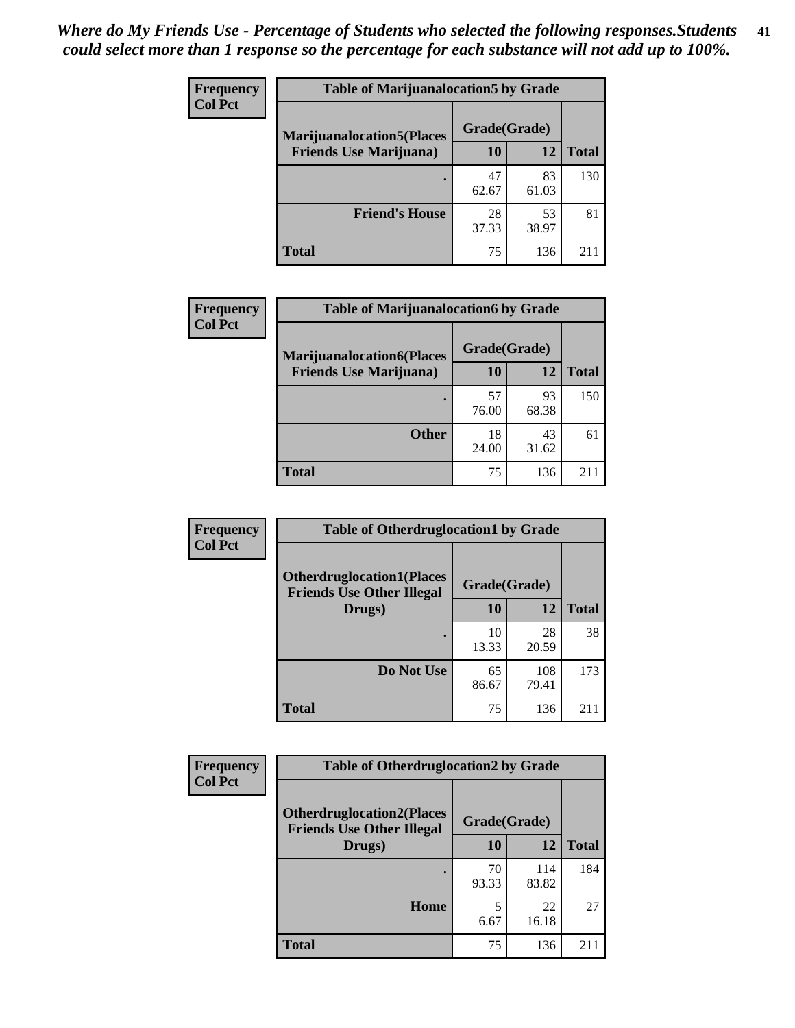*Where do My Friends Use - Percentage of Students who selected the following responses.Students could select more than 1 response so the percentage for each substance will not add up to 100%.*

**Frequency**
**Col Pct**

| Table of Marijuanalocation5 by Grade | | | |
|---|---|---|---|
| **Marijuanalocation5(Places Friends Use Marijuana)** | **Grade(Grade)** | | **Total** |
| | **10** | **12** | |
| **.** | 47<br>62.67 | 83<br>61.03 | 130 |
| **Friend's House** | 28<br>37.33 | 53<br>38.97 | 81 |
| **Total** | 75 | 136 | 211 |

**Frequency**
**Col Pct**

| Table of Marijuanalocation6 by Grade | | | |
|---|---|---|---|
| **Marijuanalocation6(Places Friends Use Marijuana)** | **Grade(Grade)** | | **Total** |
| | **10** | **12** | |
| **.** | 57<br>76.00 | 93<br>68.38 | 150 |
| **Other** | 18<br>24.00 | 43<br>31.62 | 61 |
| **Total** | 75 | 136 | 211 |

**Frequency**
**Col Pct**

| Table of Otherdruglocation1 by Grade | | | |
|---|---|---|---|
| **Otherdruglocation1(Places Friends Use Other Illegal Drugs)** | **Grade(Grade)** | | **Total** |
| | **10** | **12** | |
| **.** | 10<br>13.33 | 28<br>20.59 | 38 |
| **Do Not Use** | 65<br>86.67 | 108<br>79.41 | 173 |
| **Total** | 75 | 136 | 211 |

**Frequency**
**Col Pct**

| Table of Otherdruglocation2 by Grade | | | |
|---|---|---|---|
| **Otherdruglocation2(Places Friends Use Other Illegal Drugs)** | **Grade(Grade)** | | **Total** |
| | **10** | **12** | |
| **.** | 70<br>93.33 | 114<br>83.82 | 184 |
| **Home** | 5<br>6.67 | 22<br>16.18 | 27 |
| **Total** | 75 | 136 | 211 |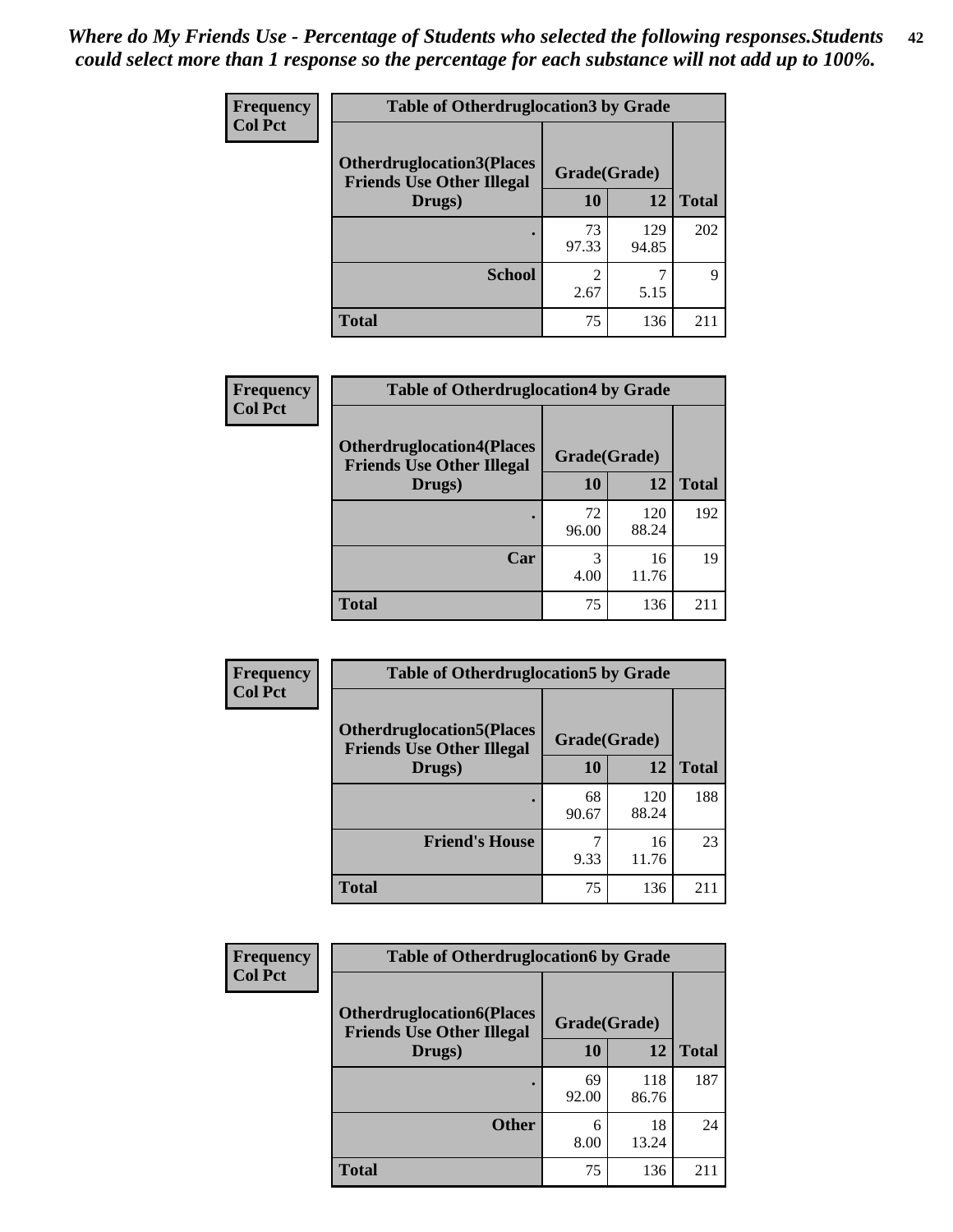*Where do My Friends Use - Percentage of Students who selected the following responses.Students could select more than 1 response so the percentage for each substance will not add up to 100%.*

**Frequency**
**Col Pct**

| Table of Otherdruglocation3 by Grade | | | |
|---|---|---|---|
| **Otherdruglocation3(Places Friends Use Other Illegal Drugs)** | **Grade(Grade)** | | **Total** |
| | **10** | **12** | |
| **.** | 73<br>97.33 | 129<br>94.85 | 202 |
| **School** | 2<br>2.67 | 7<br>5.15 | 9 |
| **Total** | 75 | 136 | 211 |

**Frequency**
**Col Pct**

| Table of Otherdruglocation4 by Grade | | | |
|---|---|---|---|
| **Otherdruglocation4(Places Friends Use Other Illegal Drugs)** | **Grade(Grade)** | | **Total** |
| | **10** | **12** | |
| **.** | 72<br>96.00 | 120<br>88.24 | 192 |
| **Car** | 3<br>4.00 | 16<br>11.76 | 19 |
| **Total** | 75 | 136 | 211 |

**Frequency**
**Col Pct**

| Table of Otherdruglocation5 by Grade | | | |
|---|---|---|---|
| **Otherdruglocation5(Places Friends Use Other Illegal Drugs)** | **Grade(Grade)** | | **Total** |
| | **10** | **12** | |
| **.** | 68<br>90.67 | 120<br>88.24 | 188 |
| **Friend's House** | 7<br>9.33 | 16<br>11.76 | 23 |
| **Total** | 75 | 136 | 211 |

**Frequency**
**Col Pct**

| Table of Otherdruglocation6 by Grade | | | |
|---|---|---|---|
| **Otherdruglocation6(Places Friends Use Other Illegal Drugs)** | **Grade(Grade)** | | **Total** |
| | **10** | **12** | |
| **.** | 69<br>92.00 | 118<br>86.76 | 187 |
| **Other** | 6<br>8.00 | 18<br>13.24 | 24 |
| **Total** | 75 | 136 | 211 |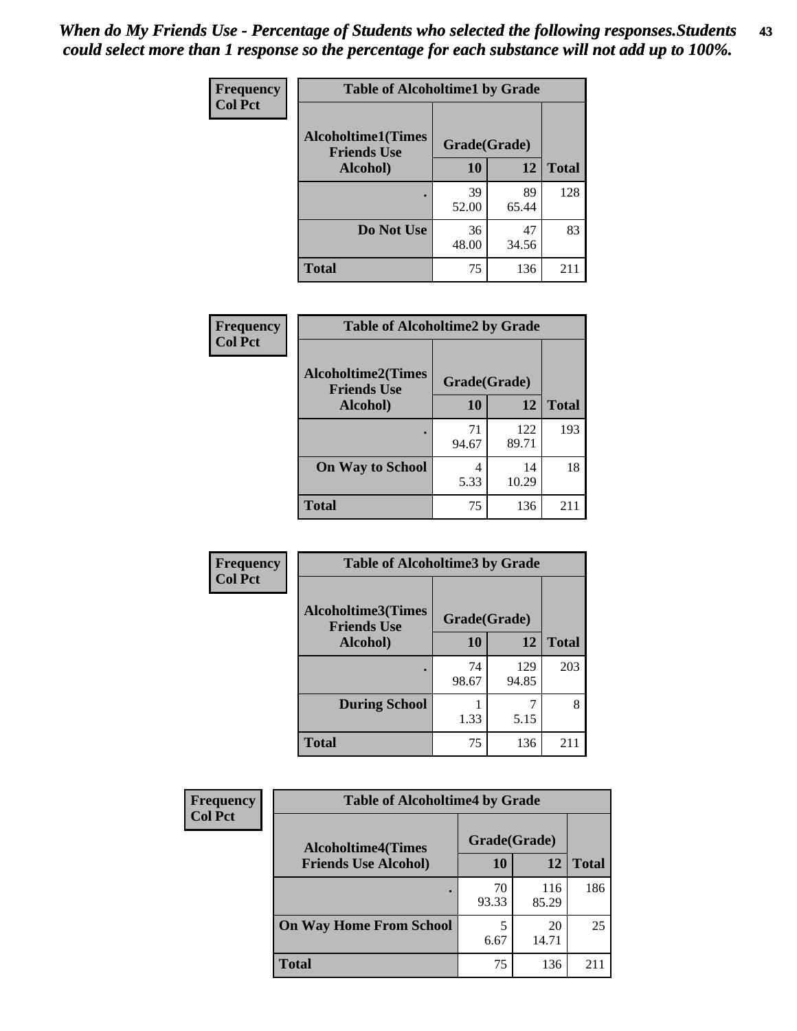*When do My Friends Use - Percentage of Students who selected the following responses.Students could select more than 1 response so the percentage for each substance will not add up to 100%.*

**Frequency**
**Col Pct**

| Table of Alcoholtime1 by Grade | | | |
|---|---|---|---|
| **Alcoholtime1(Times Friends Use Alcohol)** | **Grade(Grade)** | | |
| | **10** | **12** | **Total** |
| **.** | 39<br>52.00 | 89<br>65.44 | 128 |
| **Do Not Use** | 36<br>48.00 | 47<br>34.56 | 83 |
| **Total** | 75 | 136 | 211 |

**Frequency**
**Col Pct**

| Table of Alcoholtime2 by Grade | | | |
|---|---|---|---|
| **Alcoholtime2(Times Friends Use Alcohol)** | **Grade(Grade)** | | |
| | **10** | **12** | **Total** |
| **.** | 71<br>94.67 | 122<br>89.71 | 193 |
| **On Way to School** | 4<br>5.33 | 14<br>10.29 | 18 |
| **Total** | 75 | 136 | 211 |

**Frequency**
**Col Pct**

| Table of Alcoholtime3 by Grade | | | |
|---|---|---|---|
| **Alcoholtime3(Times Friends Use Alcohol)** | **Grade(Grade)** | | |
| | **10** | **12** | **Total** |
| **.** | 74<br>98.67 | 129<br>94.85 | 203 |
| **During School** | 1<br>1.33 | 7<br>5.15 | 8 |
| **Total** | 75 | 136 | 211 |

**Frequency**
**Col Pct**

| Table of Alcoholtime4 by Grade | | | |
|---|---|---|---|
| **Alcoholtime4(Times Friends Use Alcohol)** | **Grade(Grade)** | | |
| | **10** | **12** | **Total** |
| **.** | 70<br>93.33 | 116<br>85.29 | 186 |
| **On Way Home From School** | 5<br>6.67 | 20<br>14.71 | 25 |
| **Total** | 75 | 136 | 211 |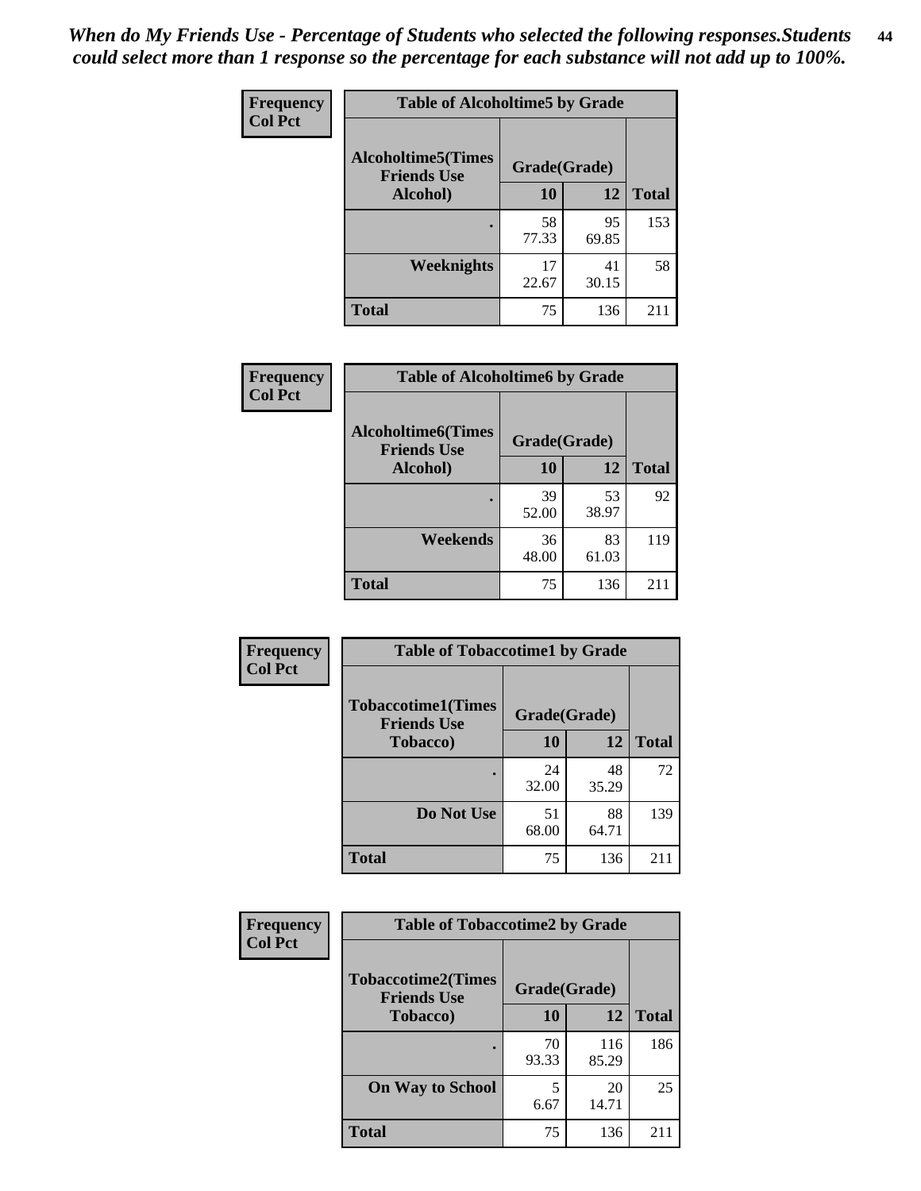*When do My Friends Use - Percentage of Students who selected the following responses.Students could select more than 1 response so the percentage for each substance will not add up to 100%.*

**Frequency**
**Col Pct**

| Table of Alcoholtime5 by Grade | | | |
|---|---|---|---|
| Alcoholtime5(Times Friends Use Alcohol) | Grade(Grade) | | Total |
| | 10 | 12 | |
| . | 58<br>77.33 | 95<br>69.85 | 153 |
| Weeknights | 17<br>22.67 | 41<br>30.15 | 58 |
| Total | 75 | 136 | 211 |

**Frequency**
**Col Pct**

| Table of Alcoholtime6 by Grade | | | |
|---|---|---|---|
| Alcoholtime6(Times Friends Use Alcohol) | Grade(Grade) | | Total |
| | 10 | 12 | |
| . | 39<br>52.00 | 53<br>38.97 | 92 |
| Weekends | 36<br>48.00 | 83<br>61.03 | 119 |
| Total | 75 | 136 | 211 |

**Frequency**
**Col Pct**

| Table of Tobaccotime1 by Grade | | | |
|---|---|---|---|
| Tobaccotime1(Times Friends Use Tobacco) | Grade(Grade) | | Total |
| | 10 | 12 | |
| . | 24<br>32.00 | 48<br>35.29 | 72 |
| Do Not Use | 51<br>68.00 | 88<br>64.71 | 139 |
| Total | 75 | 136 | 211 |

**Frequency**
**Col Pct**

| Table of Tobaccotime2 by Grade | | | |
|---|---|---|---|
| Tobaccotime2(Times Friends Use Tobacco) | Grade(Grade) | | Total |
| | 10 | 12 | |
| . | 70<br>93.33 | 116<br>85.29 | 186 |
| On Way to School | 5<br>6.67 | 20<br>14.71 | 25 |
| Total | 75 | 136 | 211 |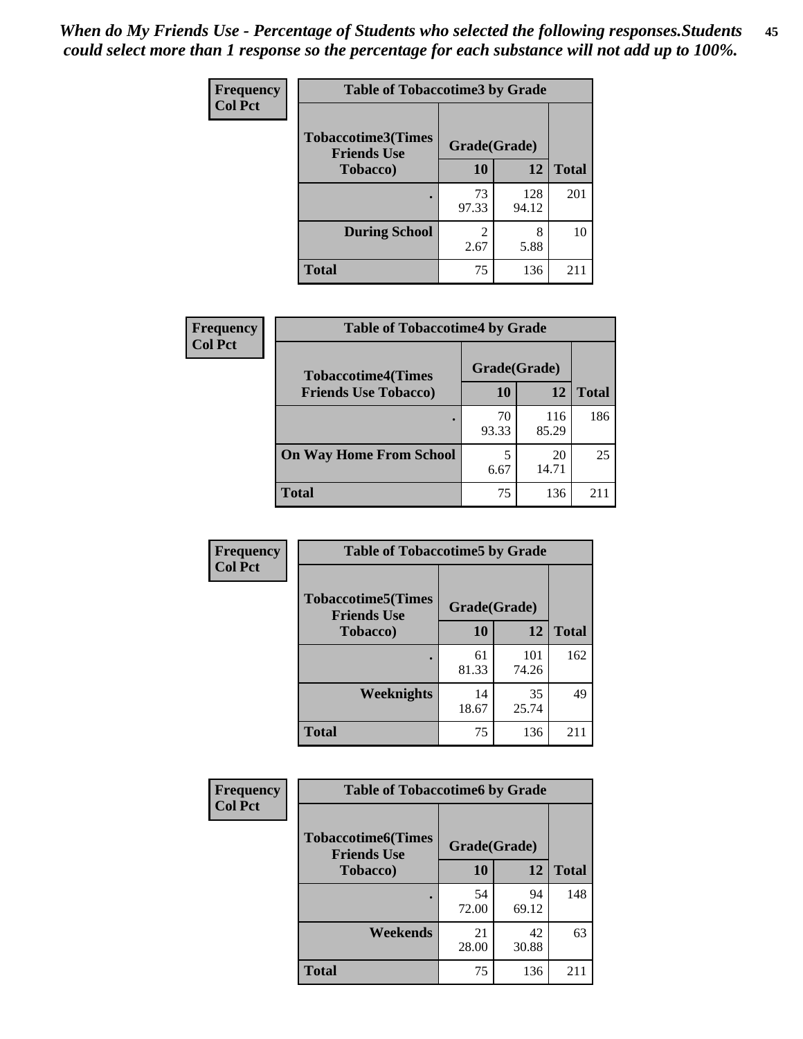*When do My Friends Use - Percentage of Students who selected the following responses.Students could select more than 1 response so the percentage for each substance will not add up to 100%.*

**Frequency**
**Col Pct**

| Table of Tobaccotime3 by Grade | | | |
|---|---|---|---|
| **Tobaccotime3(Times Friends Use Tobacco)** | **Grade(Grade)** | | **Total** |
| | **10** | **12** | |
| **.** | 73<br>97.33 | 128<br>94.12 | 201 |
| **During School** | 2<br>2.67 | 8<br>5.88 | 10 |
| **Total** | 75 | 136 | 211 |

**Frequency**
**Col Pct**

| Table of Tobaccotime4 by Grade | | | |
|---|---|---|---|
| **Tobaccotime4(Times Friends Use Tobacco)** | **Grade(Grade)** | | **Total** |
| | **10** | **12** | |
| **.** | 70<br>93.33 | 116<br>85.29 | 186 |
| **On Way Home From School** | 5<br>6.67 | 20<br>14.71 | 25 |
| **Total** | 75 | 136 | 211 |

**Frequency**
**Col Pct**

| Table of Tobaccotime5 by Grade | | | |
|---|---|---|---|
| **Tobaccotime5(Times Friends Use Tobacco)** | **Grade(Grade)** | | **Total** |
| | **10** | **12** | |
| **.** | 61<br>81.33 | 101<br>74.26 | 162 |
| **Weeknights** | 14<br>18.67 | 35<br>25.74 | 49 |
| **Total** | 75 | 136 | 211 |

**Frequency**
**Col Pct**

| Table of Tobaccotime6 by Grade | | | |
|---|---|---|---|
| **Tobaccotime6(Times Friends Use Tobacco)** | **Grade(Grade)** | | **Total** |
| | **10** | **12** | |
| **.** | 54<br>72.00 | 94<br>69.12 | 148 |
| **Weekends** | 21<br>28.00 | 42<br>30.88 | 63 |
| **Total** | 75 | 136 | 211 |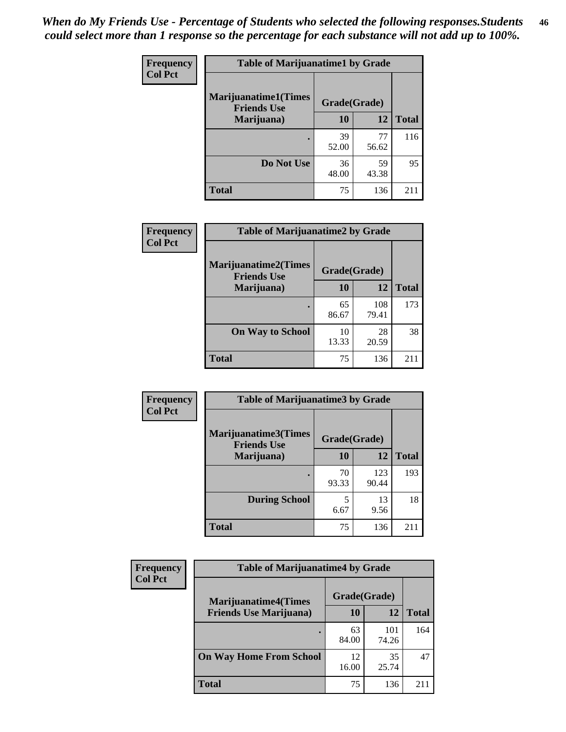*When do My Friends Use - Percentage of Students who selected the following responses.Students could select more than 1 response so the percentage for each substance will not add up to 100%.*

**Frequency**
**Col Pct**

| Table of Marijuanatime1 by Grade | | | |
|---|---|---|---|
| **Marijuanatime1(Times Friends Use Marijuana)** | **Grade(Grade)** | | |
| | **10** | **12** | **Total** |
| . | 39<br>52.00 | 77<br>56.62 | 116 |
| **Do Not Use** | 36<br>48.00 | 59<br>43.38 | 95 |
| **Total** | 75 | 136 | 211 |

**Frequency**
**Col Pct**

| Table of Marijuanatime2 by Grade | | | |
|---|---|---|---|
| **Marijuanatime2(Times Friends Use Marijuana)** | **Grade(Grade)** | | |
| | **10** | **12** | **Total** |
| . | 65<br>86.67 | 108<br>79.41 | 173 |
| **On Way to School** | 10<br>13.33 | 28<br>20.59 | 38 |
| **Total** | 75 | 136 | 211 |

**Frequency**
**Col Pct**

| Table of Marijuanatime3 by Grade | | | |
|---|---|---|---|
| **Marijuanatime3(Times Friends Use Marijuana)** | **Grade(Grade)** | | |
| | **10** | **12** | **Total** |
| . | 70<br>93.33 | 123<br>90.44 | 193 |
| **During School** | 5<br>6.67 | 13<br>9.56 | 18 |
| **Total** | 75 | 136 | 211 |

**Frequency**
**Col Pct**

| Table of Marijuanatime4 by Grade | | | |
|---|---|---|---|
| **Marijuanatime4(Times Friends Use Marijuana)** | **Grade(Grade)** | | |
| | **10** | **12** | **Total** |
| . | 63<br>84.00 | 101<br>74.26 | 164 |
| **On Way Home From School** | 12<br>16.00 | 35<br>25.74 | 47 |
| **Total** | 75 | 136 | 211 |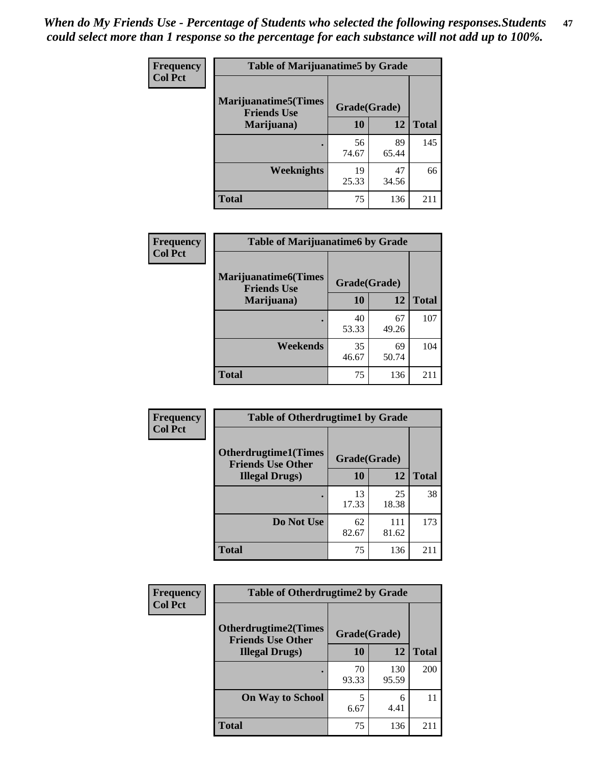*When do My Friends Use - Percentage of Students who selected the following responses.Students could select more than 1 response so the percentage for each substance will not add up to 100%.*

**Frequency**
**Col Pct**

| Table of Marijuanatime5 by Grade | | | |
|---|---|---|---|
| **Marijuanatime5(Times Friends Use Marijuana)** | **Grade(Grade)** | | **Total** |
| | **10** | **12** | |
| **.** | 56<br>74.67 | 89<br>65.44 | 145 |
| **Weeknights** | 19<br>25.33 | 47<br>34.56 | 66 |
| **Total** | 75 | 136 | 211 |

**Frequency**
**Col Pct**

| Table of Marijuanatime6 by Grade | | | |
|---|---|---|---|
| **Marijuanatime6(Times Friends Use Marijuana)** | **Grade(Grade)** | | **Total** |
| | **10** | **12** | |
| **.** | 40<br>53.33 | 67<br>49.26 | 107 |
| **Weekends** | 35<br>46.67 | 69<br>50.74 | 104 |
| **Total** | 75 | 136 | 211 |

**Frequency**
**Col Pct**

| Table of Otherdrugtime1 by Grade | | | |
|---|---|---|---|
| **Otherdrugtime1(Times Friends Use Other Illegal Drugs)** | **Grade(Grade)** | | **Total** |
| | **10** | **12** | |
| **.** | 13<br>17.33 | 25<br>18.38 | 38 |
| **Do Not Use** | 62<br>82.67 | 111<br>81.62 | 173 |
| **Total** | 75 | 136 | 211 |

**Frequency**
**Col Pct**

| Table of Otherdrugtime2 by Grade | | | |
|---|---|---|---|
| **Otherdrugtime2(Times Friends Use Other Illegal Drugs)** | **Grade(Grade)** | | **Total** |
| | **10** | **12** | |
| **.** | 70<br>93.33 | 130<br>95.59 | 200 |
| **On Way to School** | 5<br>6.67 | 6<br>4.41 | 11 |
| **Total** | 75 | 136 | 211 |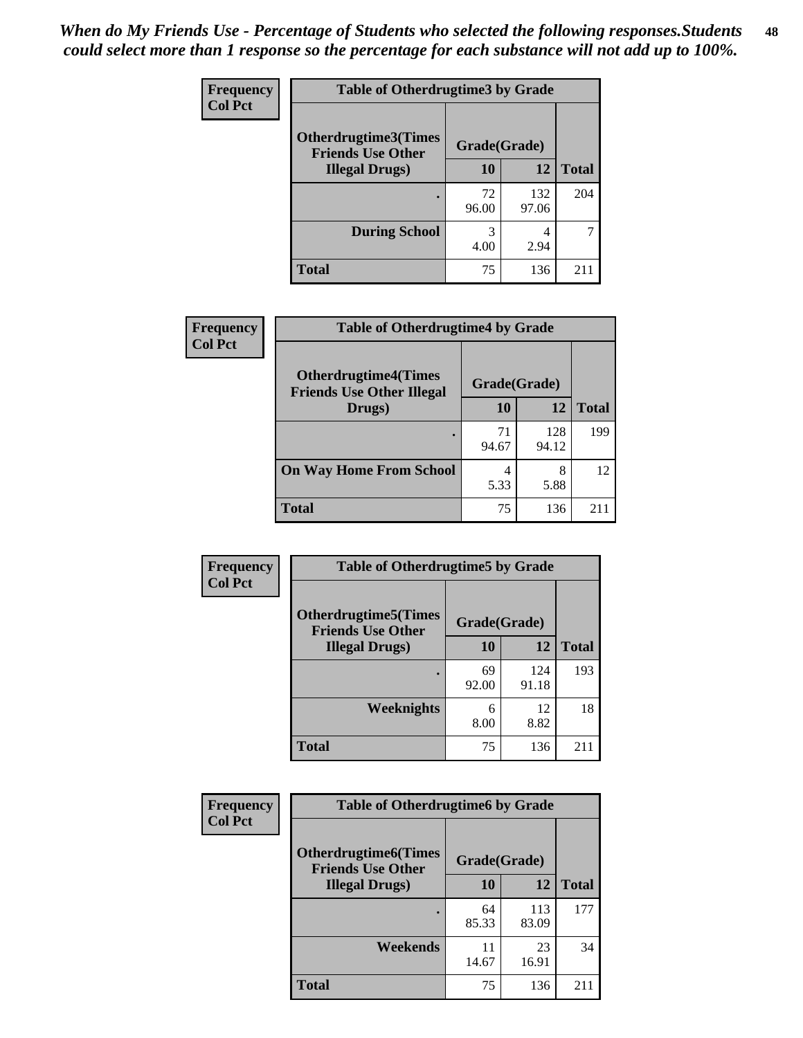*When do My Friends Use - Percentage of Students who selected the following responses.Students could select more than 1 response so the percentage for each substance will not add up to 100%.*

**Frequency**
**Col Pct**

| Table of Otherdrugtime3 by Grade | | | |
|---|---|---|---|
| Otherdrugtime3(Times Friends Use Other Illegal Drugs) | Grade(Grade) | | |
| | 10 | 12 | Total |
| . | 72<br>96.00 | 132<br>97.06 | 204 |
| During School | 3<br>4.00 | 4<br>2.94 | 7 |
| Total | 75 | 136 | 211 |

**Frequency**
**Col Pct**

| Table of Otherdrugtime4 by Grade | | | |
|---|---|---|---|
| Otherdrugtime4(Times Friends Use Other Illegal Drugs) | Grade(Grade) | | |
| | 10 | 12 | Total |
| . | 71<br>94.67 | 128<br>94.12 | 199 |
| On Way Home From School | 4<br>5.33 | 8<br>5.88 | 12 |
| Total | 75 | 136 | 211 |

**Frequency**
**Col Pct**

| Table of Otherdrugtime5 by Grade | | | |
|---|---|---|---|
| Otherdrugtime5(Times Friends Use Other Illegal Drugs) | Grade(Grade) | | |
| | 10 | 12 | Total |
| . | 69<br>92.00 | 124<br>91.18 | 193 |
| Weeknights | 6<br>8.00 | 12<br>8.82 | 18 |
| Total | 75 | 136 | 211 |

**Frequency**
**Col Pct**

| Table of Otherdrugtime6 by Grade | | | |
|---|---|---|---|
| Otherdrugtime6(Times Friends Use Other Illegal Drugs) | Grade(Grade) | | |
| | 10 | 12 | Total |
| . | 64<br>85.33 | 113<br>83.09 | 177 |
| Weekends | 11<br>14.67 | 23<br>16.91 | 34 |
| Total | 75 | 136 | 211 |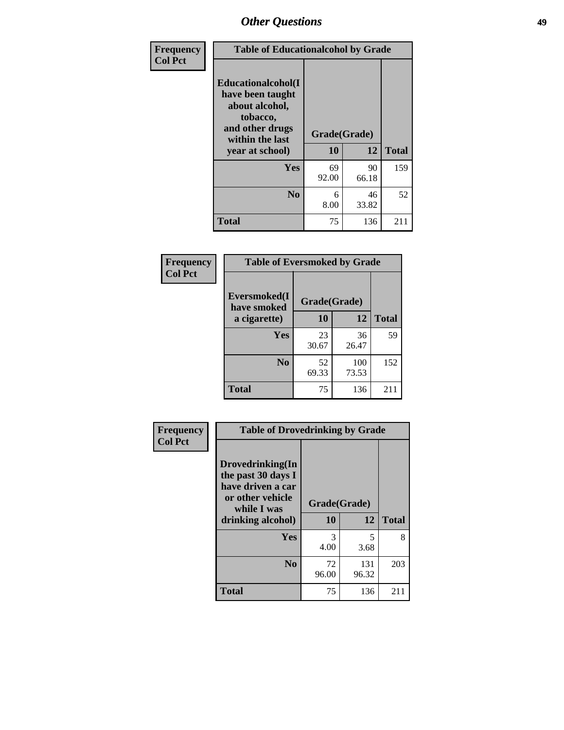## Other Questions

**Frequency**
**Col Pct**

**Table of Educationalalcohol by Grade**

| Educationalalcohol(I have been taught about alcohol, tobacco, and other drugs within the last year at school) | Grade(Grade) | | Total |
|---|---|---|---|
| | 10 | 12 | |
| **Yes** | 69<br>92.00 | 90<br>66.18 | 159 |
| **No** | 6<br>8.00 | 46<br>33.82 | 52 |
| **Total** | 75 | 136 | 211 |

**Frequency**
**Col Pct**

**Table of Eversmoked by Grade**

| Eversmoked(I have smoked a cigarette) | Grade(Grade) | | Total |
|---|---|---|---|
| | 10 | 12 | |
| **Yes** | 23<br>30.67 | 36<br>26.47 | 59 |
| **No** | 52<br>69.33 | 100<br>73.53 | 152 |
| **Total** | 75 | 136 | 211 |

**Frequency**
**Col Pct**

**Table of Drovedrinking by Grade**

| Drovedrinking(In the past 30 days I have driven a car or other vehicle while I was drinking alcohol) | Grade(Grade) | | Total |
|---|---|---|---|
| | 10 | 12 | |
| **Yes** | 3<br>4.00 | 5<br>3.68 | 8 |
| **No** | 72<br>96.00 | 131<br>96.32 | 203 |
| **Total** | 75 | 136 | 211 |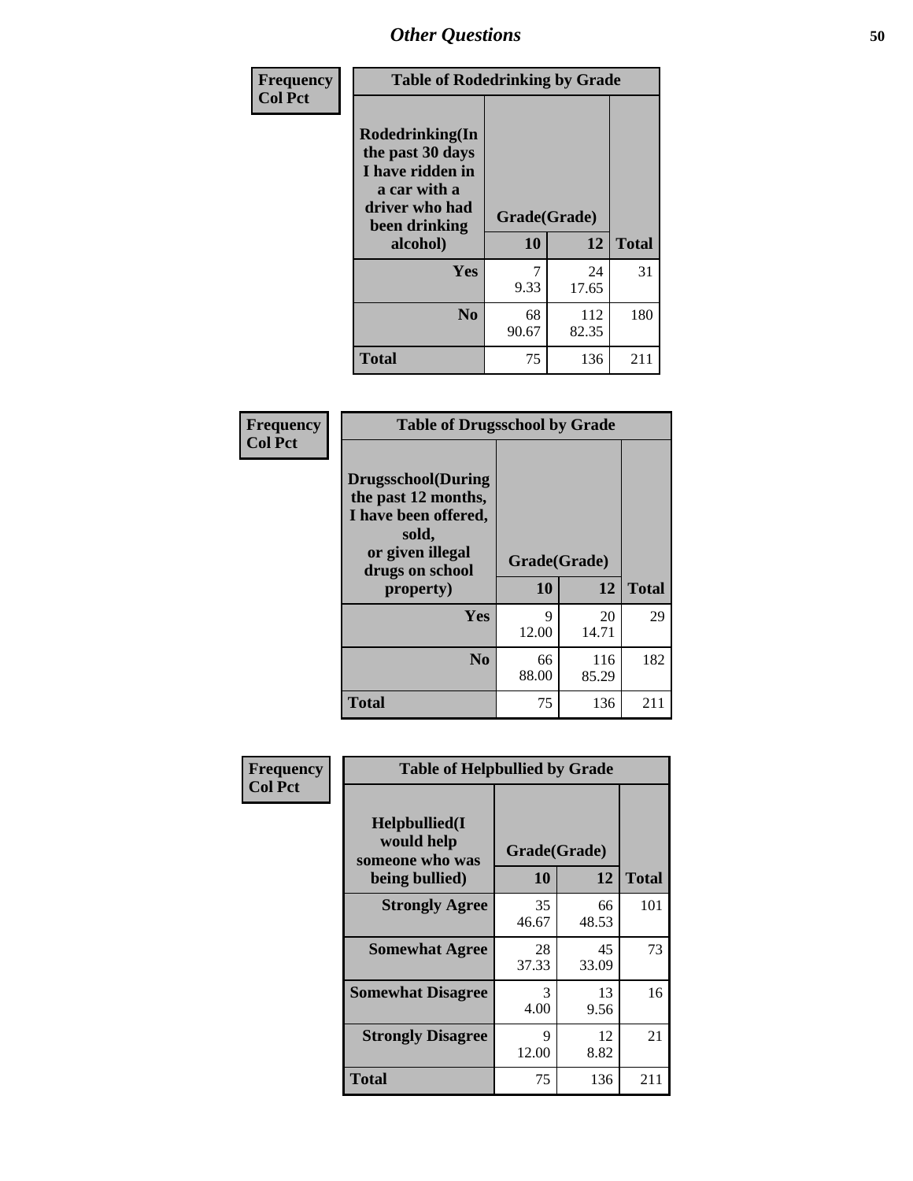| Frequency Col Pct | Table of Rodedrinking by Grade | | |
|---|---|---|---|
| Rodedrinking(In the past 30 days I have ridden in a car with a driver who had been drinking alcohol) | Grade(Grade) | | |
| | 10 | 12 | Total |
| Yes | 7<br>9.33 | 24<br>17.65 | 31 |
| No | 68<br>90.67 | 112<br>82.35 | 180 |
| Total | 75 | 136 | 211 |

| Frequency Col Pct | Table of Drugsschool by Grade | | |
|---|---|---|---|
| Drugsschool(During the past 12 months, I have been offered, sold, or given illegal drugs on school property) | Grade(Grade) | | |
| | 10 | 12 | Total |
| Yes | 9<br>12.00 | 20<br>14.71 | 29 |
| No | 66<br>88.00 | 116<br>85.29 | 182 |
| Total | 75 | 136 | 211 |

| Frequency Col Pct | Table of Helpbullied by Grade | | |
|---|---|---|---|
| Helpbullied(I would help someone who was being bullied) | Grade(Grade) | | |
| | 10 | 12 | Total |
| Strongly Agree | 35<br>46.67 | 66<br>48.53 | 101 |
| Somewhat Agree | 28<br>37.33 | 45<br>33.09 | 73 |
| Somewhat Disagree | 3<br>4.00 | 13<br>9.56 | 16 |
| Strongly Disagree | 9<br>12.00 | 12<br>8.82 | 21 |
| Total | 75 | 136 | 211 |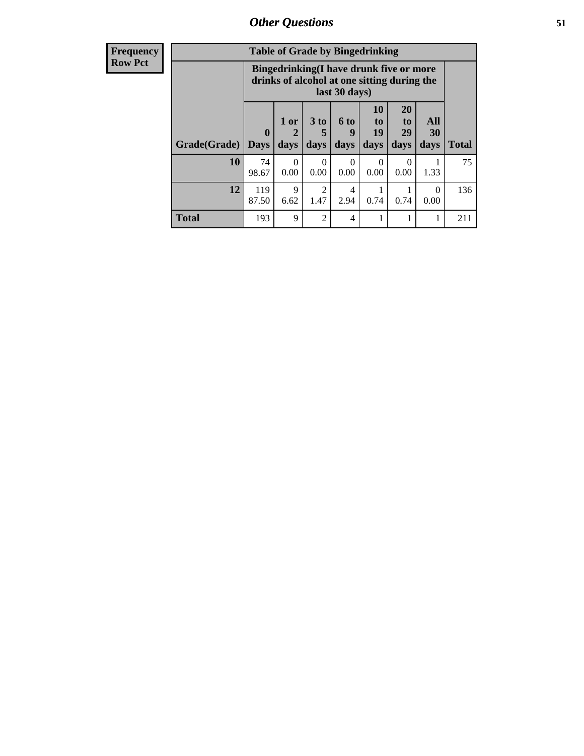## Other Questions

**Frequency**
**Row Pct**

**Table of Grade by Bingedrinking**

| Grade(Grade) | Bingedrinking(I have drunk five or more drinks of alcohol at one sitting during the last 30 days) 0 Days | 1 or 2 days | 3 to 5 days | 6 to 9 days | 10 to 19 days | 20 to 29 days | All 30 days | Total |
|---|---|---|---|---|---|---|---|---|
| **10** | 74<br>98.67 | 0<br>0.00 | 0<br>0.00 | 0<br>0.00 | 0<br>0.00 | 0<br>0.00 | 1<br>1.33 | 75 |
| **12** | 119<br>87.50 | 9<br>6.62 | 2<br>1.47 | 4<br>2.94 | 1<br>0.74 | 1<br>0.74 | 0<br>0.00 | 136 |
| **Total** | 193 | 9 | 2 | 4 | 1 | 1 | 1 | 211 |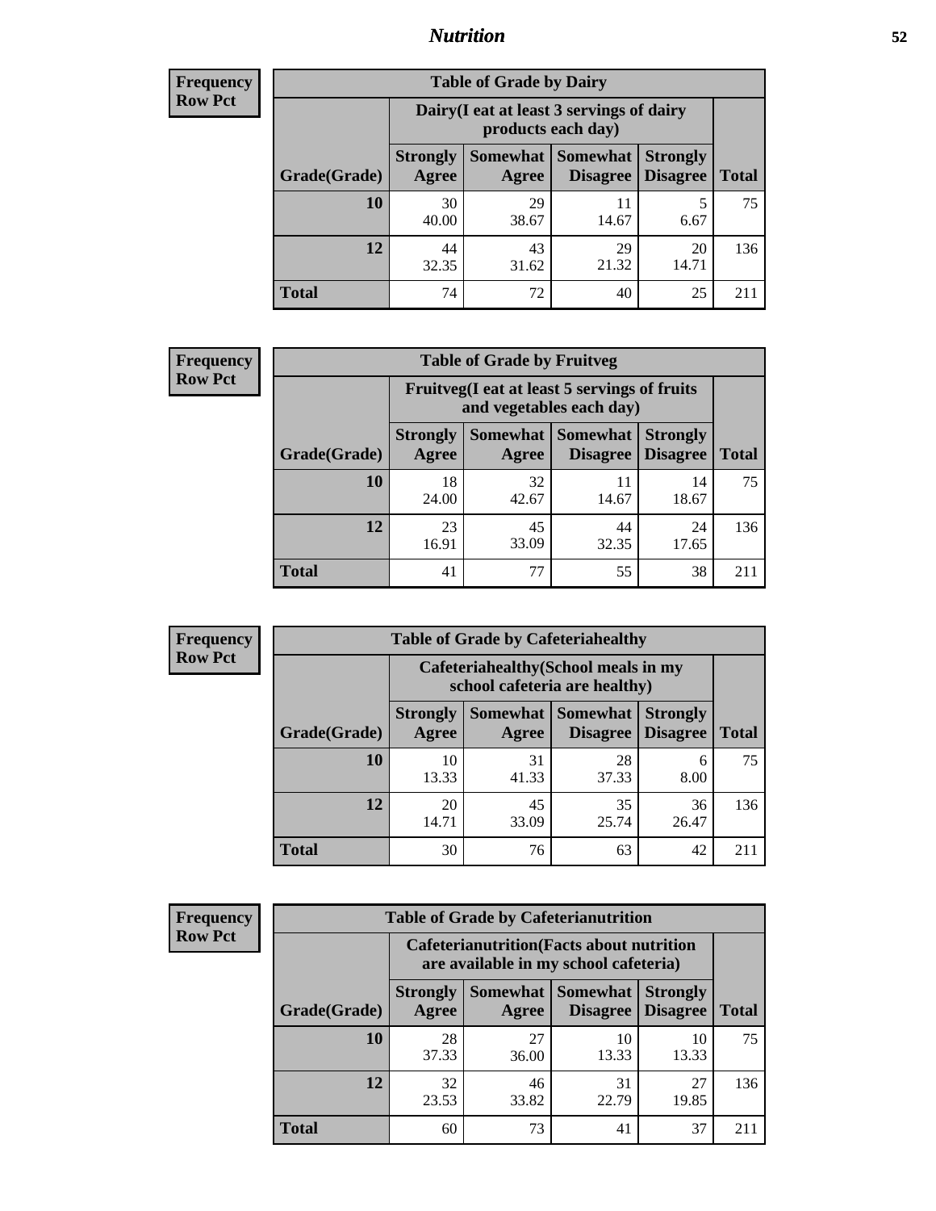**Frequency**
**Row Pct**

| Table of Grade by Dairy | | | | | |
|---|---|---|---|---|---|
| | Dairy(I eat at least 3 servings of dairy products each day) | | | | |
| Grade(Grade) | Strongly Agree | Somewhat Agree | Somewhat Disagree | Strongly Disagree | Total |
| **10** | 30<br>40.00 | 29<br>38.67 | 11<br>14.67 | 5<br>6.67 | 75 |
| **12** | 44<br>32.35 | 43<br>31.62 | 29<br>21.32 | 20<br>14.71 | 136 |
| **Total** | 74 | 72 | 40 | 25 | 211 |

**Frequency**
**Row Pct**

| Table of Grade by Fruitveg | | | | | |
|---|---|---|---|---|---|
| | Fruitveg(I eat at least 5 servings of fruits and vegetables each day) | | | | |
| Grade(Grade) | Strongly Agree | Somewhat Agree | Somewhat Disagree | Strongly Disagree | Total |
| **10** | 18<br>24.00 | 32<br>42.67 | 11<br>14.67 | 14<br>18.67 | 75 |
| **12** | 23<br>16.91 | 45<br>33.09 | 44<br>32.35 | 24<br>17.65 | 136 |
| **Total** | 41 | 77 | 55 | 38 | 211 |

**Frequency**
**Row Pct**

| Table of Grade by Cafeteriahealthy | | | | | |
|---|---|---|---|---|---|
| | Cafeteriahealthy(School meals in my school cafeteria are healthy) | | | | |
| Grade(Grade) | Strongly Agree | Somewhat Agree | Somewhat Disagree | Strongly Disagree | Total |
| **10** | 10<br>13.33 | 31<br>41.33 | 28<br>37.33 | 6<br>8.00 | 75 |
| **12** | 20<br>14.71 | 45<br>33.09 | 35<br>25.74 | 36<br>26.47 | 136 |
| **Total** | 30 | 76 | 63 | 42 | 211 |

**Frequency**
**Row Pct**

| Table of Grade by Cafeterianutrition | | | | | |
|---|---|---|---|---|---|
| | Cafeterianutrition(Facts about nutrition are available in my school cafeteria) | | | | |
| Grade(Grade) | Strongly Agree | Somewhat Agree | Somewhat Disagree | Strongly Disagree | Total |
| **10** | 28<br>37.33 | 27<br>36.00 | 10<br>13.33 | 10<br>13.33 | 75 |
| **12** | 32<br>23.53 | 46<br>33.82 | 31<br>22.79 | 27<br>19.85 | 136 |
| **Total** | 60 | 73 | 41 | 37 | 211 |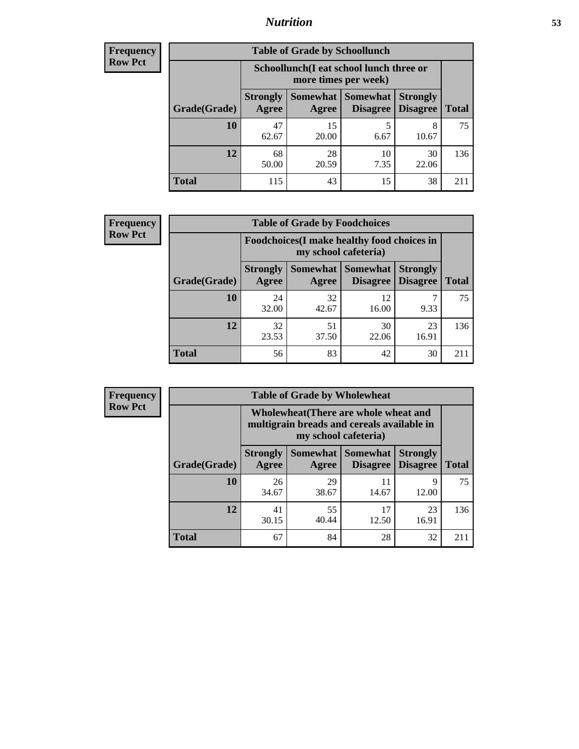| Frequency<br>Row Pct |
|---|

**Table of Grade by Schoollunch**

| Grade(Grade) | Schoollunch(I eat school lunch three or more times per week) | | | | Total |
|---|---|---|---|---|---|
| | Strongly Agree | Somewhat Agree | Somewhat Disagree | Strongly Disagree | |
| 10 | 47<br>62.67 | 15<br>20.00 | 5<br>6.67 | 8<br>10.67 | 75 |
| 12 | 68<br>50.00 | 28<br>20.59 | 10<br>7.35 | 30<br>22.06 | 136 |
| Total | 115 | 43 | 15 | 38 | 211 |

| Frequency<br>Row Pct |
|---|

**Table of Grade by Foodchoices**

| Grade(Grade) | Foodchoices(I make healthy food choices in my school cafeteria) | | | | Total |
|---|---|---|---|---|---|
| | Strongly Agree | Somewhat Agree | Somewhat Disagree | Strongly Disagree | |
| 10 | 24<br>32.00 | 32<br>42.67 | 12<br>16.00 | 7<br>9.33 | 75 |
| 12 | 32<br>23.53 | 51<br>37.50 | 30<br>22.06 | 23<br>16.91 | 136 |
| Total | 56 | 83 | 42 | 30 | 211 |

| Frequency<br>Row Pct |
|---|

**Table of Grade by Wholewheat**

| Grade(Grade) | Wholewheat(There are whole wheat and multigrain breads and cereals available in my school cafeteria) | | | | Total |
|---|---|---|---|---|---|
| | Strongly Agree | Somewhat Agree | Somewhat Disagree | Strongly Disagree | |
| 10 | 26<br>34.67 | 29<br>38.67 | 11<br>14.67 | 9<br>12.00 | 75 |
| 12 | 41<br>30.15 | 55<br>40.44 | 17<br>12.50 | 23<br>16.91 | 136 |
| Total | 67 | 84 | 28 | 32 | 211 |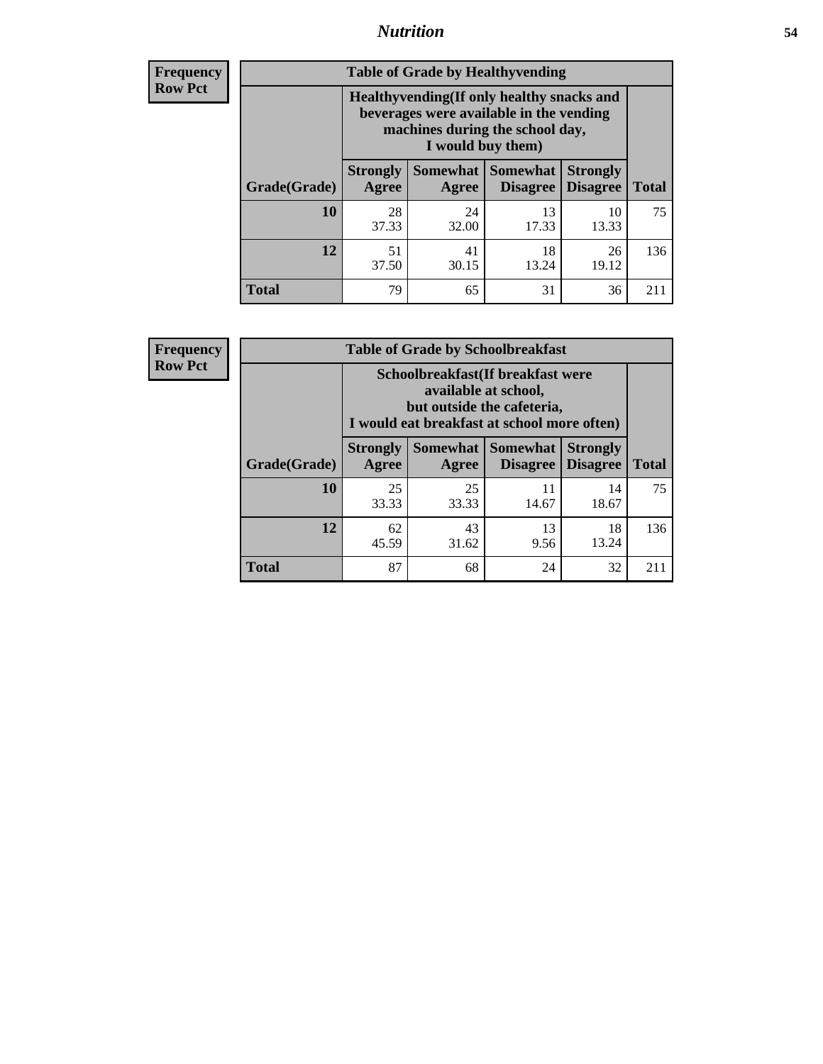| Frequency Row Pct | Table of Grade by Healthyvending | | | | |
|---|---|---|---|---|---|
| | Healthyvending(If only healthy snacks and beverages were available in the vending machines during the school day, I would buy them) | | | | |
| Grade(Grade) | Strongly Agree | Somewhat Agree | Somewhat Disagree | Strongly Disagree | Total |
| 10 | 28<br>37.33 | 24<br>32.00 | 13<br>17.33 | 10<br>13.33 | 75 |
| 12 | 51<br>37.50 | 41<br>30.15 | 18<br>13.24 | 26<br>19.12 | 136 |
| Total | 79 | 65 | 31 | 36 | 211 |

| Frequency Row Pct | Table of Grade by Schoolbreakfast | | | | |
|---|---|---|---|---|---|
| | Schoolbreakfast(If breakfast were available at school, but outside the cafeteria, I would eat breakfast at school more often) | | | | |
| Grade(Grade) | Strongly Agree | Somewhat Agree | Somewhat Disagree | Strongly Disagree | Total |
| 10 | 25<br>33.33 | 25<br>33.33 | 11<br>14.67 | 14<br>18.67 | 75 |
| 12 | 62<br>45.59 | 43<br>31.62 | 13<br>9.56 | 18<br>13.24 | 136 |
| Total | 87 | 68 | 24 | 32 | 211 |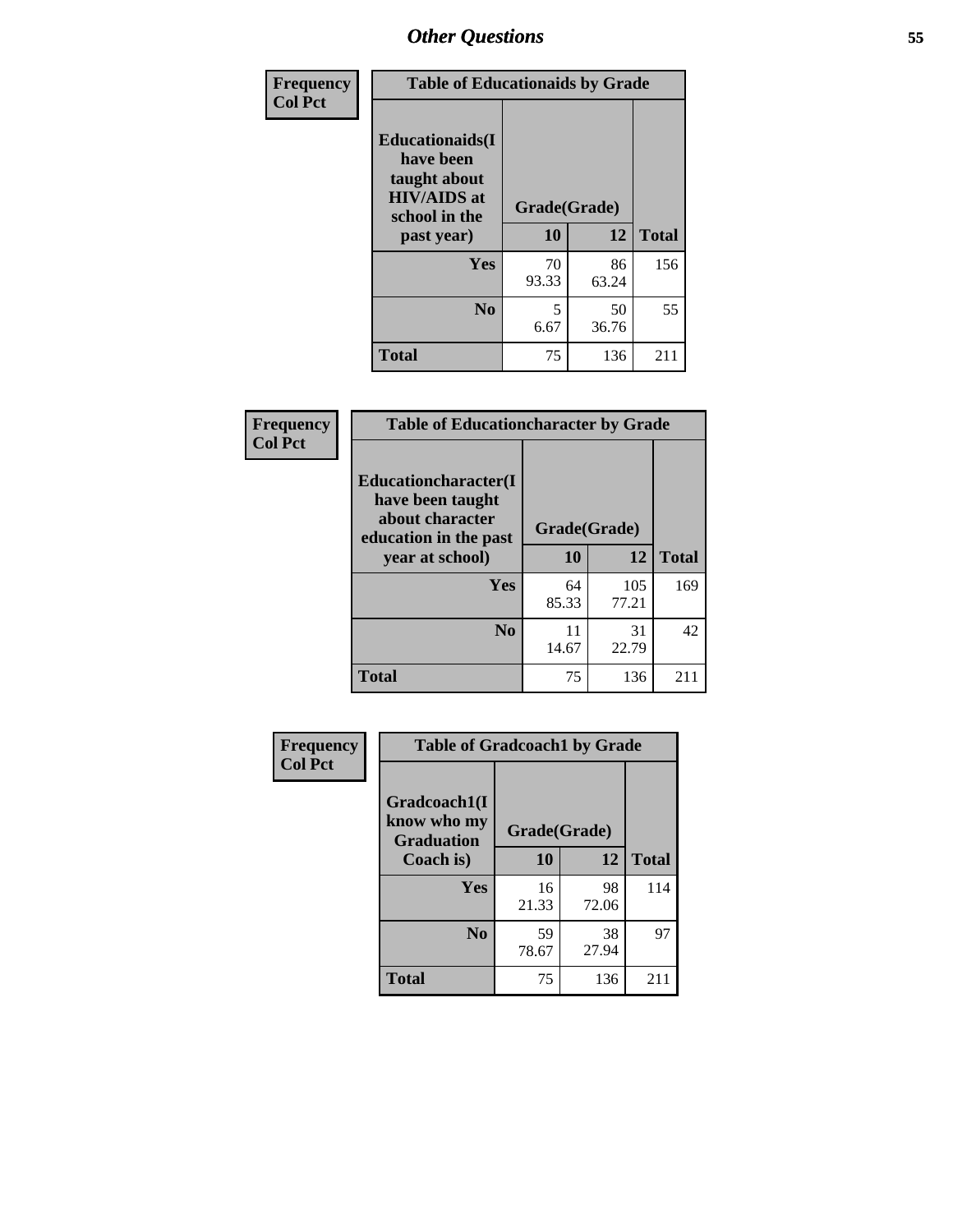# Other Questions

Frequency
Col Pct

| Table of Educationaids by Grade | | | |
|---|---|---|---|
| Educationaids(I have been taught about HIV/AIDS at school in the past year) | Grade(Grade) | | |
| | 10 | 12 | Total |
| Yes | 70<br>93.33 | 86<br>63.24 | 156 |
| No | 5<br>6.67 | 50<br>36.76 | 55 |
| Total | 75 | 136 | 211 |

Frequency
Col Pct

| Table of Educationcharacter by Grade | | | |
|---|---|---|---|
| Educationcharacter(I have been taught about character education in the past year at school) | Grade(Grade) | | |
| | 10 | 12 | Total |
| Yes | 64<br>85.33 | 105<br>77.21 | 169 |
| No | 11<br>14.67 | 31<br>22.79 | 42 |
| Total | 75 | 136 | 211 |

Frequency
Col Pct

| Table of Gradcoach1 by Grade | | | |
|---|---|---|---|
| Gradcoach1(I know who my Graduation Coach is) | Grade(Grade) | | |
| | 10 | 12 | Total |
| Yes | 16<br>21.33 | 98<br>72.06 | 114 |
| No | 59<br>78.67 | 38<br>27.94 | 97 |
| Total | 75 | 136 | 211 |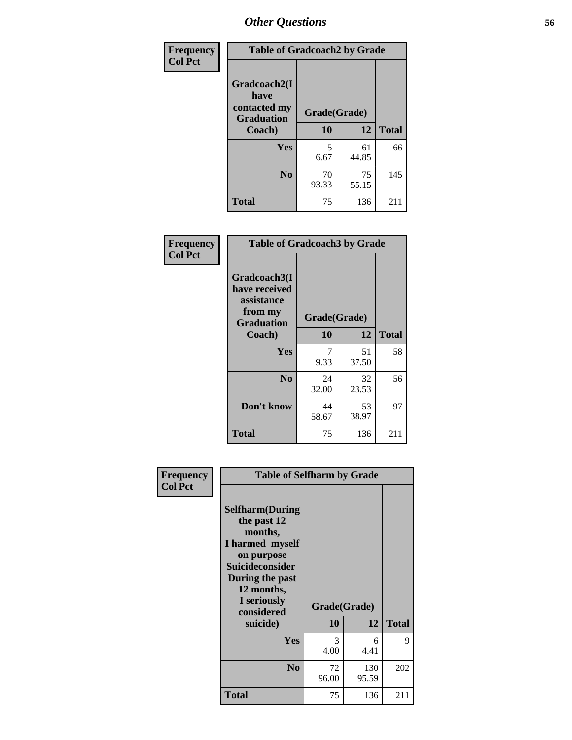## Other Questions

Frequency
Col Pct

| Table of Gradcoach2 by Grade | | | |
|---|---|---|---|
| Gradcoach2(I have contacted my Graduation Coach) | Grade(Grade) | | |
| | 10 | 12 | Total |
| Yes | 5<br>6.67 | 61<br>44.85 | 66 |
| No | 70<br>93.33 | 75<br>55.15 | 145 |
| Total | 75 | 136 | 211 |

Frequency
Col Pct

| Table of Gradcoach3 by Grade | | | |
|---|---|---|---|
| Gradcoach3(I have received assistance from my Graduation Coach) | Grade(Grade) | | |
| | 10 | 12 | Total |
| Yes | 7<br>9.33 | 51<br>37.50 | 58 |
| No | 24<br>32.00 | 32<br>23.53 | 56 |
| Don't know | 44<br>58.67 | 53<br>38.97 | 97 |
| Total | 75 | 136 | 211 |

Frequency
Col Pct

| Table of Selfharm by Grade | | | |
|---|---|---|---|
| Selfharm(During the past 12 months, I harmed myself on purpose Suicideconsider During the past 12 months, I seriously considered suicide) | Grade(Grade) | | |
| | 10 | 12 | Total |
| Yes | 3<br>4.00 | 6<br>4.41 | 9 |
| No | 72<br>96.00 | 130<br>95.59 | 202 |
| Total | 75 | 136 | 211 |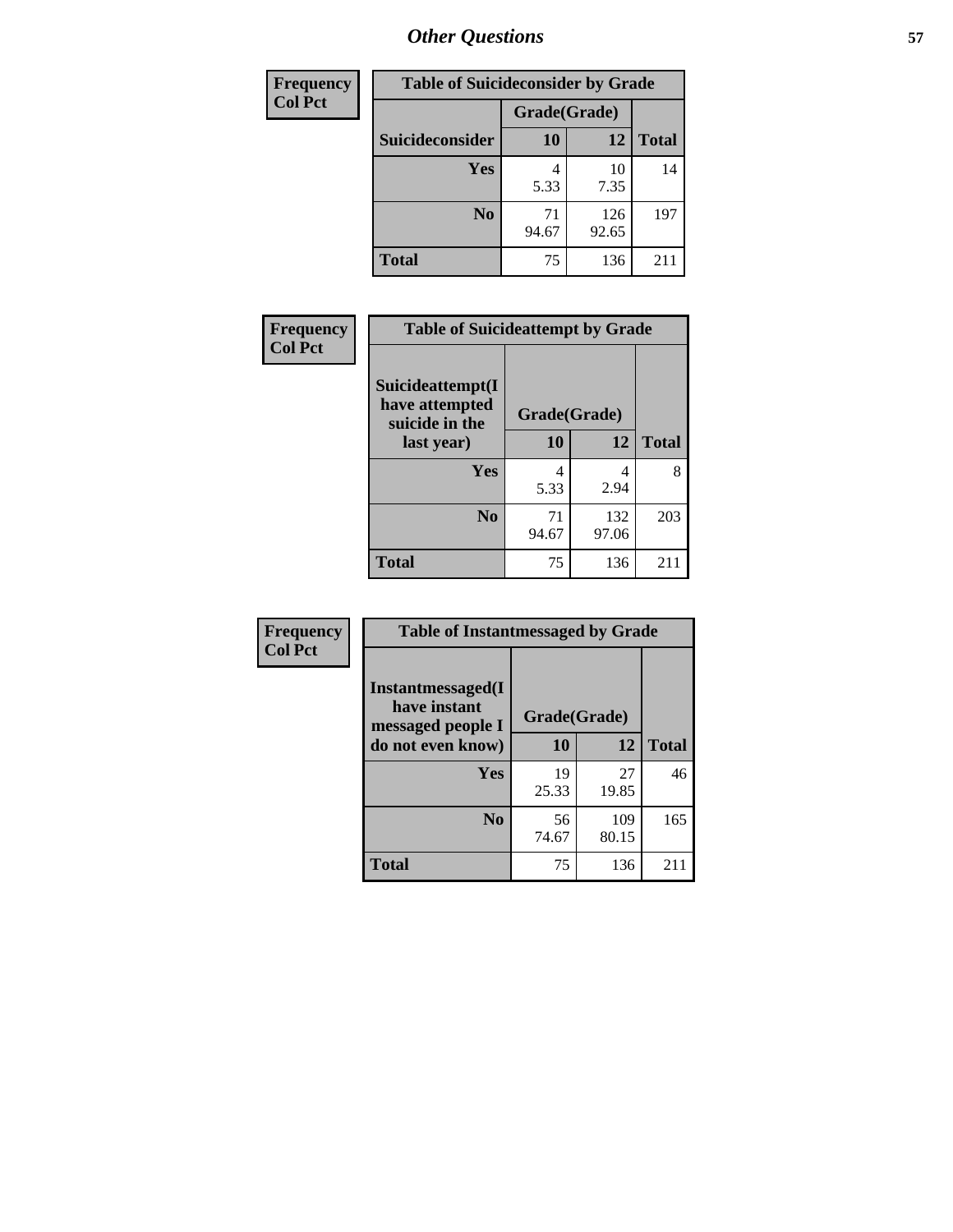| Frequency Col Pct |
|---|

| Table of Suicideconsider by Grade | | | |
|---|---|---|---|
| | Grade(Grade) | | |
| Suicideconsider | 10 | 12 | Total |
| Yes | 4<br>5.33 | 10<br>7.35 | 14 |
| No | 71<br>94.67 | 126<br>92.65 | 197 |
| Total | 75 | 136 | 211 |

| Frequency Col Pct |
|---|

| Table of Suicideattempt by Grade | | | |
|---|---|---|---|
| Suicideattempt(I have attempted suicide in the last year) | Grade(Grade) | | |
| | 10 | 12 | Total |
| Yes | 4<br>5.33 | 4<br>2.94 | 8 |
| No | 71<br>94.67 | 132<br>97.06 | 203 |
| Total | 75 | 136 | 211 |

| Frequency Col Pct |
|---|

| Table of Instantmessaged by Grade | | | |
|---|---|---|---|
| Instantmessaged(I have instant messaged people I do not even know) | Grade(Grade) | | |
| | 10 | 12 | Total |
| Yes | 19<br>25.33 | 27<br>19.85 | 46 |
| No | 56<br>74.67 | 109<br>80.15 | 165 |
| Total | 75 | 136 | 211 |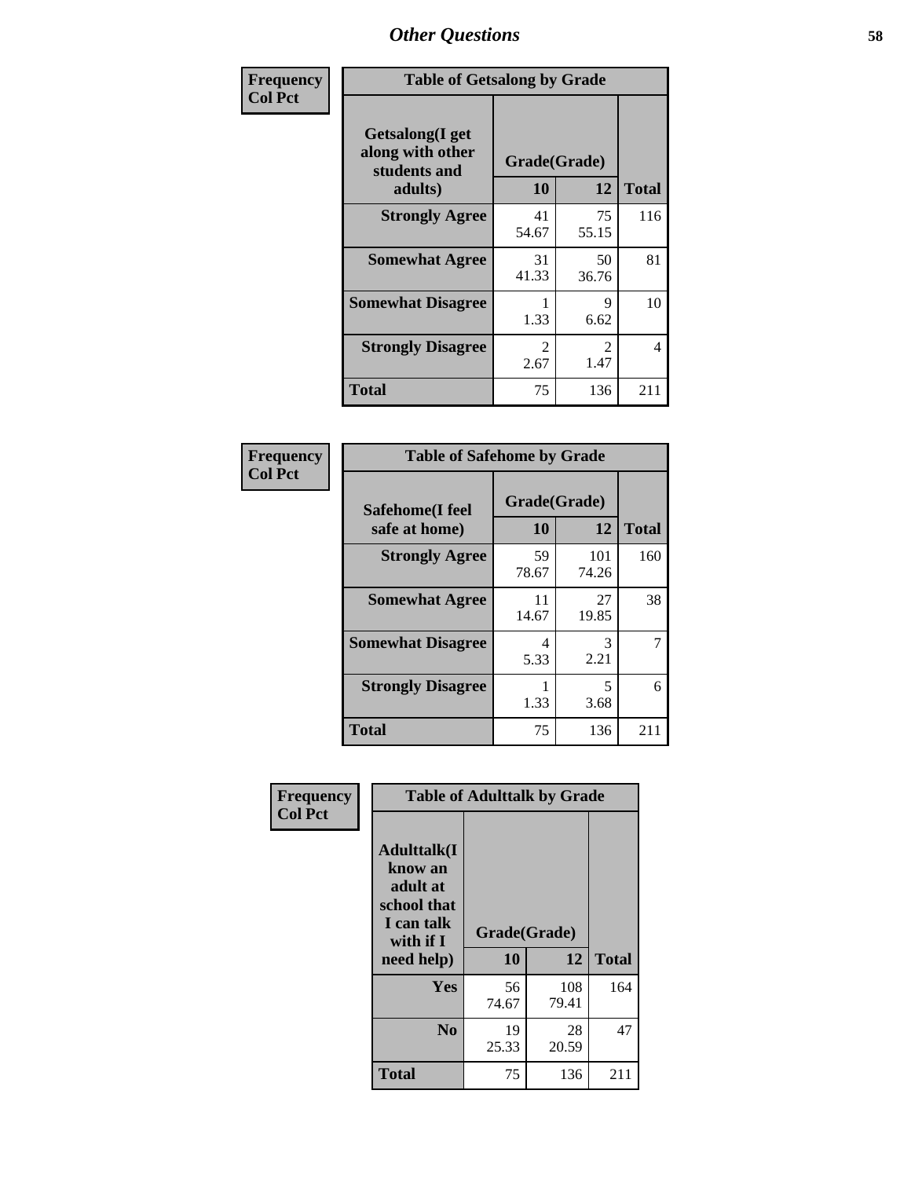# Other Questions

**Frequency / Col Pct**

**Table of Getsalong by Grade**

| Getsalong(I get along with other students and adults) | Grade(Grade) 10 | 12 | Total |
|---|---|---|---|
| **Strongly Agree** | 41<br>54.67 | 75<br>55.15 | 116 |
| **Somewhat Agree** | 31<br>41.33 | 50<br>36.76 | 81 |
| **Somewhat Disagree** | 1<br>1.33 | 9<br>6.62 | 10 |
| **Strongly Disagree** | 2<br>2.67 | 2<br>1.47 | 4 |
| **Total** | 75 | 136 | 211 |

**Frequency / Col Pct**

**Table of Safehome by Grade**

| Safehome(I feel safe at home) | Grade(Grade) 10 | 12 | Total |
|---|---|---|---|
| **Strongly Agree** | 59<br>78.67 | 101<br>74.26 | 160 |
| **Somewhat Agree** | 11<br>14.67 | 27<br>19.85 | 38 |
| **Somewhat Disagree** | 4<br>5.33 | 3<br>2.21 | 7 |
| **Strongly Disagree** | 1<br>1.33 | 5<br>3.68 | 6 |
| **Total** | 75 | 136 | 211 |

**Frequency / Col Pct**

**Table of Adulttalk by Grade**

| Adulttalk(I know an adult at school that I can talk with if I need help) | Grade(Grade) 10 | 12 | Total |
|---|---|---|---|
| **Yes** | 56<br>74.67 | 108<br>79.41 | 164 |
| **No** | 19<br>25.33 | 28<br>20.59 | 47 |
| **Total** | 75 | 136 | 211 |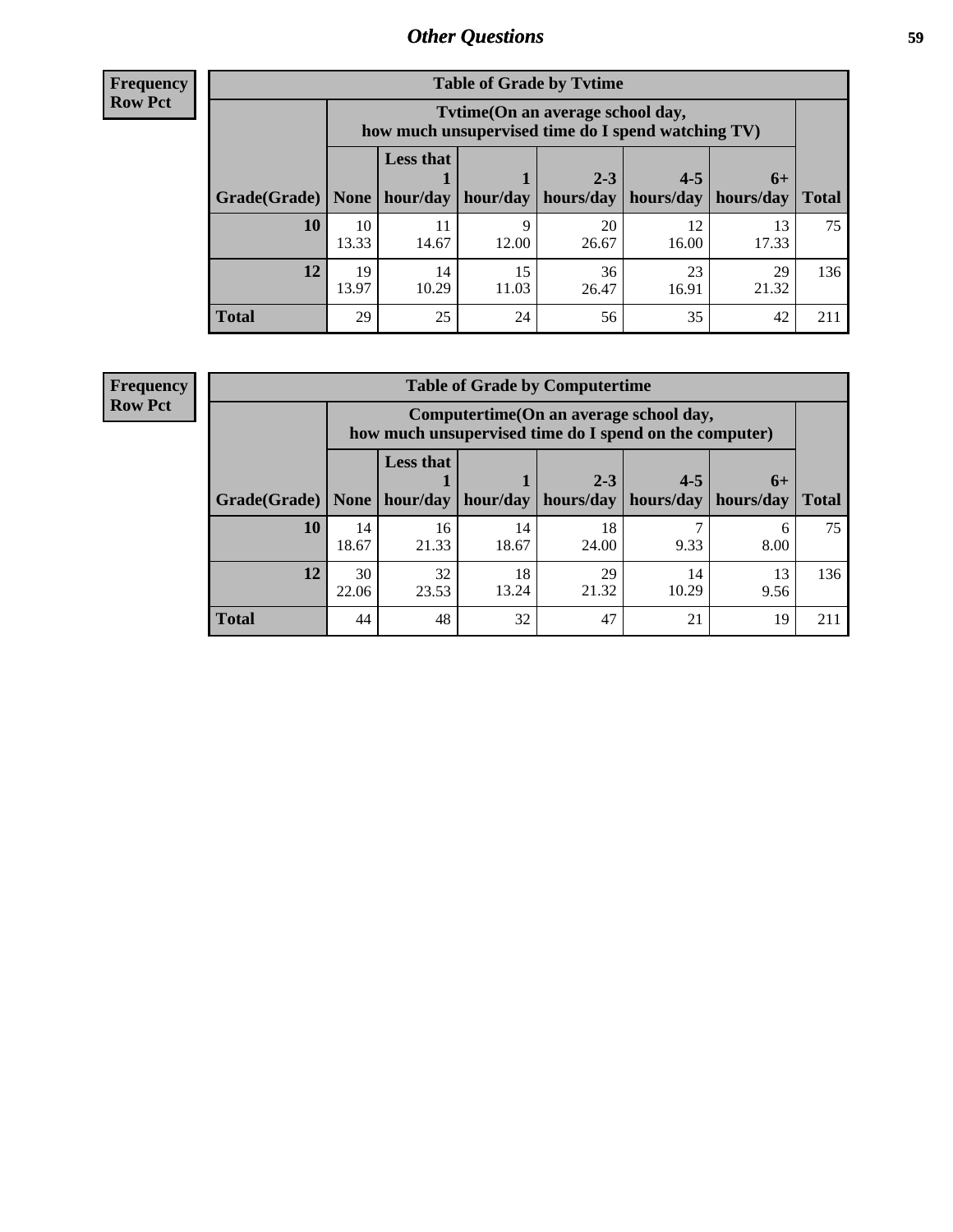## Other Questions

**Frequency**
**Row Pct**

| Table of Grade by Tvtime | | | | | | | |
|---|---|---|---|---|---|---|---|
| | Tvtime(On an average school day, how much unsupervised time do I spend watching TV) | | | | | | |
| Grade(Grade) | None | Less that 1 hour/day | 1 hour/day | 2-3 hours/day | 4-5 hours/day | 6+ hours/day | Total |
| **10** | 10<br>13.33 | 11<br>14.67 | 9<br>12.00 | 20<br>26.67 | 12<br>16.00 | 13<br>17.33 | 75 |
| **12** | 19<br>13.97 | 14<br>10.29 | 15<br>11.03 | 36<br>26.47 | 23<br>16.91 | 29<br>21.32 | 136 |
| **Total** | 29 | 25 | 24 | 56 | 35 | 42 | 211 |

**Frequency**
**Row Pct**

| Table of Grade by Computertime | | | | | | | |
|---|---|---|---|---|---|---|---|
| | Computertime(On an average school day, how much unsupervised time do I spend on the computer) | | | | | | |
| Grade(Grade) | None | Less that 1 hour/day | 1 hour/day | 2-3 hours/day | 4-5 hours/day | 6+ hours/day | Total |
| **10** | 14<br>18.67 | 16<br>21.33 | 14<br>18.67 | 18<br>24.00 | 7<br>9.33 | 6<br>8.00 | 75 |
| **12** | 30<br>22.06 | 32<br>23.53 | 18<br>13.24 | 29<br>21.32 | 14<br>10.29 | 13<br>9.56 | 136 |
| **Total** | 44 | 48 | 32 | 47 | 21 | 19 | 211 |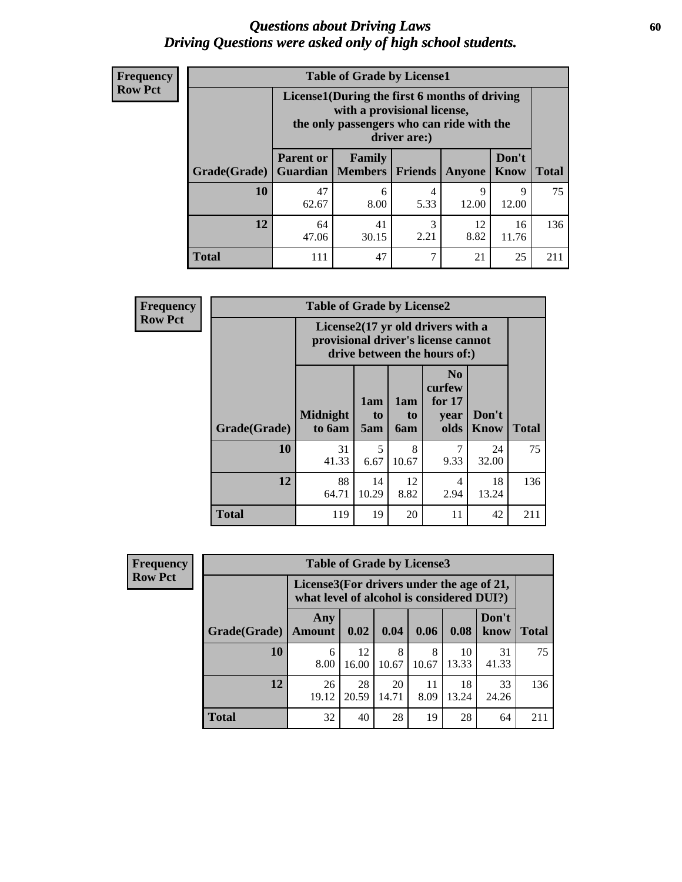# *Questions about Driving Laws*
# *Driving Questions were asked only of high school students.*

**Frequency**
**Row Pct**

**Table of Grade by License1**

| Grade(Grade) | License1(During the first 6 months of driving with a provisional license, the only passengers who can ride with the driver are:) | | | | | Total |
|---|---|---|---|---|---|---|
| | Parent or Guardian | Family Members | Friends | Anyone | Don't Know | |
| 10 | 47<br>62.67 | 6<br>8.00 | 4<br>5.33 | 9<br>12.00 | 9<br>12.00 | 75 |
| 12 | 64<br>47.06 | 41<br>30.15 | 3<br>2.21 | 12<br>8.82 | 16<br>11.76 | 136 |
| Total | 111 | 47 | 7 | 21 | 25 | 211 |

**Frequency**
**Row Pct**

**Table of Grade by License2**

| Grade(Grade) | License2(17 yr old drivers with a provisional driver's license cannot drive between the hours of:) | | | | | Total |
|---|---|---|---|---|---|---|
| | Midnight to 6am | 1am to 5am | 1am to 6am | No curfew for 17 year olds | Don't Know | |
| 10 | 31<br>41.33 | 5<br>6.67 | 8<br>10.67 | 7<br>9.33 | 24<br>32.00 | 75 |
| 12 | 88<br>64.71 | 14<br>10.29 | 12<br>8.82 | 4<br>2.94 | 18<br>13.24 | 136 |
| Total | 119 | 19 | 20 | 11 | 42 | 211 |

**Frequency**
**Row Pct**

**Table of Grade by License3**

| Grade(Grade) | License3(For drivers under the age of 21, what level of alcohol is considered DUI?) | | | | | | Total |
|---|---|---|---|---|---|---|---|
| | Any Amount | 0.02 | 0.04 | 0.06 | 0.08 | Don't know | |
| 10 | 6<br>8.00 | 12<br>16.00 | 8<br>10.67 | 8<br>10.67 | 10<br>13.33 | 31<br>41.33 | 75 |
| 12 | 26<br>19.12 | 28<br>20.59 | 20<br>14.71 | 11<br>8.09 | 18<br>13.24 | 33<br>24.26 | 136 |
| Total | 32 | 40 | 28 | 19 | 28 | 64 | 211 |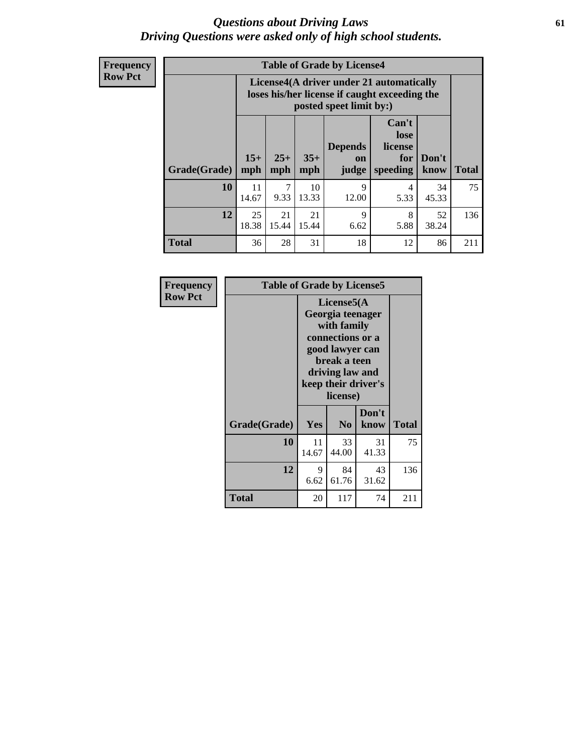# Questions about Driving Laws
## Driving Questions were asked only of high school students.

**Frequency**
**Row Pct**

| Table of Grade by License4 | | | | | | | |
|---|---|---|---|---|---|---|---|
| | License4(A driver under 21 automatically loses his/her license if caught exceeding the posted speet limit by:) | | | | | | |
| Grade(Grade) | 15+ mph | 25+ mph | 35+ mph | Depends on judge | Can't lose license for speeding | Don't know | Total |
| **10** | 11<br>14.67 | 7<br>9.33 | 10<br>13.33 | 9<br>12.00 | 4<br>5.33 | 34<br>45.33 | 75 |
| **12** | 25<br>18.38 | 21<br>15.44 | 21<br>15.44 | 9<br>6.62 | 8<br>5.88 | 52<br>38.24 | 136 |
| **Total** | 36 | 28 | 31 | 18 | 12 | 86 | 211 |

**Frequency**
**Row Pct**

| Table of Grade by License5 | | | | |
|---|---|---|---|---|
| | License5(A Georgia teenager with family connections or a good lawyer can break a teen driving law and keep their driver's license) | | | |
| Grade(Grade) | Yes | No | Don't know | Total |
| **10** | 11<br>14.67 | 33<br>44.00 | 31<br>41.33 | 75 |
| **12** | 9<br>6.62 | 84<br>61.76 | 43<br>31.62 | 136 |
| **Total** | 20 | 117 | 74 | 211 |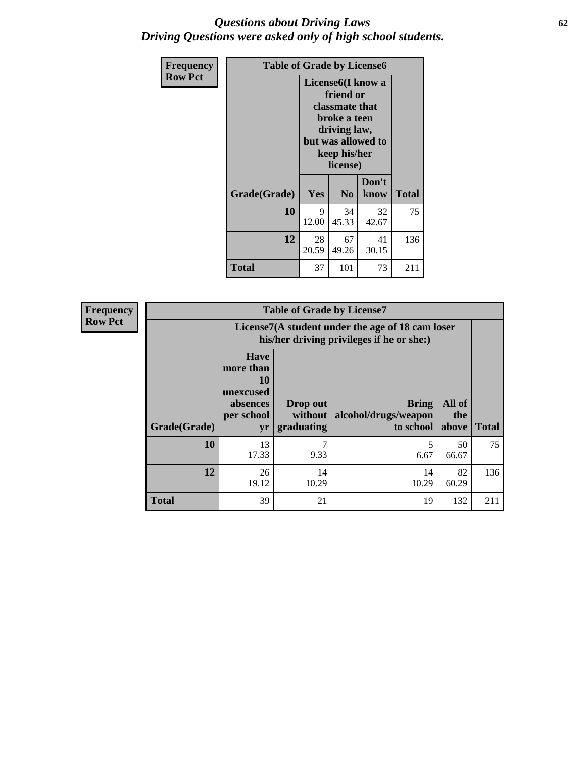# *Questions about Driving Laws*
# *Driving Questions were asked only of high school students.*

**Frequency**
**Row Pct**

| Table of Grade by License6 | | | | |
|---|---|---|---|---|
| | License6(I know a friend or classmate that broke a teen driving law, but was allowed to keep his/her license) | | | |
| **Grade(Grade)** | **Yes** | **No** | **Don't know** | **Total** |
| **10** | 9<br>12.00 | 34<br>45.33 | 32<br>42.67 | 75 |
| **12** | 28<br>20.59 | 67<br>49.26 | 41<br>30.15 | 136 |
| **Total** | 37 | 101 | 73 | 211 |

**Frequency**
**Row Pct**

| Table of Grade by License7 | | | | | |
|---|---|---|---|---|---|
| | License7(A student under the age of 18 cam loser his/her driving privileges if he or she:) | | | | |
| **Grade(Grade)** | **Have more than 10 unexcused absences per school yr** | **Drop out without graduating** | **Bring alcohol/drugs/weapon to school** | **All of the above** | **Total** |
| **10** | 13<br>17.33 | 7<br>9.33 | 5<br>6.67 | 50<br>66.67 | 75 |
| **12** | 26<br>19.12 | 14<br>10.29 | 14<br>10.29 | 82<br>60.29 | 136 |
| **Total** | 39 | 21 | 19 | 132 | 211 |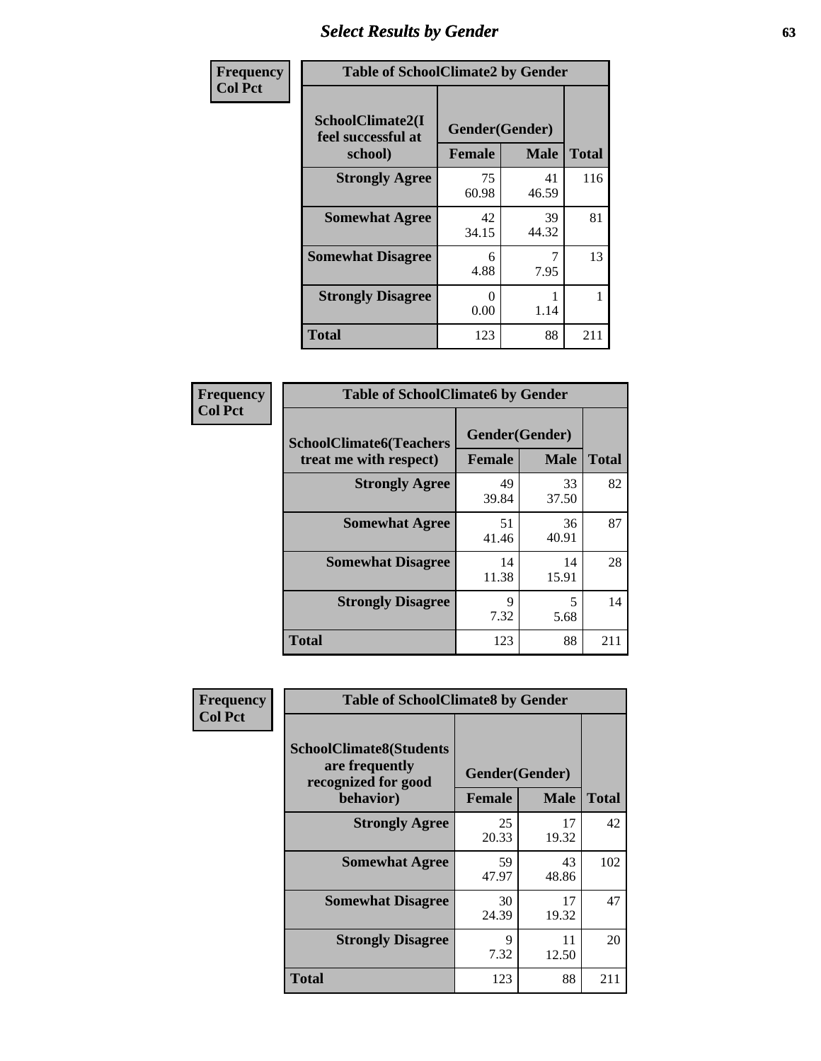# Select Results by Gender

**Frequency / Col Pct**

| Table of SchoolClimate2 by Gender | | | |
|---|---|---|---|
| SchoolClimate2(I feel successful at school) | Gender(Gender) | | |
| | Female | Male | Total |
| Strongly Agree | 75<br>60.98 | 41<br>46.59 | 116 |
| Somewhat Agree | 42<br>34.15 | 39<br>44.32 | 81 |
| Somewhat Disagree | 6<br>4.88 | 7<br>7.95 | 13 |
| Strongly Disagree | 0<br>0.00 | 1<br>1.14 | 1 |
| Total | 123 | 88 | 211 |

**Frequency / Col Pct**

| Table of SchoolClimate6 by Gender | | | |
|---|---|---|---|
| SchoolClimate6(Teachers treat me with respect) | Gender(Gender) | | |
| | Female | Male | Total |
| Strongly Agree | 49<br>39.84 | 33<br>37.50 | 82 |
| Somewhat Agree | 51<br>41.46 | 36<br>40.91 | 87 |
| Somewhat Disagree | 14<br>11.38 | 14<br>15.91 | 28 |
| Strongly Disagree | 9<br>7.32 | 5<br>5.68 | 14 |
| Total | 123 | 88 | 211 |

**Frequency / Col Pct**

| Table of SchoolClimate8 by Gender | | | |
|---|---|---|---|
| SchoolClimate8(Students are frequently recognized for good behavior) | Gender(Gender) | | |
| | Female | Male | Total |
| Strongly Agree | 25<br>20.33 | 17<br>19.32 | 42 |
| Somewhat Agree | 59<br>47.97 | 43<br>48.86 | 102 |
| Somewhat Disagree | 30<br>24.39 | 17<br>19.32 | 47 |
| Strongly Disagree | 9<br>7.32 | 11<br>12.50 | 20 |
| Total | 123 | 88 | 211 |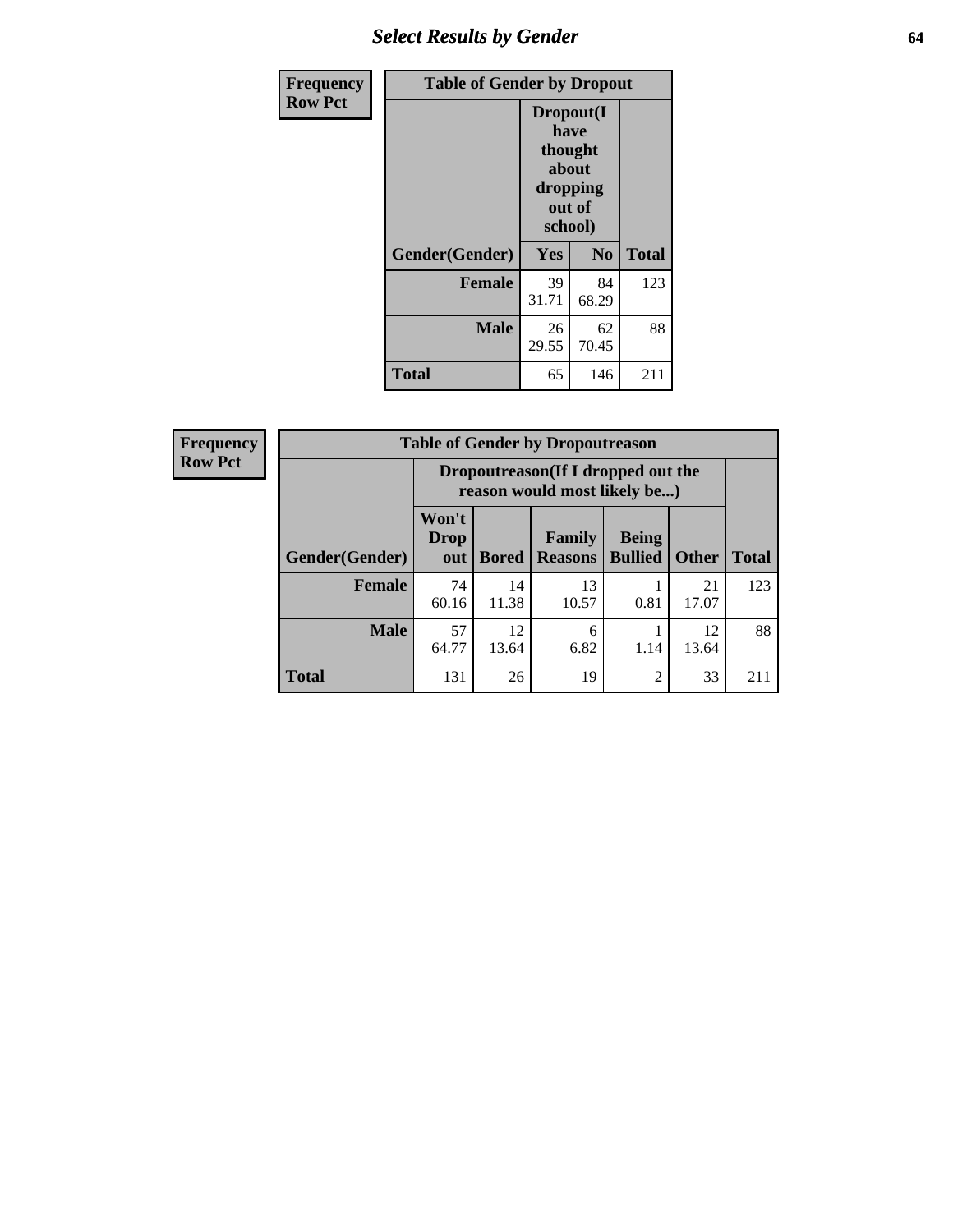# Select Results by Gender

| Frequency<br>Row Pct |
|---|

**Table of Gender by Dropout**

| Gender(Gender) | Dropout(I have thought about dropping out of school) | | Total |
|---|---|---|---|
| | Yes | No | |
| Female | 39<br>31.71 | 84<br>68.29 | 123 |
| Male | 26<br>29.55 | 62<br>70.45 | 88 |
| Total | 65 | 146 | 211 |

| Frequency<br>Row Pct |
|---|

**Table of Gender by Dropoutreason**

| Gender(Gender) | Dropoutreason(If I dropped out the reason would most likely be...) | | | | | Total |
|---|---|---|---|---|---|---|
| | Won't Drop out | Bored | Family Reasons | Being Bullied | Other | |
| Female | 74<br>60.16 | 14<br>11.38 | 13<br>10.57 | 1<br>0.81 | 21<br>17.07 | 123 |
| Male | 57<br>64.77 | 12<br>13.64 | 6<br>6.82 | 1<br>1.14 | 12<br>13.64 | 88 |
| Total | 131 | 26 | 19 | 2 | 33 | 211 |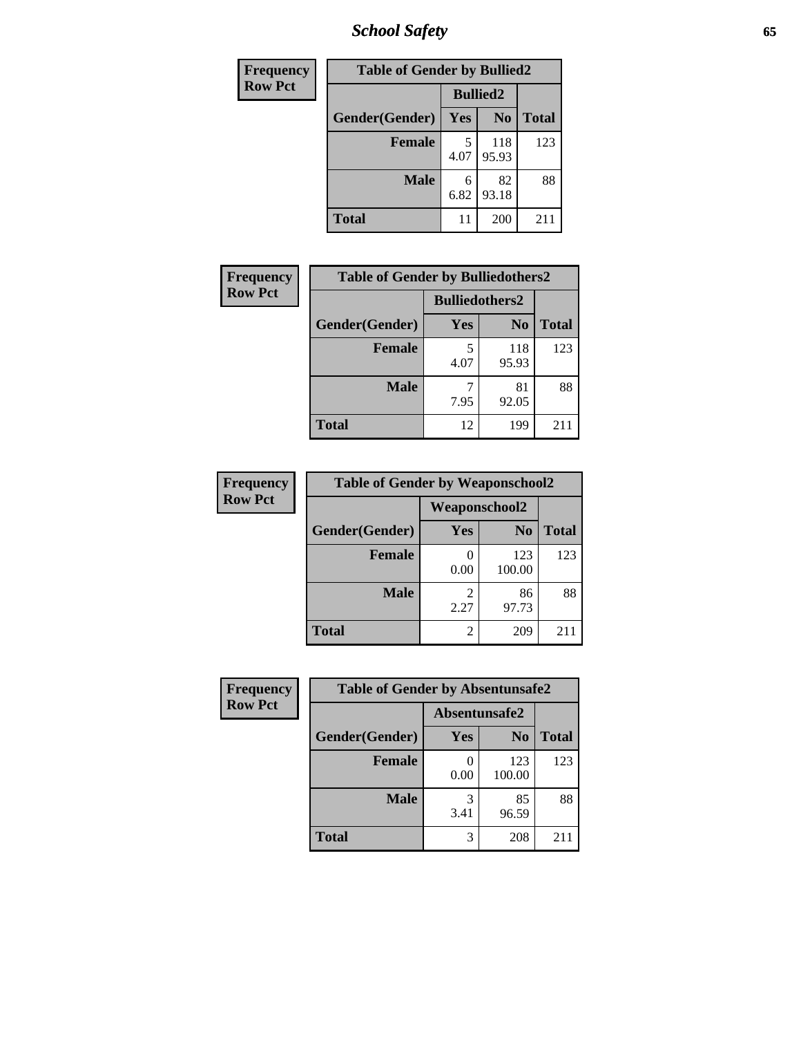| Frequency<br>Row Pct |
|---|

**Table of Gender by Bullied2**

| Gender(Gender) | Bullied2 Yes | Bullied2 No | Total |
|---|---|---|---|
| Female | 5<br>4.07 | 118<br>95.93 | 123 |
| Male | 6<br>6.82 | 82<br>93.18 | 88 |
| Total | 11 | 200 | 211 |

| Frequency<br>Row Pct |
|---|

**Table of Gender by Bulliedothers2**

| Gender(Gender) | Bulliedothers2 Yes | Bulliedothers2 No | Total |
|---|---|---|---|
| Female | 5<br>4.07 | 118<br>95.93 | 123 |
| Male | 7<br>7.95 | 81<br>92.05 | 88 |
| Total | 12 | 199 | 211 |

| Frequency<br>Row Pct |
|---|

**Table of Gender by Weaponschool2**

| Gender(Gender) | Weaponschool2 Yes | Weaponschool2 No | Total |
|---|---|---|---|
| Female | 0<br>0.00 | 123<br>100.00 | 123 |
| Male | 2<br>2.27 | 86<br>97.73 | 88 |
| Total | 2 | 209 | 211 |

| Frequency<br>Row Pct |
|---|

**Table of Gender by Absentunsafe2**

| Gender(Gender) | Absentunsafe2 Yes | Absentunsafe2 No | Total |
|---|---|---|---|
| Female | 0<br>0.00 | 123<br>100.00 | 123 |
| Male | 3<br>3.41 | 85<br>96.59 | 88 |
| Total | 3 | 208 | 211 |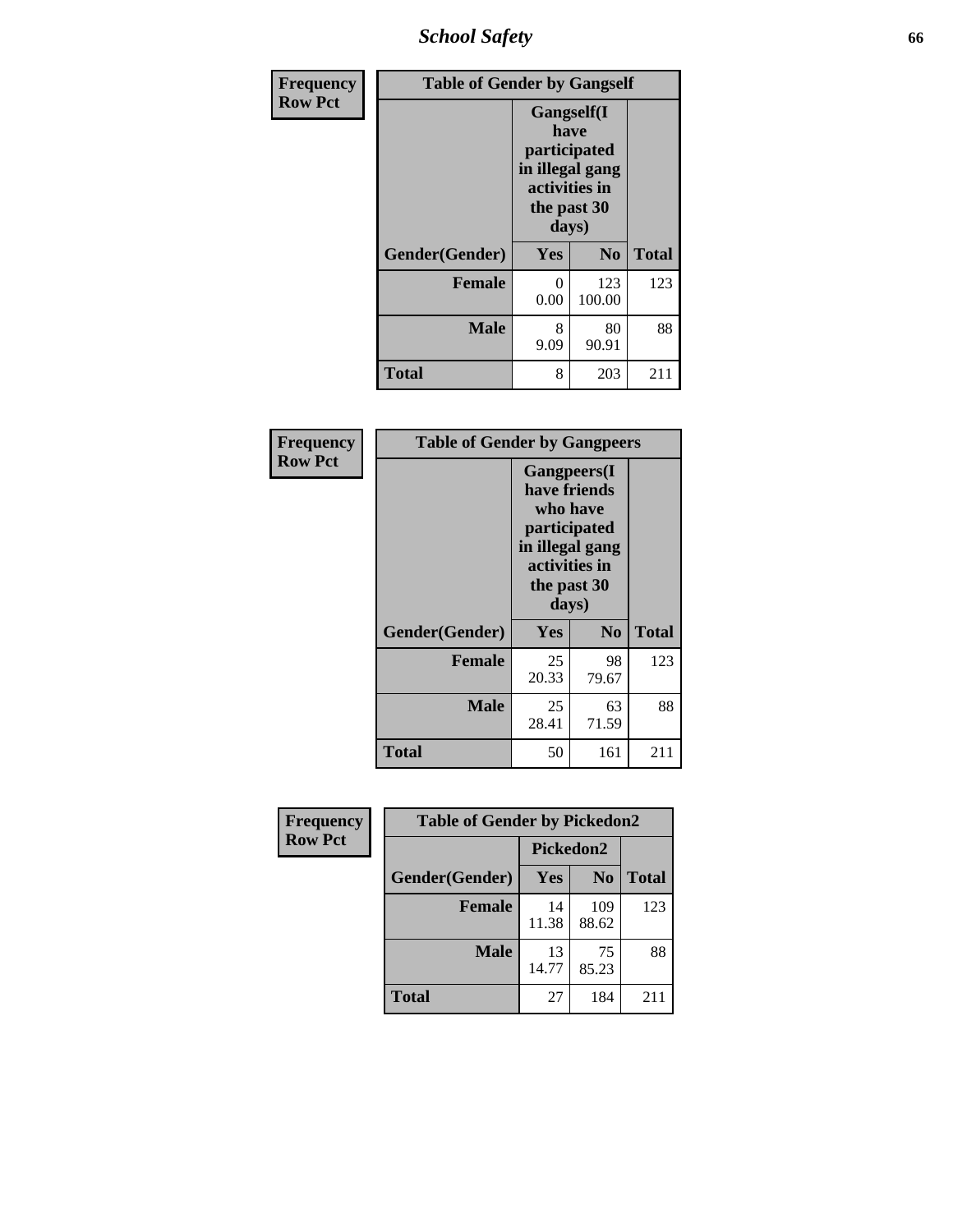# School Safety

**Frequency**
**Row Pct**

| Table of Gender by Gangself | | | |
|---|---|---|---|
| | Gangself(I have participated in illegal gang activities in the past 30 days) | | |
| Gender(Gender) | Yes | No | Total |
| Female | 0<br>0.00 | 123<br>100.00 | 123 |
| Male | 8<br>9.09 | 80<br>90.91 | 88 |
| Total | 8 | 203 | 211 |

**Frequency**
**Row Pct**

| Table of Gender by Gangpeers | | | |
|---|---|---|---|
| | Gangpeers(I have friends who have participated in illegal gang activities in the past 30 days) | | |
| Gender(Gender) | Yes | No | Total |
| Female | 25<br>20.33 | 98<br>79.67 | 123 |
| Male | 25<br>28.41 | 63<br>71.59 | 88 |
| Total | 50 | 161 | 211 |

**Frequency**
**Row Pct**

| Table of Gender by Pickedon2 | | | |
|---|---|---|---|
| | Pickedon2 | | |
| Gender(Gender) | Yes | No | Total |
| Female | 14<br>11.38 | 109<br>88.62 | 123 |
| Male | 13<br>14.77 | 75<br>85.23 | 88 |
| Total | 27 | 184 | 211 |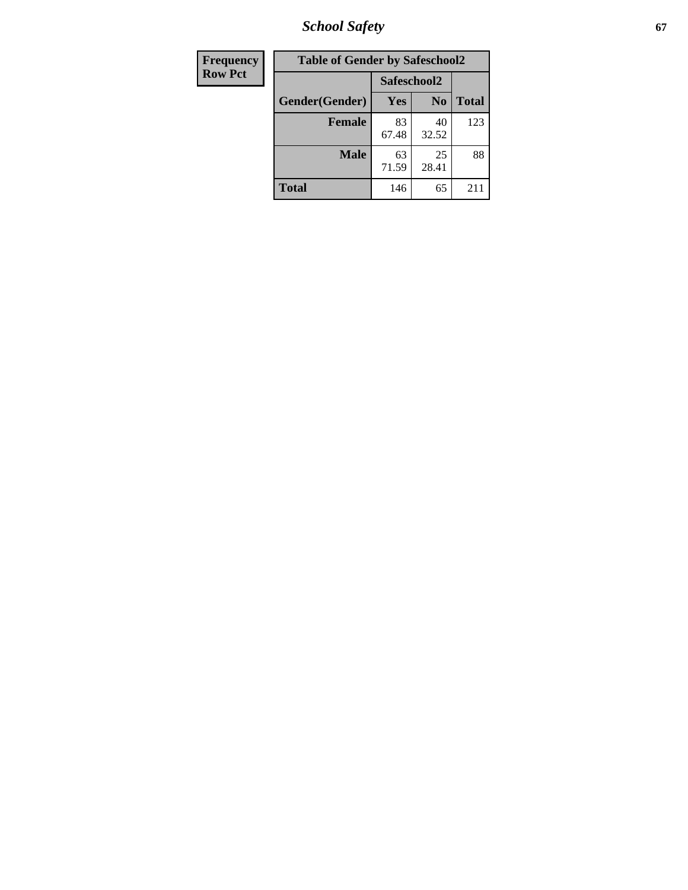| Frequency<br>Row Pct | Table of Gender by Safeschool2 | | | |
|---|---|---|---|---|
| | | Safeschool2 | | |
| | Gender(Gender) | Yes | No | Total |
| | **Female** | 83<br>67.48 | 40<br>32.52 | 123 |
| | **Male** | 63<br>71.59 | 25<br>28.41 | 88 |
| | **Total** | 146 | 65 | 211 |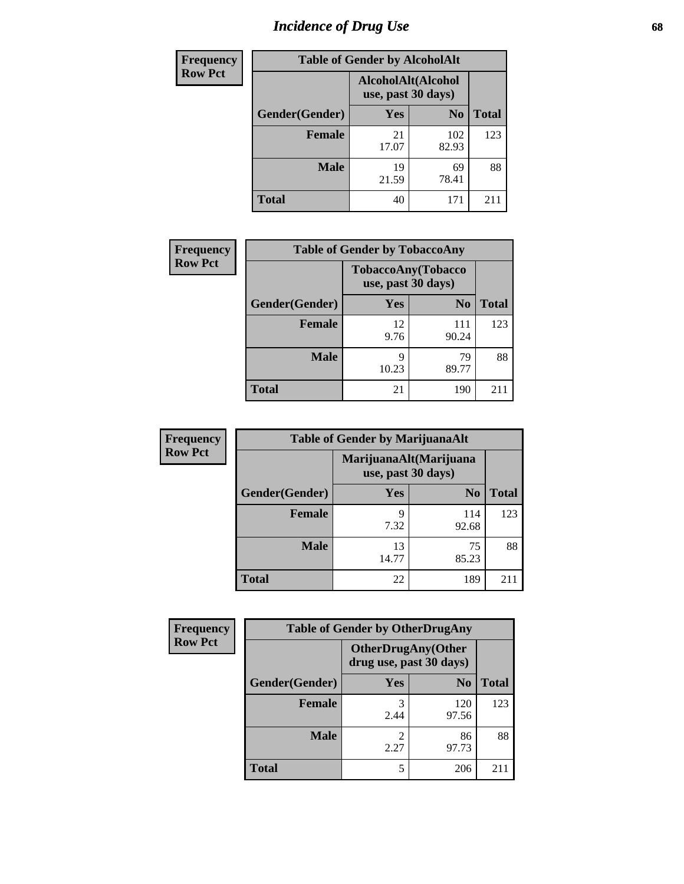# Incidence of Drug Use

**Frequency**
**Row Pct**

| Table of Gender by AlcoholAlt | | | |
|---|---|---|---|
| | AlcoholAlt(Alcohol use, past 30 days) | | |
| Gender(Gender) | Yes | No | Total |
| Female | 21<br>17.07 | 102<br>82.93 | 123 |
| Male | 19<br>21.59 | 69<br>78.41 | 88 |
| Total | 40 | 171 | 211 |

**Frequency**
**Row Pct**

| Table of Gender by TobaccoAny | | | |
|---|---|---|---|
| | TobaccoAny(Tobacco use, past 30 days) | | |
| Gender(Gender) | Yes | No | Total |
| Female | 12<br>9.76 | 111<br>90.24 | 123 |
| Male | 9<br>10.23 | 79<br>89.77 | 88 |
| Total | 21 | 190 | 211 |

**Frequency**
**Row Pct**

| Table of Gender by MarijuanaAlt | | | |
|---|---|---|---|
| | MarijuanaAlt(Marijuana use, past 30 days) | | |
| Gender(Gender) | Yes | No | Total |
| Female | 9<br>7.32 | 114<br>92.68 | 123 |
| Male | 13<br>14.77 | 75<br>85.23 | 88 |
| Total | 22 | 189 | 211 |

**Frequency**
**Row Pct**

| Table of Gender by OtherDrugAny | | | |
|---|---|---|---|
| | OtherDrugAny(Other drug use, past 30 days) | | |
| Gender(Gender) | Yes | No | Total |
| Female | 3<br>2.44 | 120<br>97.56 | 123 |
| Male | 2<br>2.27 | 86<br>97.73 | 88 |
| Total | 5 | 206 | 211 |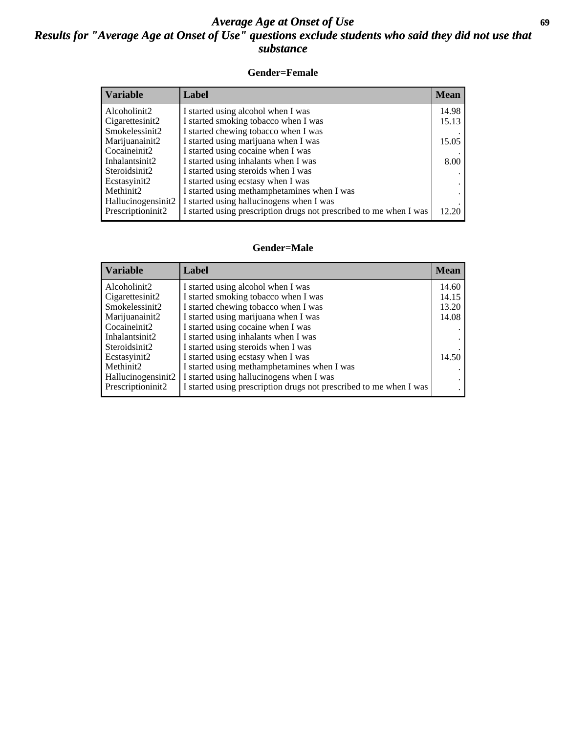# *Average Age at Onset of Use*

## *Results for "Average Age at Onset of Use" questions exclude students who said they did not use that substance*

### Gender=Female

| Variable | Label | Mean |
| --- | --- | --- |
| Alcoholinit2 | I started using alcohol when I was | 14.98 |
| Cigarettesinit2 | I started smoking tobacco when I was | 15.13 |
| Smokelessinit2 | I started chewing tobacco when I was | . |
| Marijuanainit2 | I started using marijuana when I was | 15.05 |
| Cocaineinit2 | I started using cocaine when I was | . |
| Inhalantsinit2 | I started using inhalants when I was | 8.00 |
| Steroidsinit2 | I started using steroids when I was | . |
| Ecstasyinit2 | I started using ecstasy when I was | . |
| Methinit2 | I started using methamphetamines when I was | . |
| Hallucinogensinit2 | I started using hallucinogens when I was | . |
| Prescriptioninit2 | I started using prescription drugs not prescribed to me when I was | 12.20 |

### Gender=Male

| Variable | Label | Mean |
| --- | --- | --- |
| Alcoholinit2 | I started using alcohol when I was | 14.60 |
| Cigarettesinit2 | I started smoking tobacco when I was | 14.15 |
| Smokelessinit2 | I started chewing tobacco when I was | 13.20 |
| Marijuanainit2 | I started using marijuana when I was | 14.08 |
| Cocaineinit2 | I started using cocaine when I was | . |
| Inhalantsinit2 | I started using inhalants when I was | . |
| Steroidsinit2 | I started using steroids when I was | . |
| Ecstasyinit2 | I started using ecstasy when I was | 14.50 |
| Methinit2 | I started using methamphetamines when I was | . |
| Hallucinogensinit2 | I started using hallucinogens when I was | . |
| Prescriptioninit2 | I started using prescription drugs not prescribed to me when I was | . |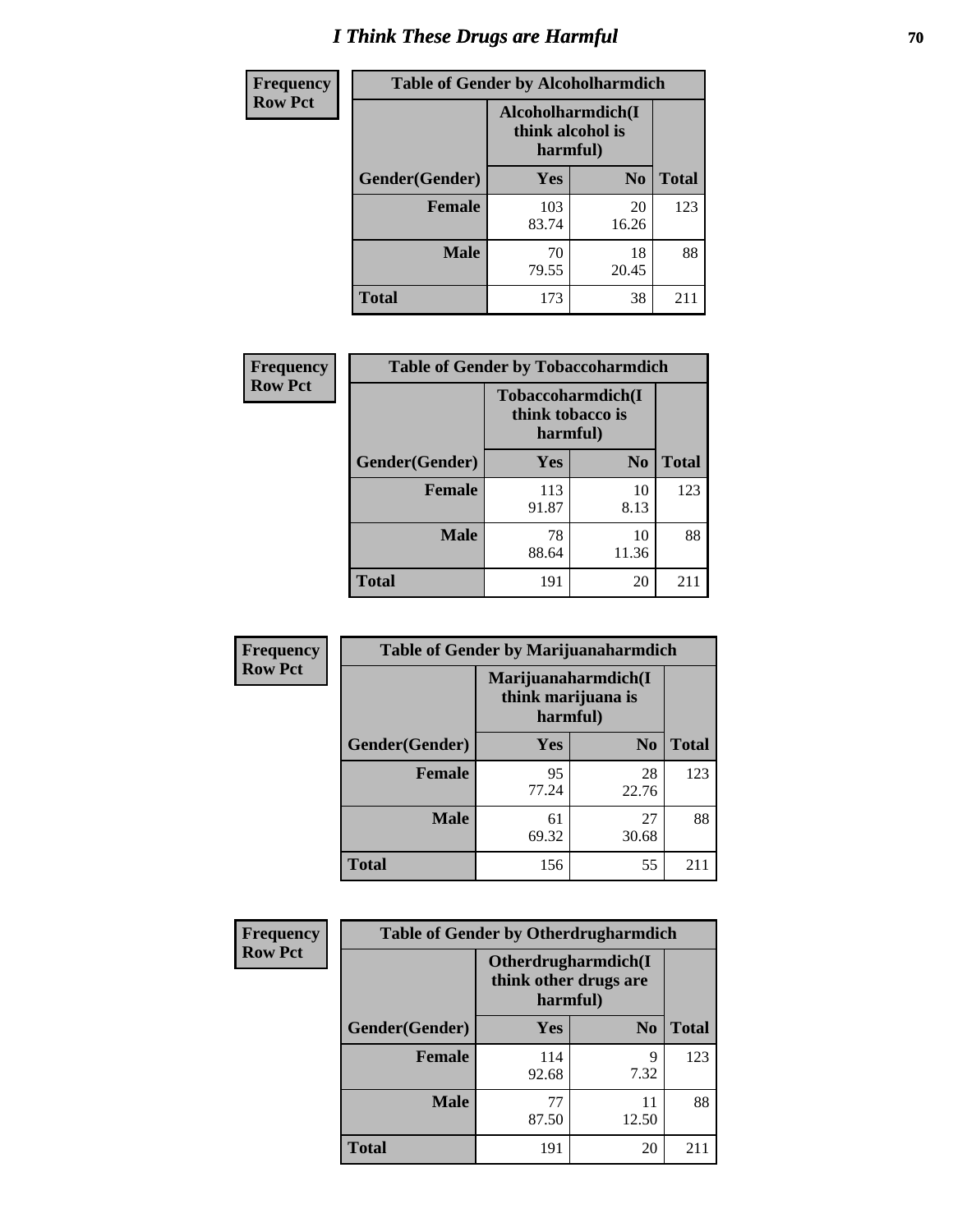# I Think These Drugs are Harmful

| Frequency Row Pct | Table of Gender by Alcoholharmdich | | |
|---|---|---|---|
| | Alcoholharmdich(I think alcohol is harmful) | | |
| Gender(Gender) | Yes | No | Total |
| Female | 103<br>83.74 | 20<br>16.26 | 123 |
| Male | 70<br>79.55 | 18<br>20.45 | 88 |
| Total | 173 | 38 | 211 |

| Frequency Row Pct | Table of Gender by Tobaccoharmdich | | |
|---|---|---|---|
| | Tobaccoharmdich(I think tobacco is harmful) | | |
| Gender(Gender) | Yes | No | Total |
| Female | 113<br>91.87 | 10<br>8.13 | 123 |
| Male | 78<br>88.64 | 10<br>11.36 | 88 |
| Total | 191 | 20 | 211 |

| Frequency Row Pct | Table of Gender by Marijuanaharmdich | | |
|---|---|---|---|
| | Marijuanaharmdich(I think marijuana is harmful) | | |
| Gender(Gender) | Yes | No | Total |
| Female | 95<br>77.24 | 28<br>22.76 | 123 |
| Male | 61<br>69.32 | 27<br>30.68 | 88 |
| Total | 156 | 55 | 211 |

| Frequency Row Pct | Table of Gender by Otherdrugharmdich | | |
|---|---|---|---|
| | Otherdrugharmdich(I think other drugs are harmful) | | |
| Gender(Gender) | Yes | No | Total |
| Female | 114<br>92.68 | 9<br>7.32 | 123 |
| Male | 77<br>87.50 | 11<br>12.50 | 88 |
| Total | 191 | 20 | 211 |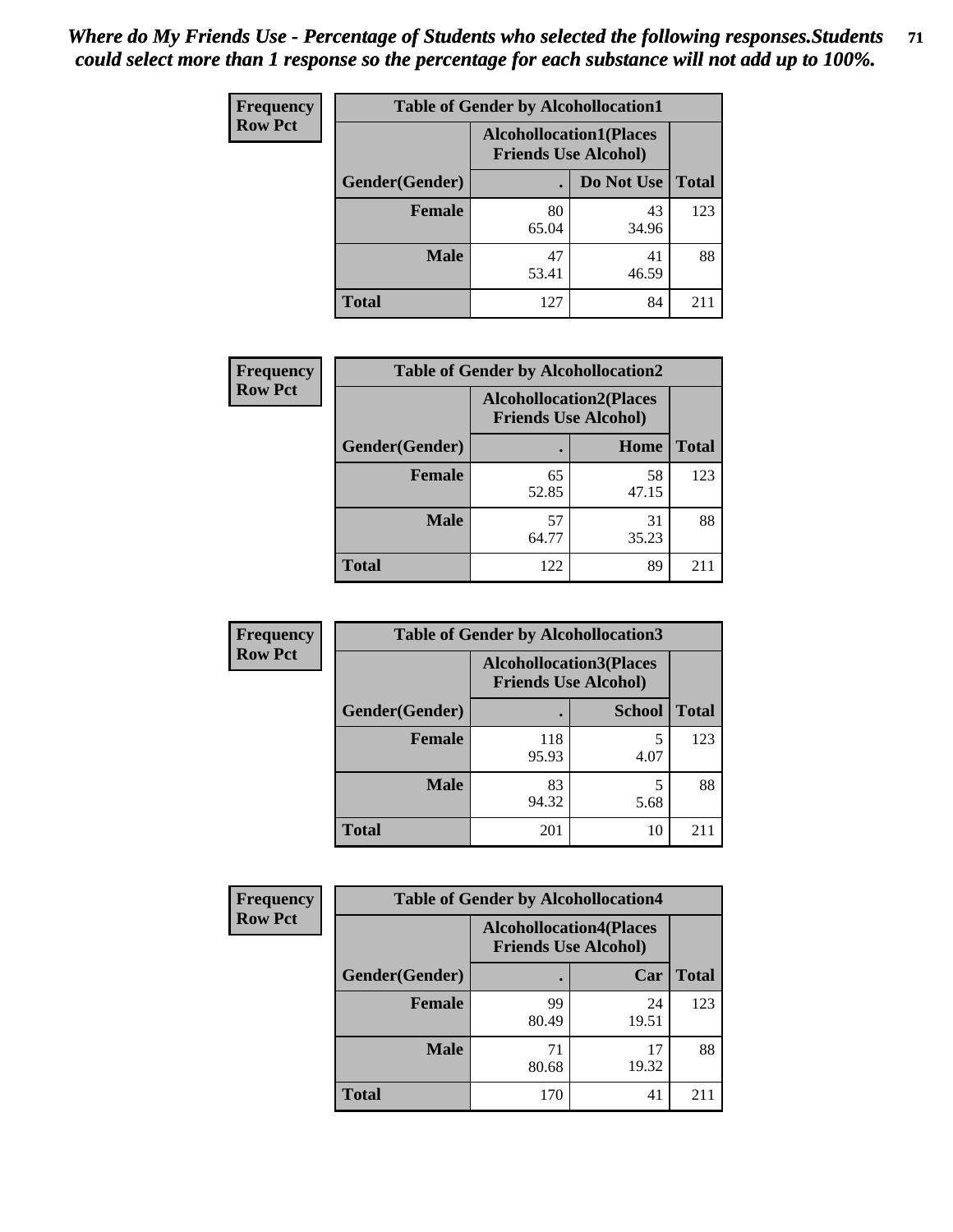*Where do My Friends Use - Percentage of Students who selected the following responses.Students could select more than 1 response so the percentage for each substance will not add up to 100%.*

**Frequency Row Pct**

| Table of Gender by Alcohollocation1 | | | |
|---|---|---|---|
| | Alcohollocation1(Places Friends Use Alcohol) | | |
| Gender(Gender) | . | Do Not Use | Total |
| Female | 80<br>65.04 | 43<br>34.96 | 123 |
| Male | 47<br>53.41 | 41<br>46.59 | 88 |
| Total | 127 | 84 | 211 |

**Frequency Row Pct**

| Table of Gender by Alcohollocation2 | | | |
|---|---|---|---|
| | Alcohollocation2(Places Friends Use Alcohol) | | |
| Gender(Gender) | . | Home | Total |
| Female | 65<br>52.85 | 58<br>47.15 | 123 |
| Male | 57<br>64.77 | 31<br>35.23 | 88 |
| Total | 122 | 89 | 211 |

**Frequency Row Pct**

| Table of Gender by Alcohollocation3 | | | |
|---|---|---|---|
| | Alcohollocation3(Places Friends Use Alcohol) | | |
| Gender(Gender) | . | School | Total |
| Female | 118<br>95.93 | 5<br>4.07 | 123 |
| Male | 83<br>94.32 | 5<br>5.68 | 88 |
| Total | 201 | 10 | 211 |

**Frequency Row Pct**

| Table of Gender by Alcohollocation4 | | | |
|---|---|---|---|
| | Alcohollocation4(Places Friends Use Alcohol) | | |
| Gender(Gender) | . | Car | Total |
| Female | 99<br>80.49 | 24<br>19.51 | 123 |
| Male | 71<br>80.68 | 17<br>19.32 | 88 |
| Total | 170 | 41 | 211 |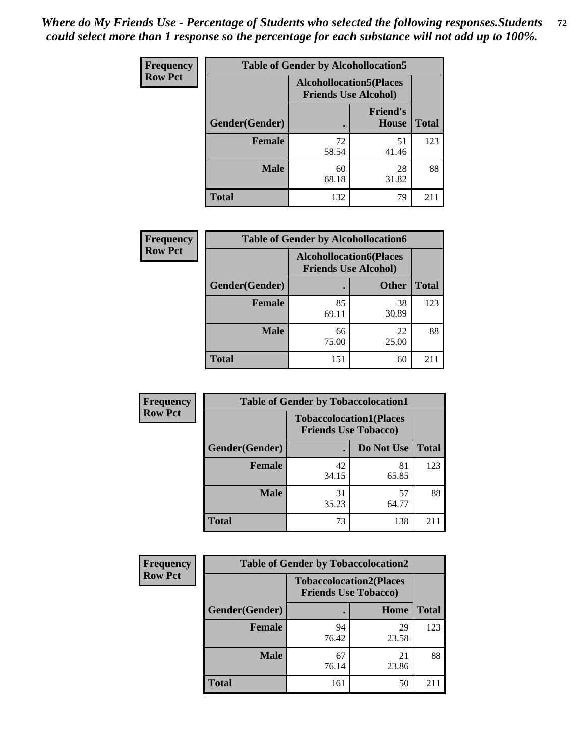*Where do My Friends Use - Percentage of Students who selected the following responses.Students could select more than 1 response so the percentage for each substance will not add up to 100%.*

**Frequency**
**Row Pct**

| Table of Gender by Alcohollocation5 | | | |
|---|---|---|---|
| | Alcohollocation5(Places Friends Use Alcohol) | | |
| Gender(Gender) | . | Friend's House | Total |
| **Female** | 72<br>58.54 | 51<br>41.46 | 123 |
| **Male** | 60<br>68.18 | 28<br>31.82 | 88 |
| **Total** | 132 | 79 | 211 |

**Frequency**
**Row Pct**

| Table of Gender by Alcohollocation6 | | | |
|---|---|---|---|
| | Alcohollocation6(Places Friends Use Alcohol) | | |
| Gender(Gender) | . | Other | Total |
| **Female** | 85<br>69.11 | 38<br>30.89 | 123 |
| **Male** | 66<br>75.00 | 22<br>25.00 | 88 |
| **Total** | 151 | 60 | 211 |

**Frequency**
**Row Pct**

| Table of Gender by Tobaccolocation1 | | | |
|---|---|---|---|
| | Tobaccolocation1(Places Friends Use Tobacco) | | |
| Gender(Gender) | . | Do Not Use | Total |
| **Female** | 42<br>34.15 | 81<br>65.85 | 123 |
| **Male** | 31<br>35.23 | 57<br>64.77 | 88 |
| **Total** | 73 | 138 | 211 |

**Frequency**
**Row Pct**

| Table of Gender by Tobaccolocation2 | | | |
|---|---|---|---|
| | Tobaccolocation2(Places Friends Use Tobacco) | | |
| Gender(Gender) | . | Home | Total |
| **Female** | 94<br>76.42 | 29<br>23.58 | 123 |
| **Male** | 67<br>76.14 | 21<br>23.86 | 88 |
| **Total** | 161 | 50 | 211 |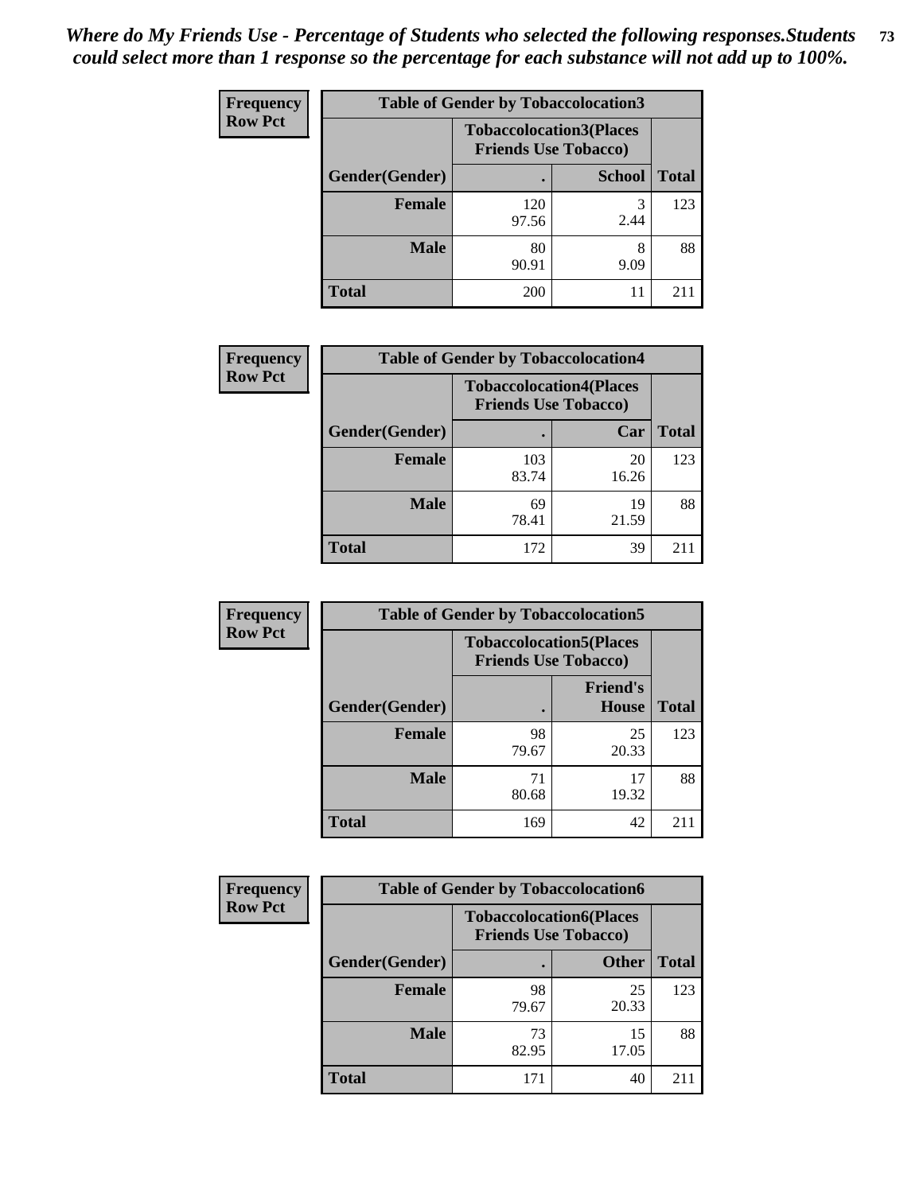*Where do My Friends Use - Percentage of Students who selected the following responses.Students could select more than 1 response so the percentage for each substance will not add up to 100%.*

**Frequency**
**Row Pct**

| Table of Gender by Tobaccolocation3 | | | |
|---|---|---|---|
| | Tobaccolocation3(Places Friends Use Tobacco) | | |
| Gender(Gender) | . | School | Total |
| Female | 120<br>97.56 | 3<br>2.44 | 123 |
| Male | 80<br>90.91 | 8<br>9.09 | 88 |
| Total | 200 | 11 | 211 |

**Frequency**
**Row Pct**

| Table of Gender by Tobaccolocation4 | | | |
|---|---|---|---|
| | Tobaccolocation4(Places Friends Use Tobacco) | | |
| Gender(Gender) | . | Car | Total |
| Female | 103<br>83.74 | 20<br>16.26 | 123 |
| Male | 69<br>78.41 | 19<br>21.59 | 88 |
| Total | 172 | 39 | 211 |

**Frequency**
**Row Pct**

| Table of Gender by Tobaccolocation5 | | | |
|---|---|---|---|
| | Tobaccolocation5(Places Friends Use Tobacco) | | |
| Gender(Gender) | . | Friend's House | Total |
| Female | 98<br>79.67 | 25<br>20.33 | 123 |
| Male | 71<br>80.68 | 17<br>19.32 | 88 |
| Total | 169 | 42 | 211 |

**Frequency**
**Row Pct**

| Table of Gender by Tobaccolocation6 | | | |
|---|---|---|---|
| | Tobaccolocation6(Places Friends Use Tobacco) | | |
| Gender(Gender) | . | Other | Total |
| Female | 98<br>79.67 | 25<br>20.33 | 123 |
| Male | 73<br>82.95 | 15<br>17.05 | 88 |
| Total | 171 | 40 | 211 |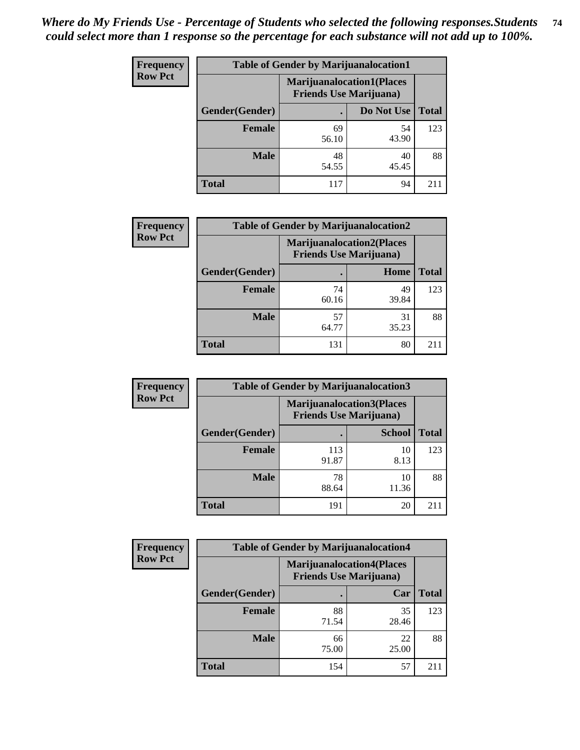*Where do My Friends Use - Percentage of Students who selected the following responses.Students could select more than 1 response so the percentage for each substance will not add up to 100%.*

**Frequency**
**Row Pct**

| Table of Gender by Marijuanalocation1 | | | |
|---|---|---|---|
| | Marijuanalocation1(Places Friends Use Marijuana) | | |
| Gender(Gender) | . | Do Not Use | Total |
| Female | 69<br>56.10 | 54<br>43.90 | 123 |
| Male | 48<br>54.55 | 40<br>45.45 | 88 |
| Total | 117 | 94 | 211 |

**Frequency**
**Row Pct**

| Table of Gender by Marijuanalocation2 | | | |
|---|---|---|---|
| | Marijuanalocation2(Places Friends Use Marijuana) | | |
| Gender(Gender) | . | Home | Total |
| Female | 74<br>60.16 | 49<br>39.84 | 123 |
| Male | 57<br>64.77 | 31<br>35.23 | 88 |
| Total | 131 | 80 | 211 |

**Frequency**
**Row Pct**

| Table of Gender by Marijuanalocation3 | | | |
|---|---|---|---|
| | Marijuanalocation3(Places Friends Use Marijuana) | | |
| Gender(Gender) | . | School | Total |
| Female | 113<br>91.87 | 10<br>8.13 | 123 |
| Male | 78<br>88.64 | 10<br>11.36 | 88 |
| Total | 191 | 20 | 211 |

**Frequency**
**Row Pct**

| Table of Gender by Marijuanalocation4 | | | |
|---|---|---|---|
| | Marijuanalocation4(Places Friends Use Marijuana) | | |
| Gender(Gender) | . | Car | Total |
| Female | 88<br>71.54 | 35<br>28.46 | 123 |
| Male | 66<br>75.00 | 22<br>25.00 | 88 |
| Total | 154 | 57 | 211 |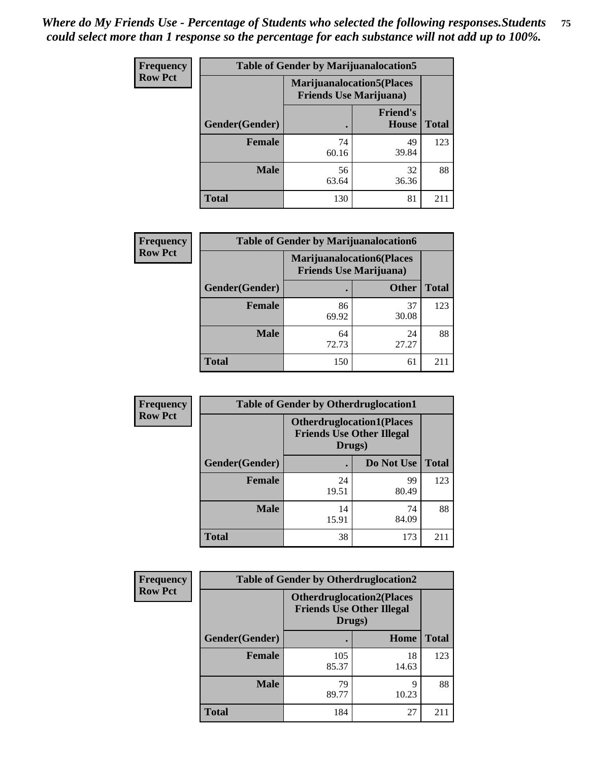*Where do My Friends Use - Percentage of Students who selected the following responses.Students could select more than 1 response so the percentage for each substance will not add up to 100%.*

**Frequency Row Pct**

| Table of Gender by Marijuanalocation5 | | | |
|---|---|---|---|
| | Marijuanalocation5(Places Friends Use Marijuana) | | |
| Gender(Gender) | . | Friend's House | Total |
| Female | 74<br>60.16 | 49<br>39.84 | 123 |
| Male | 56<br>63.64 | 32<br>36.36 | 88 |
| Total | 130 | 81 | 211 |

**Frequency Row Pct**

| Table of Gender by Marijuanalocation6 | | | |
|---|---|---|---|
| | Marijuanalocation6(Places Friends Use Marijuana) | | |
| Gender(Gender) | . | Other | Total |
| Female | 86<br>69.92 | 37<br>30.08 | 123 |
| Male | 64<br>72.73 | 24<br>27.27 | 88 |
| Total | 150 | 61 | 211 |

**Frequency Row Pct**

| Table of Gender by Otherdruglocation1 | | | |
|---|---|---|---|
| | Otherdruglocation1(Places Friends Use Other Illegal Drugs) | | |
| Gender(Gender) | . | Do Not Use | Total |
| Female | 24<br>19.51 | 99<br>80.49 | 123 |
| Male | 14<br>15.91 | 74<br>84.09 | 88 |
| Total | 38 | 173 | 211 |

**Frequency Row Pct**

| Table of Gender by Otherdruglocation2 | | | |
|---|---|---|---|
| | Otherdruglocation2(Places Friends Use Other Illegal Drugs) | | |
| Gender(Gender) | . | Home | Total |
| Female | 105<br>85.37 | 18<br>14.63 | 123 |
| Male | 79<br>89.77 | 9<br>10.23 | 88 |
| Total | 184 | 27 | 211 |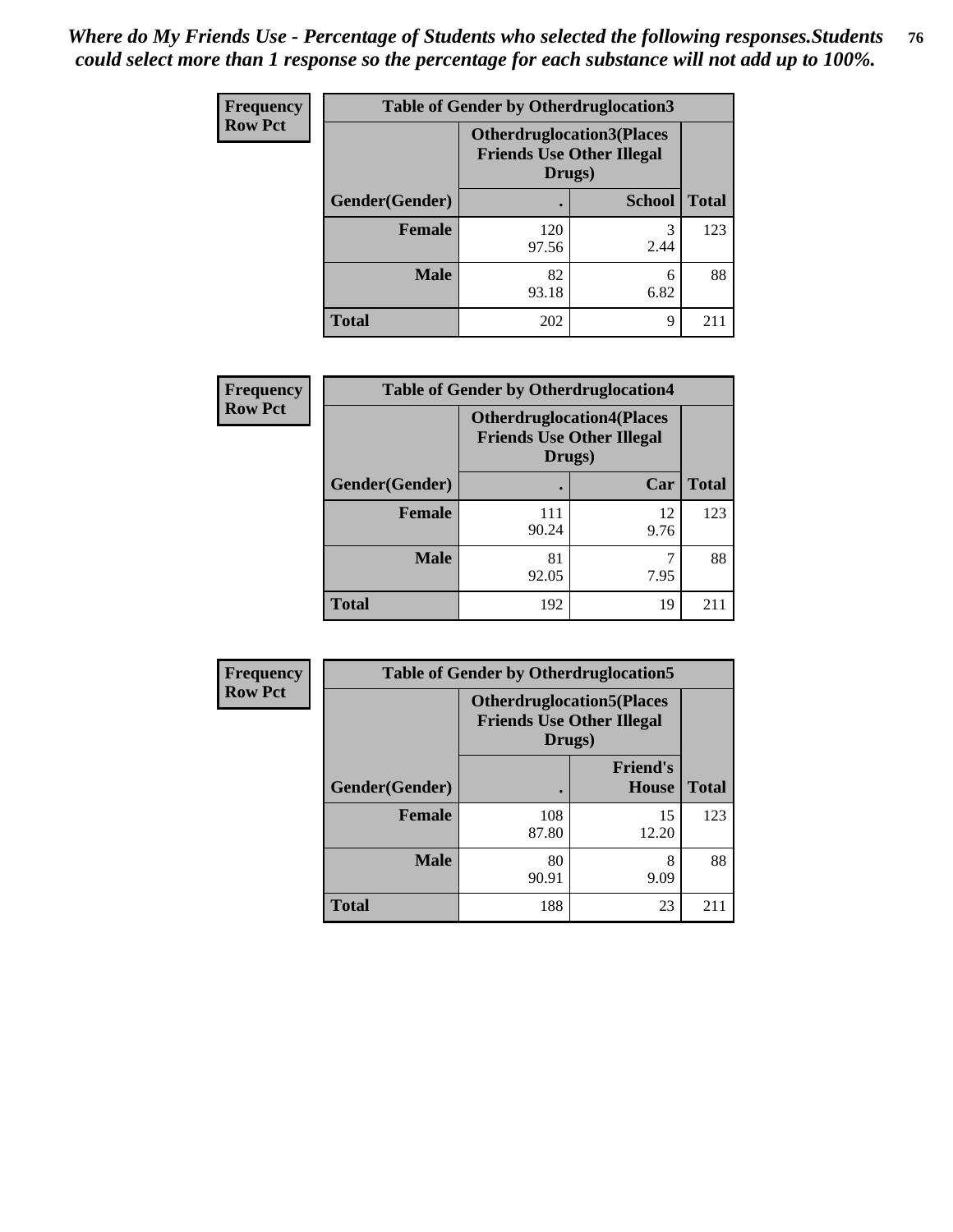*Where do My Friends Use - Percentage of Students who selected the following responses.Students could select more than 1 response so the percentage for each substance will not add up to 100%.*

| Frequency Row Pct | Table of Gender by Otherdruglocation3 | | |
|---|---|---|---|
| | Otherdruglocation3(Places Friends Use Other Illegal Drugs) | | |
| Gender(Gender) | . | School | Total |
| Female | 120<br>97.56 | 3<br>2.44 | 123 |
| Male | 82<br>93.18 | 6<br>6.82 | 88 |
| Total | 202 | 9 | 211 |

| Frequency Row Pct | Table of Gender by Otherdruglocation4 | | |
|---|---|---|---|
| | Otherdruglocation4(Places Friends Use Other Illegal Drugs) | | |
| Gender(Gender) | . | Car | Total |
| Female | 111<br>90.24 | 12<br>9.76 | 123 |
| Male | 81<br>92.05 | 7<br>7.95 | 88 |
| Total | 192 | 19 | 211 |

| Frequency Row Pct | Table of Gender by Otherdruglocation5 | | |
|---|---|---|---|
| | Otherdruglocation5(Places Friends Use Other Illegal Drugs) | | |
| Gender(Gender) | . | Friend's House | Total |
| Female | 108<br>87.80 | 15<br>12.20 | 123 |
| Male | 80<br>90.91 | 8<br>9.09 | 88 |
| Total | 188 | 23 | 211 |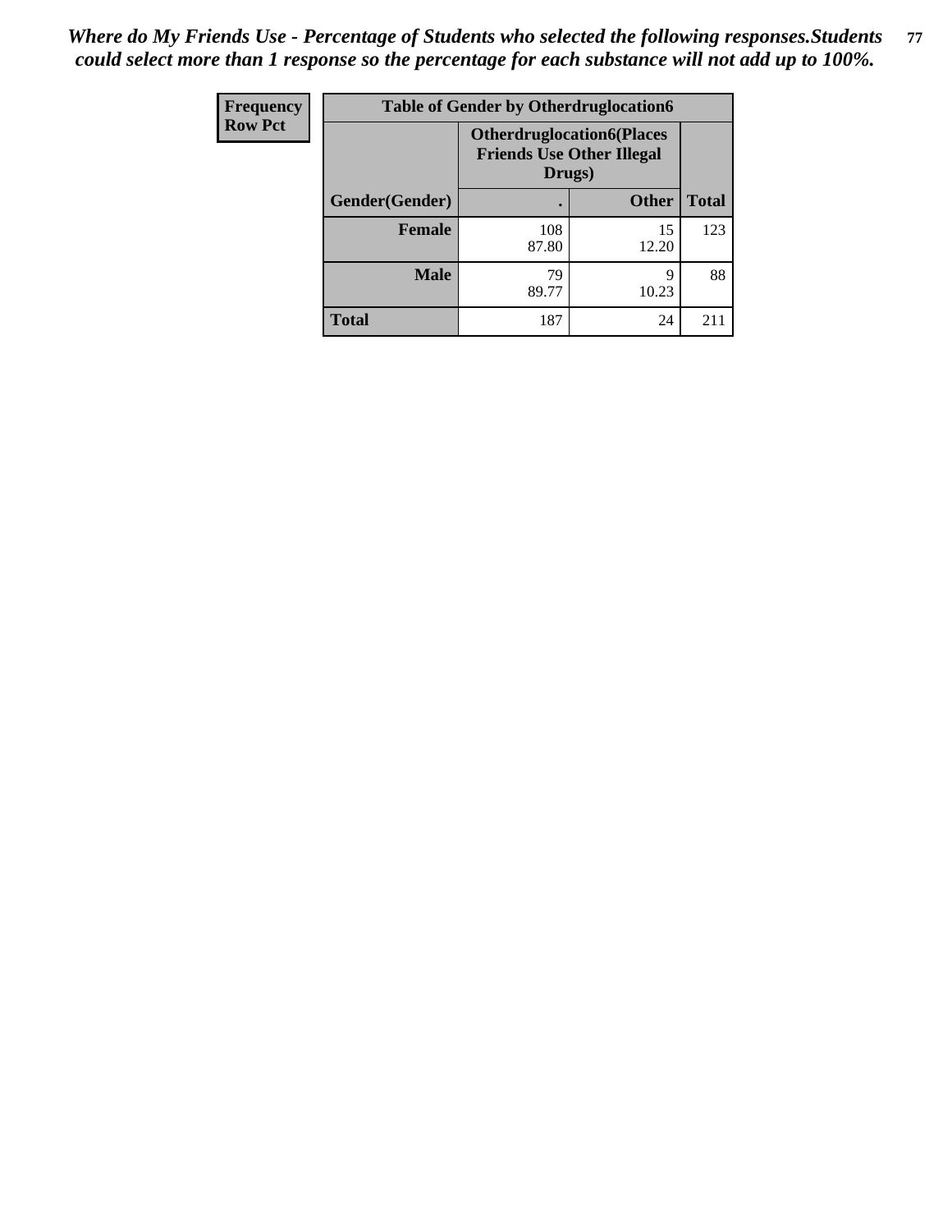*Where do My Friends Use - Percentage of Students who selected the following responses.Students could select more than 1 response so the percentage for each substance will not add up to 100%.*

| Frequency Row Pct | Table of Gender by Otherdruglocation6 | | |
|---|---|---|---|
| | Otherdruglocation6(Places Friends Use Other Illegal Drugs) | | |
| Gender(Gender) | . | Other | Total |
| Female | 108<br>87.80 | 15<br>12.20 | 123 |
| Male | 79<br>89.77 | 9<br>10.23 | 88 |
| Total | 187 | 24 | 211 |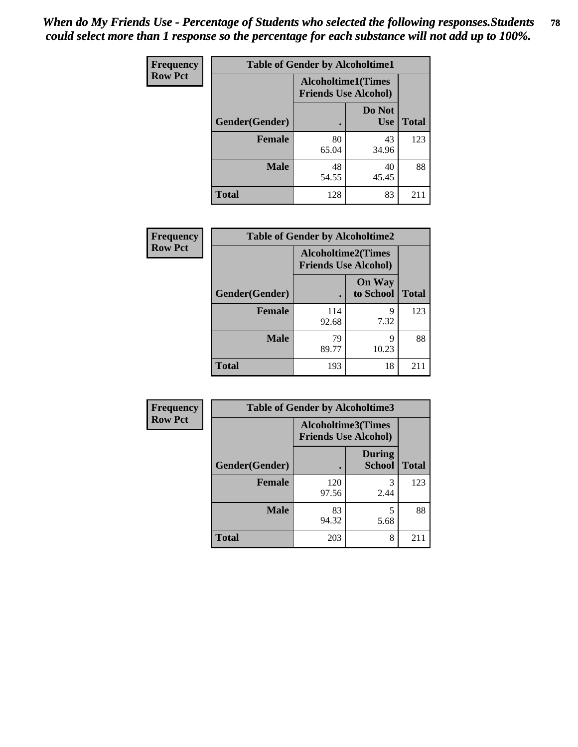*When do My Friends Use - Percentage of Students who selected the following responses.Students could select more than 1 response so the percentage for each substance will not add up to 100%.*

**Frequency**
**Row Pct**

| Table of Gender by Alcoholtime1 | | | |
|---|---|---|---|
| | Alcoholtime1(Times Friends Use Alcohol) | | |
| Gender(Gender) | . | Do Not Use | Total |
| **Female** | 80<br>65.04 | 43<br>34.96 | 123 |
| **Male** | 48<br>54.55 | 40<br>45.45 | 88 |
| **Total** | 128 | 83 | 211 |

**Frequency**
**Row Pct**

| Table of Gender by Alcoholtime2 | | | |
|---|---|---|---|
| | Alcoholtime2(Times Friends Use Alcohol) | | |
| Gender(Gender) | . | On Way to School | Total |
| **Female** | 114<br>92.68 | 9<br>7.32 | 123 |
| **Male** | 79<br>89.77 | 9<br>10.23 | 88 |
| **Total** | 193 | 18 | 211 |

**Frequency**
**Row Pct**

| Table of Gender by Alcoholtime3 | | | |
|---|---|---|---|
| | Alcoholtime3(Times Friends Use Alcohol) | | |
| Gender(Gender) | . | During School | Total |
| **Female** | 120<br>97.56 | 3<br>2.44 | 123 |
| **Male** | 83<br>94.32 | 5<br>5.68 | 88 |
| **Total** | 203 | 8 | 211 |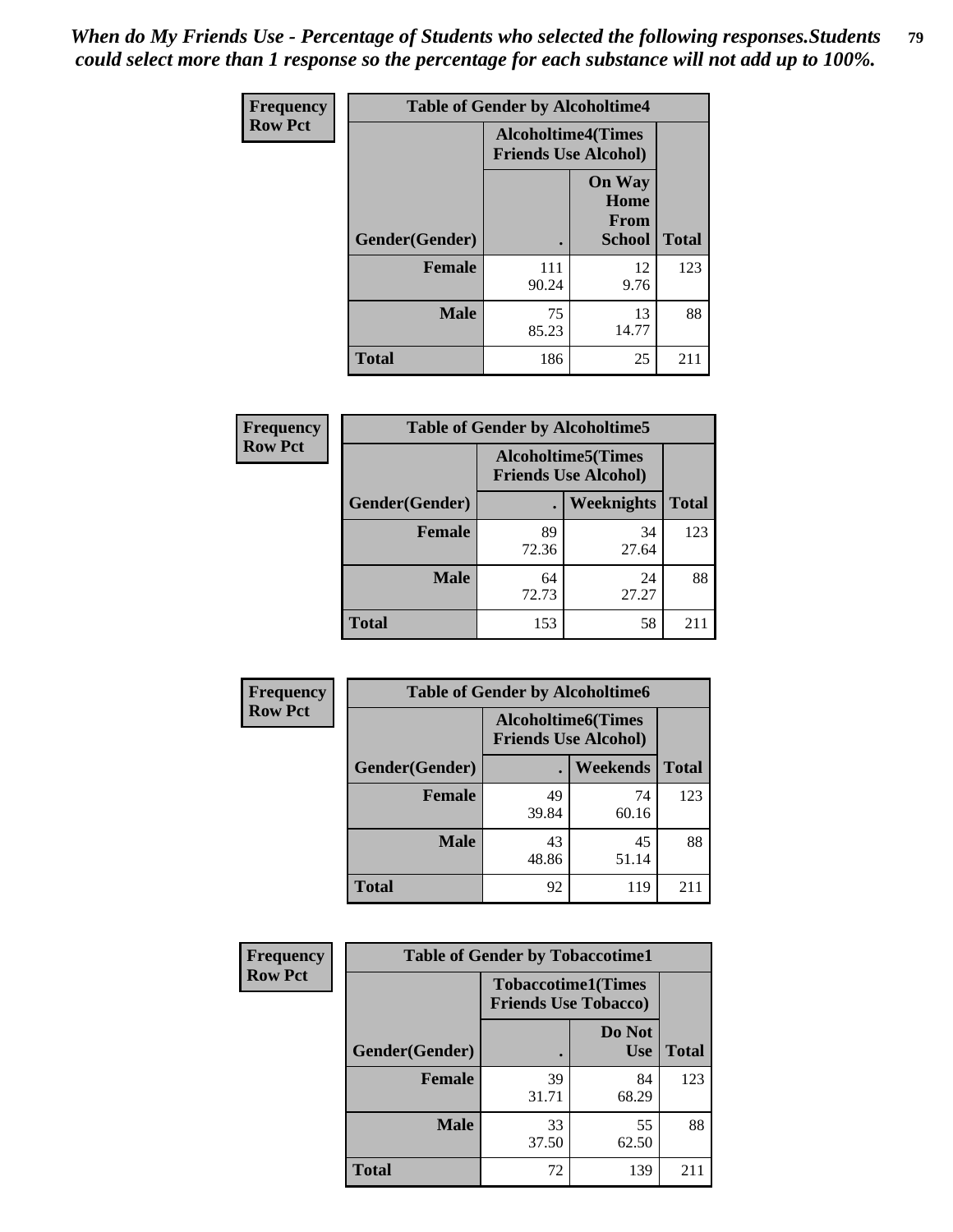*When do My Friends Use - Percentage of Students who selected the following responses.Students could select more than 1 response so the percentage for each substance will not add up to 100%.*

**Frequency**
**Row Pct**

| Table of Gender by Alcoholtime4 | | | |
|---|---|---|---|
| | Alcoholtime4(Times Friends Use Alcohol) | | |
| Gender(Gender) | . | On Way Home From School | Total |
| **Female** | 111<br>90.24 | 12<br>9.76 | 123 |
| **Male** | 75<br>85.23 | 13<br>14.77 | 88 |
| **Total** | 186 | 25 | 211 |

**Frequency**
**Row Pct**

| Table of Gender by Alcoholtime5 | | | |
|---|---|---|---|
| | Alcoholtime5(Times Friends Use Alcohol) | | |
| Gender(Gender) | . | Weeknights | Total |
| **Female** | 89<br>72.36 | 34<br>27.64 | 123 |
| **Male** | 64<br>72.73 | 24<br>27.27 | 88 |
| **Total** | 153 | 58 | 211 |

**Frequency**
**Row Pct**

| Table of Gender by Alcoholtime6 | | | |
|---|---|---|---|
| | Alcoholtime6(Times Friends Use Alcohol) | | |
| Gender(Gender) | . | Weekends | Total |
| **Female** | 49<br>39.84 | 74<br>60.16 | 123 |
| **Male** | 43<br>48.86 | 45<br>51.14 | 88 |
| **Total** | 92 | 119 | 211 |

**Frequency**
**Row Pct**

| Table of Gender by Tobaccotime1 | | | |
|---|---|---|---|
| | Tobaccotime1(Times Friends Use Tobacco) | | |
| Gender(Gender) | . | Do Not Use | Total |
| **Female** | 39<br>31.71 | 84<br>68.29 | 123 |
| **Male** | 33<br>37.50 | 55<br>62.50 | 88 |
| **Total** | 72 | 139 | 211 |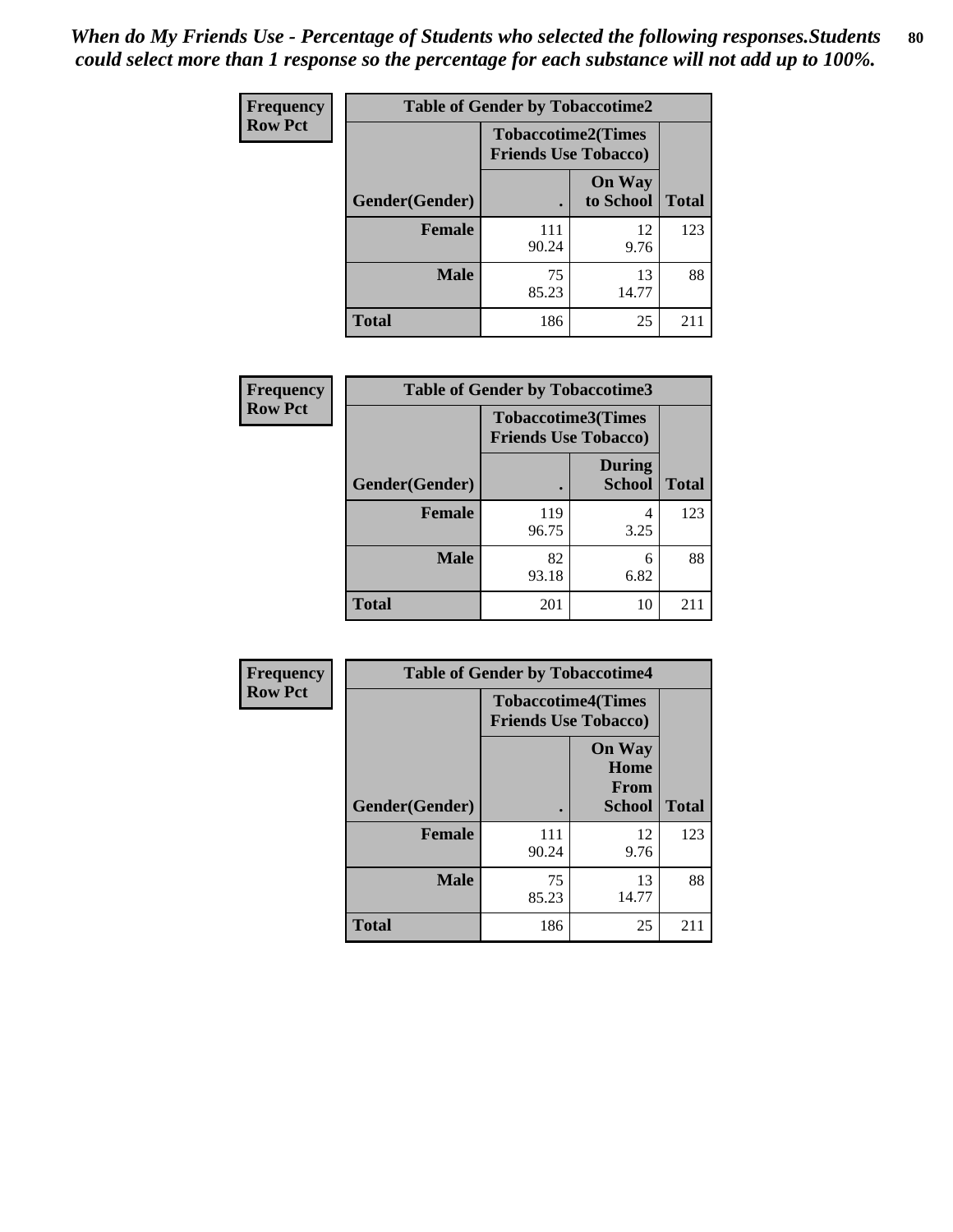*When do My Friends Use - Percentage of Students who selected the following responses.Students could select more than 1 response so the percentage for each substance will not add up to 100%.*

**Frequency**
**Row Pct**

| Table of Gender by Tobaccotime2 | | | |
|---|---|---|---|
| | Tobaccotime2(Times Friends Use Tobacco) | | |
| Gender(Gender) | . | On Way to School | Total |
| **Female** | 111<br>90.24 | 12<br>9.76 | 123 |
| **Male** | 75<br>85.23 | 13<br>14.77 | 88 |
| **Total** | 186 | 25 | 211 |

**Frequency**
**Row Pct**

| Table of Gender by Tobaccotime3 | | | |
|---|---|---|---|
| | Tobaccotime3(Times Friends Use Tobacco) | | |
| Gender(Gender) | . | During School | Total |
| **Female** | 119<br>96.75 | 4<br>3.25 | 123 |
| **Male** | 82<br>93.18 | 6<br>6.82 | 88 |
| **Total** | 201 | 10 | 211 |

**Frequency**
**Row Pct**

| Table of Gender by Tobaccotime4 | | | |
|---|---|---|---|
| | Tobaccotime4(Times Friends Use Tobacco) | | |
| Gender(Gender) | . | On Way Home From School | Total |
| **Female** | 111<br>90.24 | 12<br>9.76 | 123 |
| **Male** | 75<br>85.23 | 13<br>14.77 | 88 |
| **Total** | 186 | 25 | 211 |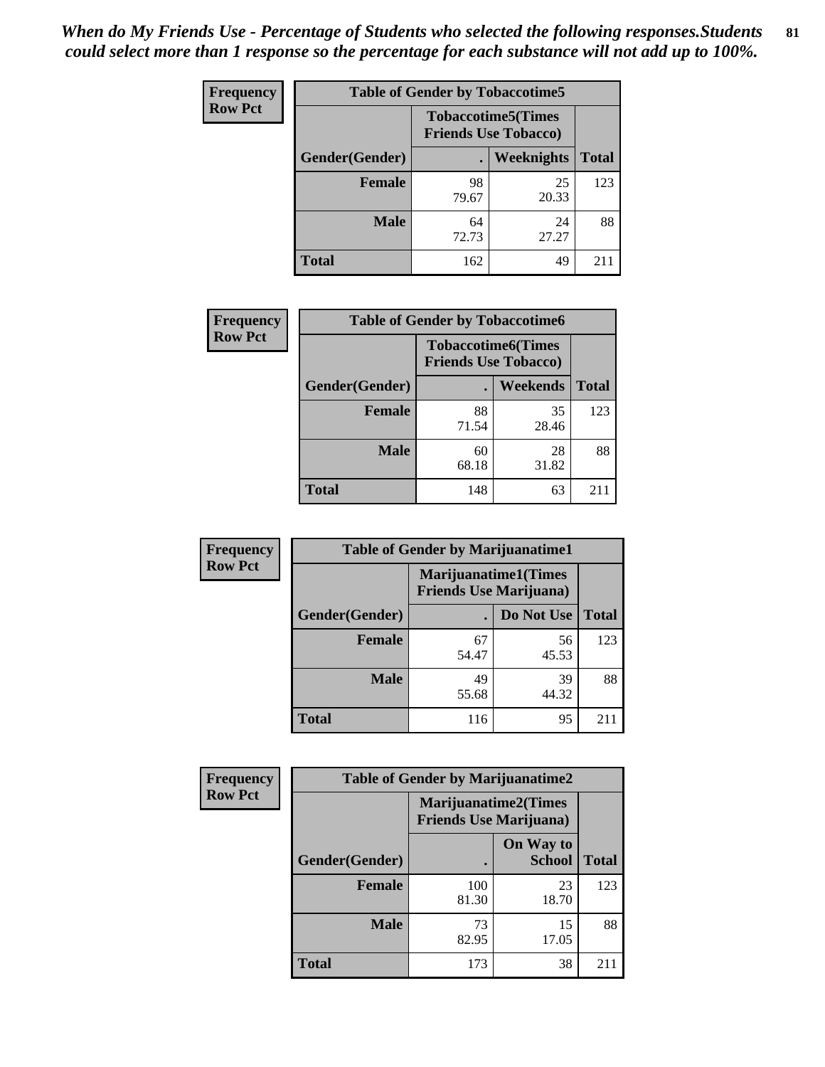*When do My Friends Use - Percentage of Students who selected the following responses.Students could select more than 1 response so the percentage for each substance will not add up to 100%.*

**Frequency**
**Row Pct**

| Table of Gender by Tobaccotime5 | | | |
|---|---|---|---|
| | Tobaccotime5(Times Friends Use Tobacco) | | |
| Gender(Gender) | . | Weeknights | Total |
| **Female** | 98<br>79.67 | 25<br>20.33 | 123 |
| **Male** | 64<br>72.73 | 24<br>27.27 | 88 |
| **Total** | 162 | 49 | 211 |

**Frequency**
**Row Pct**

| Table of Gender by Tobaccotime6 | | | |
|---|---|---|---|
| | Tobaccotime6(Times Friends Use Tobacco) | | |
| Gender(Gender) | . | Weekends | Total |
| **Female** | 88<br>71.54 | 35<br>28.46 | 123 |
| **Male** | 60<br>68.18 | 28<br>31.82 | 88 |
| **Total** | 148 | 63 | 211 |

**Frequency**
**Row Pct**

| Table of Gender by Marijuanatime1 | | | |
|---|---|---|---|
| | Marijuanatime1(Times Friends Use Marijuana) | | |
| Gender(Gender) | . | Do Not Use | Total |
| **Female** | 67<br>54.47 | 56<br>45.53 | 123 |
| **Male** | 49<br>55.68 | 39<br>44.32 | 88 |
| **Total** | 116 | 95 | 211 |

**Frequency**
**Row Pct**

| Table of Gender by Marijuanatime2 | | | |
|---|---|---|---|
| | Marijuanatime2(Times Friends Use Marijuana) | | |
| Gender(Gender) | . | On Way to School | Total |
| **Female** | 100<br>81.30 | 23<br>18.70 | 123 |
| **Male** | 73<br>82.95 | 15<br>17.05 | 88 |
| **Total** | 173 | 38 | 211 |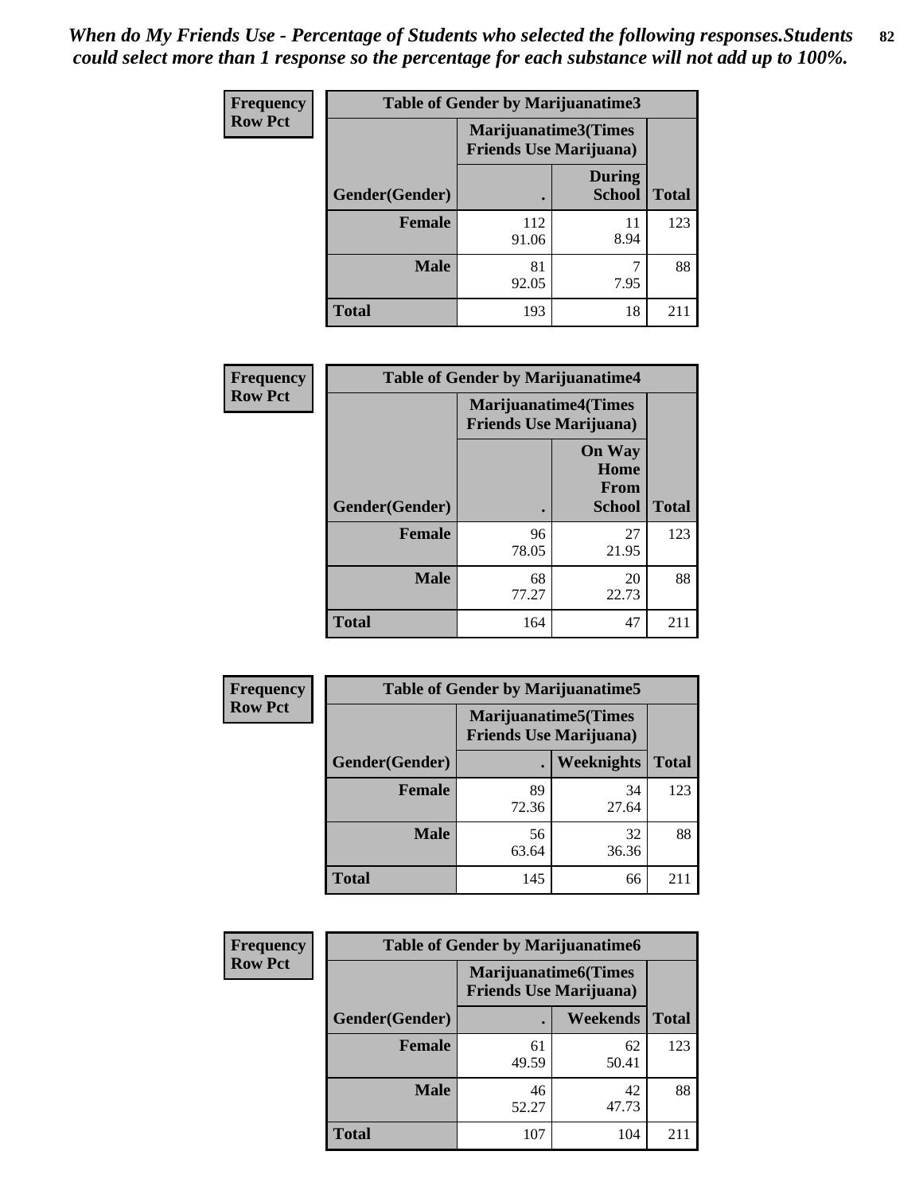*When do My Friends Use - Percentage of Students who selected the following responses.Students could select more than 1 response so the percentage for each substance will not add up to 100%.*

**Frequency**
**Row Pct**

| Table of Gender by Marijuanatime3 | | | |
|---|---|---|---|
| | Marijuanatime3(Times Friends Use Marijuana) | | |
| Gender(Gender) | . | During School | Total |
| **Female** | 112<br>91.06 | 11<br>8.94 | 123 |
| **Male** | 81<br>92.05 | 7<br>7.95 | 88 |
| **Total** | 193 | 18 | 211 |

**Frequency**
**Row Pct**

| Table of Gender by Marijuanatime4 | | | |
|---|---|---|---|
| | Marijuanatime4(Times Friends Use Marijuana) | | |
| Gender(Gender) | . | On Way Home From School | Total |
| **Female** | 96<br>78.05 | 27<br>21.95 | 123 |
| **Male** | 68<br>77.27 | 20<br>22.73 | 88 |
| **Total** | 164 | 47 | 211 |

**Frequency**
**Row Pct**

| Table of Gender by Marijuanatime5 | | | |
|---|---|---|---|
| | Marijuanatime5(Times Friends Use Marijuana) | | |
| Gender(Gender) | . | Weeknights | Total |
| **Female** | 89<br>72.36 | 34<br>27.64 | 123 |
| **Male** | 56<br>63.64 | 32<br>36.36 | 88 |
| **Total** | 145 | 66 | 211 |

**Frequency**
**Row Pct**

| Table of Gender by Marijuanatime6 | | | |
|---|---|---|---|
| | Marijuanatime6(Times Friends Use Marijuana) | | |
| Gender(Gender) | . | Weekends | Total |
| **Female** | 61<br>49.59 | 62<br>50.41 | 123 |
| **Male** | 46<br>52.27 | 42<br>47.73 | 88 |
| **Total** | 107 | 104 | 211 |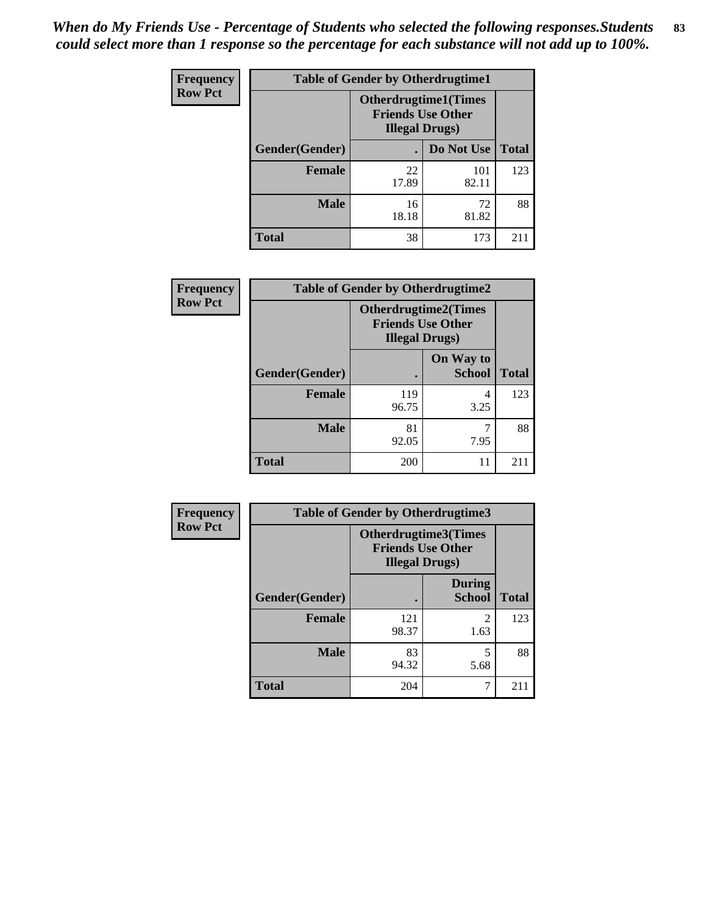*When do My Friends Use - Percentage of Students who selected the following responses.Students could select more than 1 response so the percentage for each substance will not add up to 100%.*

**Frequency**
**Row Pct**

| Table of Gender by Otherdrugtime1 | | | |
|---|---|---|---|
| | Otherdrugtime1(Times Friends Use Other Illegal Drugs) | | |
| Gender(Gender) | . | Do Not Use | Total |
| **Female** | 22<br>17.89 | 101<br>82.11 | 123 |
| **Male** | 16<br>18.18 | 72<br>81.82 | 88 |
| **Total** | 38 | 173 | 211 |

**Frequency**
**Row Pct**

| Table of Gender by Otherdrugtime2 | | | |
|---|---|---|---|
| | Otherdrugtime2(Times Friends Use Other Illegal Drugs) | | |
| Gender(Gender) | . | On Way to School | Total |
| **Female** | 119<br>96.75 | 4<br>3.25 | 123 |
| **Male** | 81<br>92.05 | 7<br>7.95 | 88 |
| **Total** | 200 | 11 | 211 |

**Frequency**
**Row Pct**

| Table of Gender by Otherdrugtime3 | | | |
|---|---|---|---|
| | Otherdrugtime3(Times Friends Use Other Illegal Drugs) | | |
| Gender(Gender) | . | During School | Total |
| **Female** | 121<br>98.37 | 2<br>1.63 | 123 |
| **Male** | 83<br>94.32 | 5<br>5.68 | 88 |
| **Total** | 204 | 7 | 211 |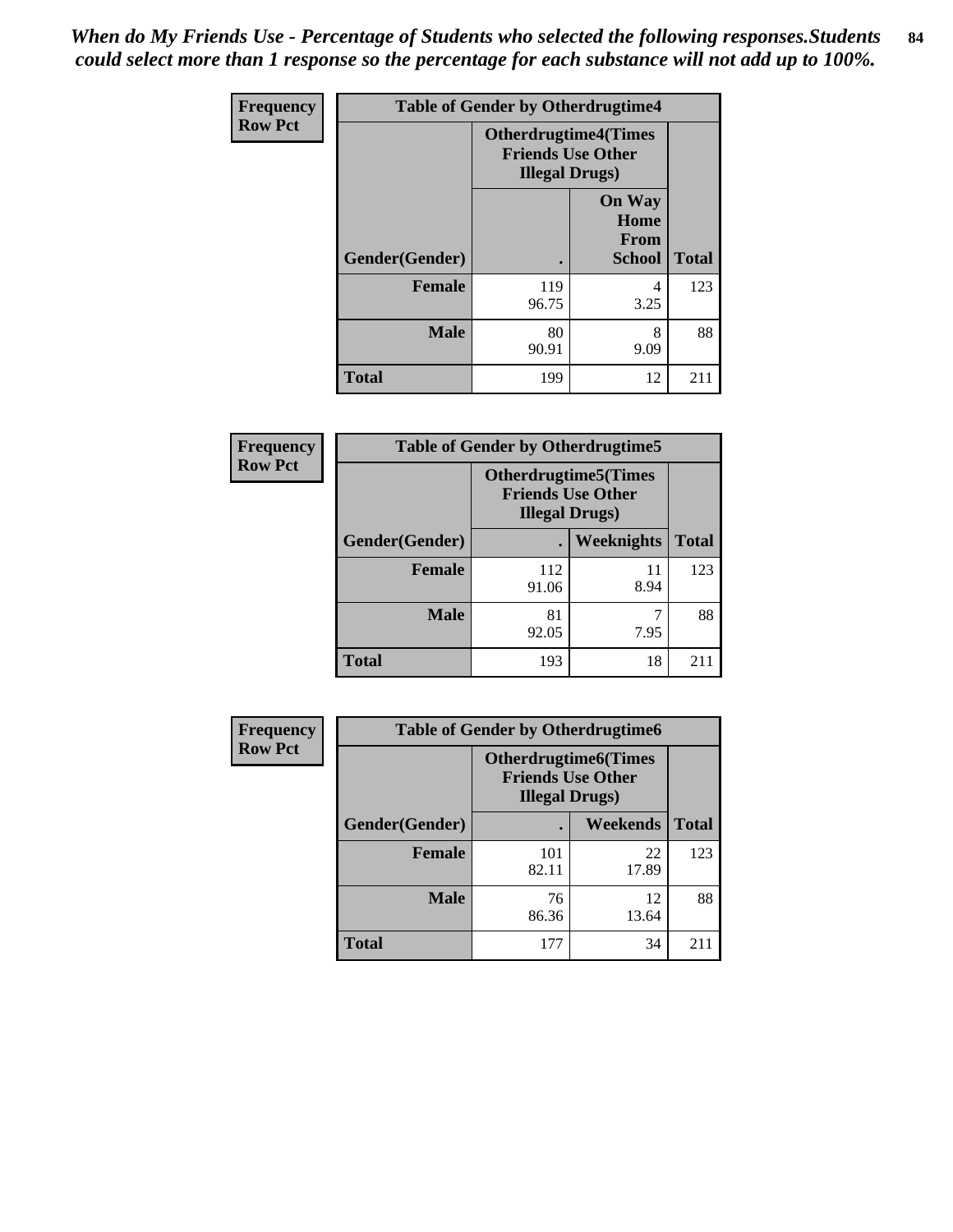*When do My Friends Use - Percentage of Students who selected the following responses.Students could select more than 1 response so the percentage for each substance will not add up to 100%.*

**Frequency / Row Pct**

| Table of Gender by Otherdrugtime4 | | | |
|---|---|---|---|
| | Otherdrugtime4(Times Friends Use Other Illegal Drugs) | | |
| Gender(Gender) | . | On Way Home From School | Total |
| Female | 119<br>96.75 | 4<br>3.25 | 123 |
| Male | 80<br>90.91 | 8<br>9.09 | 88 |
| Total | 199 | 12 | 211 |

**Frequency / Row Pct**

| Table of Gender by Otherdrugtime5 | | | |
|---|---|---|---|
| | Otherdrugtime5(Times Friends Use Other Illegal Drugs) | | |
| Gender(Gender) | . | Weeknights | Total |
| Female | 112<br>91.06 | 11<br>8.94 | 123 |
| Male | 81<br>92.05 | 7<br>7.95 | 88 |
| Total | 193 | 18 | 211 |

**Frequency / Row Pct**

| Table of Gender by Otherdrugtime6 | | | |
|---|---|---|---|
| | Otherdrugtime6(Times Friends Use Other Illegal Drugs) | | |
| Gender(Gender) | . | Weekends | Total |
| Female | 101<br>82.11 | 22<br>17.89 | 123 |
| Male | 76<br>86.36 | 12<br>13.64 | 88 |
| Total | 177 | 34 | 211 |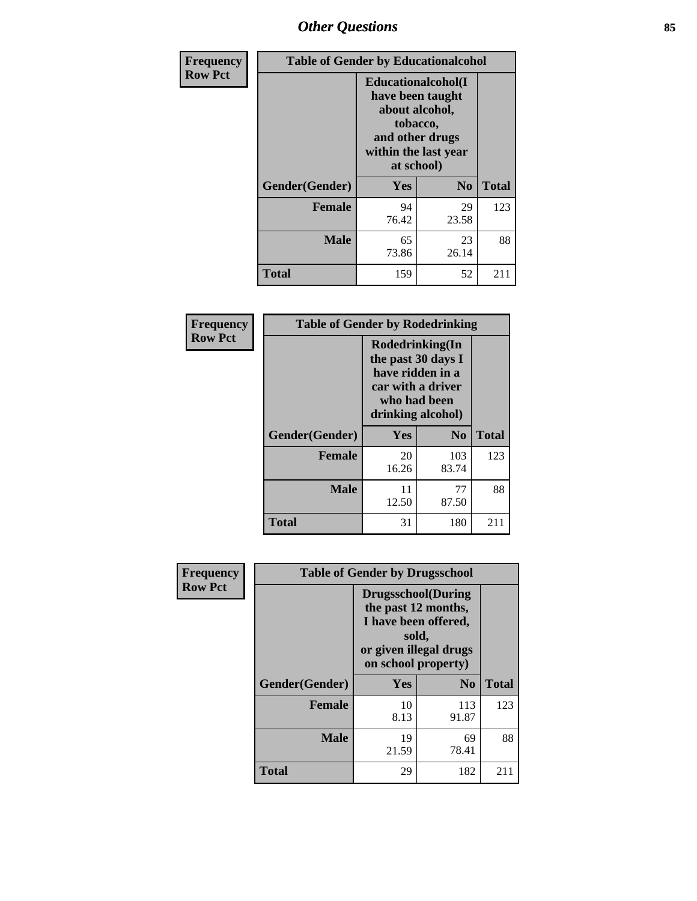# Other Questions

**Frequency**
**Row Pct**

| Table of Gender by Educationalcohol | | | |
|---|---|---|---|
| | Educationalcohol(I have been taught about alcohol, tobacco, and other drugs within the last year at school) | | |
| Gender(Gender) | Yes | No | Total |
| Female | 94<br>76.42 | 29<br>23.58 | 123 |
| Male | 65<br>73.86 | 23<br>26.14 | 88 |
| Total | 159 | 52 | 211 |

**Frequency**
**Row Pct**

| Table of Gender by Rodedrinking | | | |
|---|---|---|---|
| | Rodedrinking(In the past 30 days I have ridden in a car with a driver who had been drinking alcohol) | | |
| Gender(Gender) | Yes | No | Total |
| Female | 20<br>16.26 | 103<br>83.74 | 123 |
| Male | 11<br>12.50 | 77<br>87.50 | 88 |
| Total | 31 | 180 | 211 |

**Frequency**
**Row Pct**

| Table of Gender by Drugsschool | | | |
|---|---|---|---|
| | Drugsschool(During the past 12 months, I have been offered, sold, or given illegal drugs on school property) | | |
| Gender(Gender) | Yes | No | Total |
| Female | 10<br>8.13 | 113<br>91.87 | 123 |
| Male | 19<br>21.59 | 69<br>78.41 | 88 |
| Total | 29 | 182 | 211 |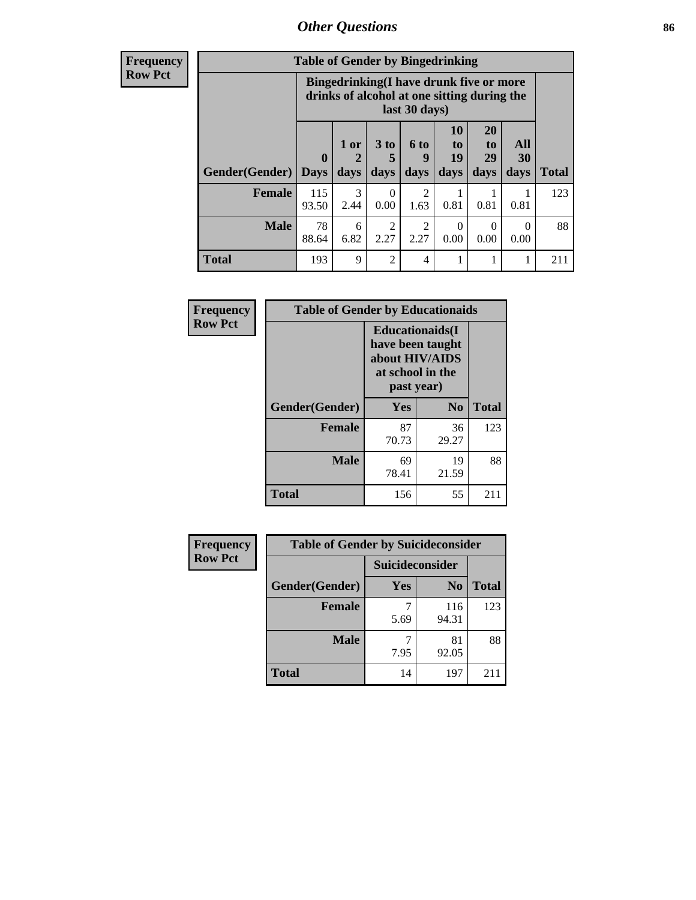# Other Questions

**Frequency**
**Row Pct**

| Table of Gender by Bingedrinking | | | | | | | | |
|---|---|---|---|---|---|---|---|---|
| | Bingedrinking(I have drunk five or more drinks of alcohol at one sitting during the last 30 days) | | | | | | | |
| Gender(Gender) | 0 Days | 1 or 2 days | 3 to 5 days | 6 to 9 days | 10 to 19 days | 20 to 29 days | All 30 days | Total |
| Female | 115<br>93.50 | 3<br>2.44 | 0<br>0.00 | 2<br>1.63 | 1<br>0.81 | 1<br>0.81 | 1<br>0.81 | 123 |
| Male | 78<br>88.64 | 6<br>6.82 | 2<br>2.27 | 2<br>2.27 | 0<br>0.00 | 0<br>0.00 | 0<br>0.00 | 88 |
| Total | 193 | 9 | 2 | 4 | 1 | 1 | 1 | 211 |

**Frequency**
**Row Pct**

| Table of Gender by Educationaids | | | |
|---|---|---|---|
| | Educationaids(I have been taught about HIV/AIDS at school in the past year) | | |
| Gender(Gender) | Yes | No | Total |
| Female | 87<br>70.73 | 36<br>29.27 | 123 |
| Male | 69<br>78.41 | 19<br>21.59 | 88 |
| Total | 156 | 55 | 211 |

**Frequency**
**Row Pct**

| Table of Gender by Suicideconsider | | | |
|---|---|---|---|
| | Suicideconsider | | |
| Gender(Gender) | Yes | No | Total |
| Female | 7<br>5.69 | 116<br>94.31 | 123 |
| Male | 7<br>7.95 | 81<br>92.05 | 88 |
| Total | 14 | 197 | 211 |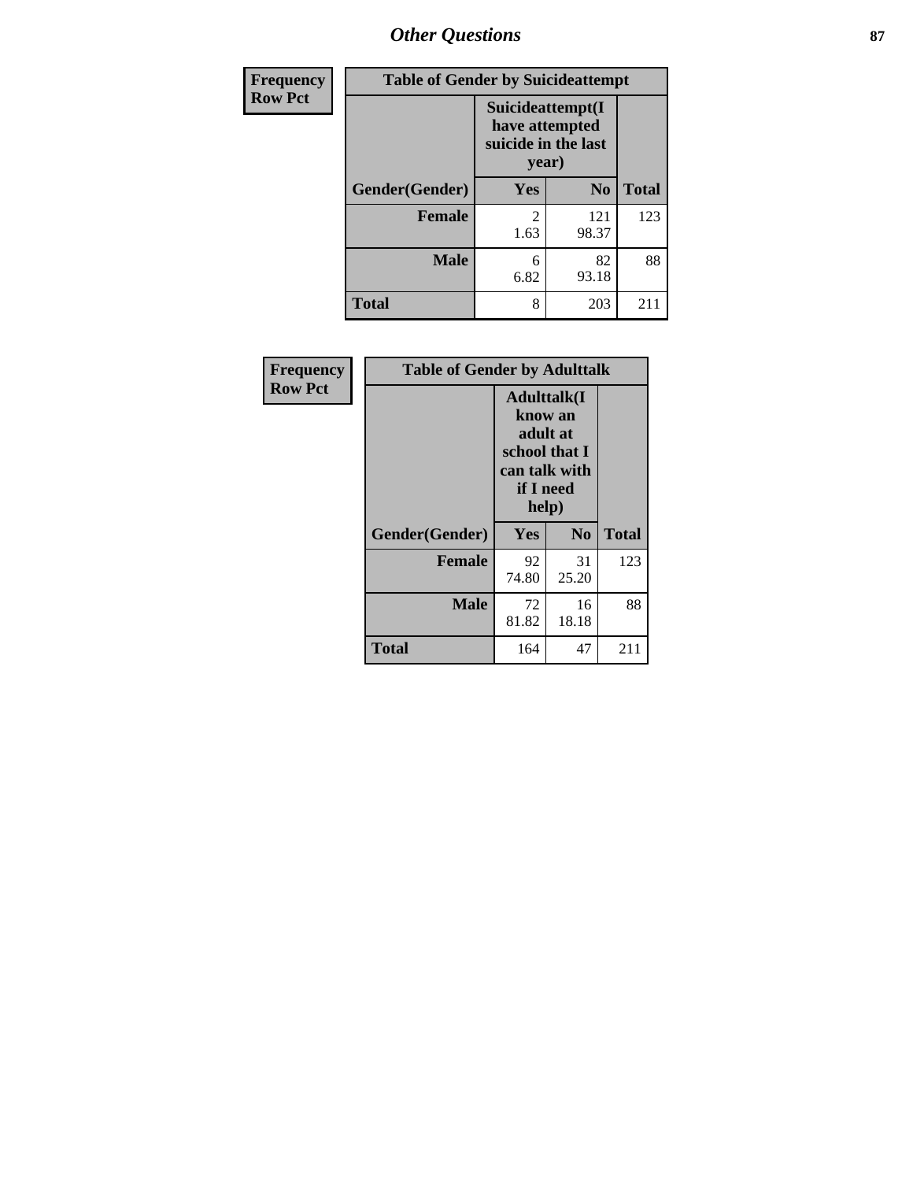| Frequency<br>Row Pct | Table of Gender by Suicideattempt | | |
|---|---|---|---|
| | Suicideattempt(I have attempted suicide in the last year) | | |
| Gender(Gender) | Yes | No | Total |
| Female | 2<br>1.63 | 121<br>98.37 | 123 |
| Male | 6<br>6.82 | 82<br>93.18 | 88 |
| Total | 8 | 203 | 211 |

| Frequency<br>Row Pct | Table of Gender by Adulttalk | | |
|---|---|---|---|
| | Adulttalk(I know an adult at school that I can talk with if I need help) | | |
| Gender(Gender) | Yes | No | Total |
| Female | 92<br>74.80 | 31<br>25.20 | 123 |
| Male | 72<br>81.82 | 16<br>18.18 | 88 |
| Total | 164 | 47 | 211 |